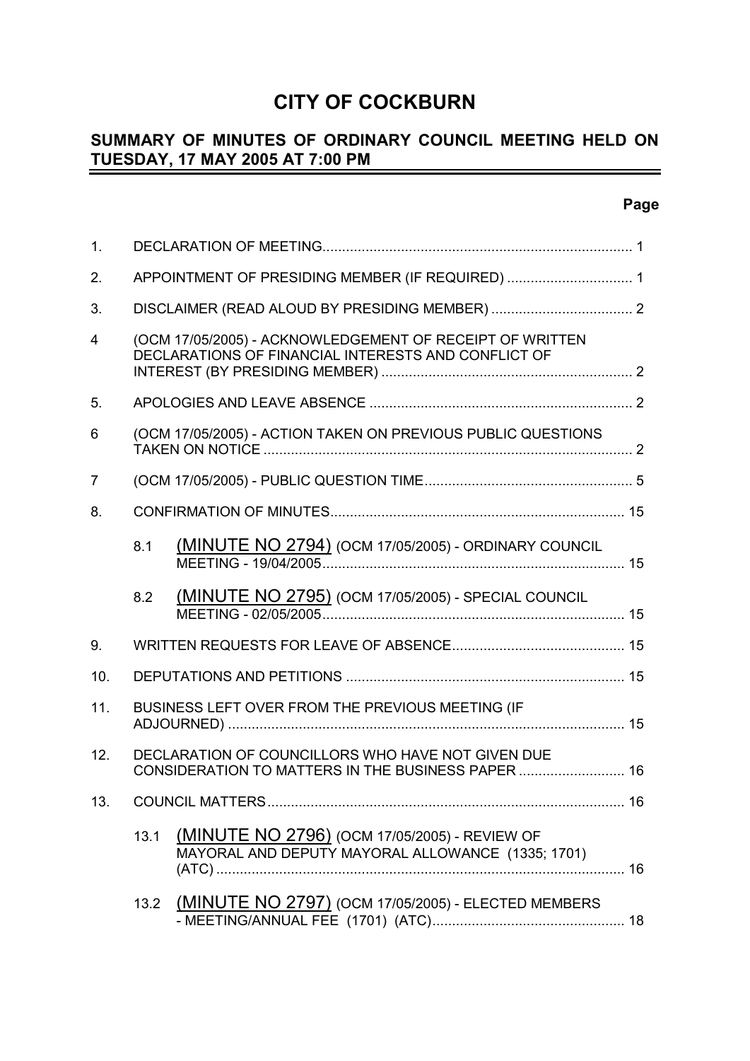# CITY OF COCKBURN

## SUMMARY OF MINUTES OF ORDINARY COUNCIL MEETING HELD ON TUESDAY, 17 MAY 2005 AT 7:00 PM

**Page**

| | | | |
|---|---|---|---|
| 1. | | DECLARATION OF MEETING | 1 |
| 2. | | APPOINTMENT OF PRESIDING MEMBER (IF REQUIRED) | 1 |
| 3. | | DISCLAIMER (READ ALOUD BY PRESIDING MEMBER) | 2 |
| 4 | | (OCM 17/05/2005) - ACKNOWLEDGEMENT OF RECEIPT OF WRITTEN DECLARATIONS OF FINANCIAL INTERESTS AND CONFLICT OF INTEREST (BY PRESIDING MEMBER) | 2 |
| 5. | | APOLOGIES AND LEAVE ABSENCE | 2 |
| 6 | | (OCM 17/05/2005) - ACTION TAKEN ON PREVIOUS PUBLIC QUESTIONS TAKEN ON NOTICE | 2 |
| 7 | | (OCM 17/05/2005) - PUBLIC QUESTION TIME | 5 |
| 8. | | CONFIRMATION OF MINUTES | 15 |
| | 8.1 | (MINUTE NO 2794) (OCM 17/05/2005) - ORDINARY COUNCIL MEETING - 19/04/2005 | 15 |
| | 8.2 | (MINUTE NO 2795) (OCM 17/05/2005) - SPECIAL COUNCIL MEETING - 02/05/2005 | 15 |
| 9. | | WRITTEN REQUESTS FOR LEAVE OF ABSENCE | 15 |
| 10. | | DEPUTATIONS AND PETITIONS | 15 |
| 11. | | BUSINESS LEFT OVER FROM THE PREVIOUS MEETING (IF ADJOURNED) | 15 |
| 12. | | DECLARATION OF COUNCILLORS WHO HAVE NOT GIVEN DUE CONSIDERATION TO MATTERS IN THE BUSINESS PAPER | 16 |
| 13. | | COUNCIL MATTERS | 16 |
| | 13.1 | (MINUTE NO 2796) (OCM 17/05/2005) - REVIEW OF MAYORAL AND DEPUTY MAYORAL ALLOWANCE (1335; 1701) (ATC) | 16 |
| | 13.2 | (MINUTE NO 2797) (OCM 17/05/2005) - ELECTED MEMBERS - MEETING/ANNUAL FEE (1701) (ATC) | 18 |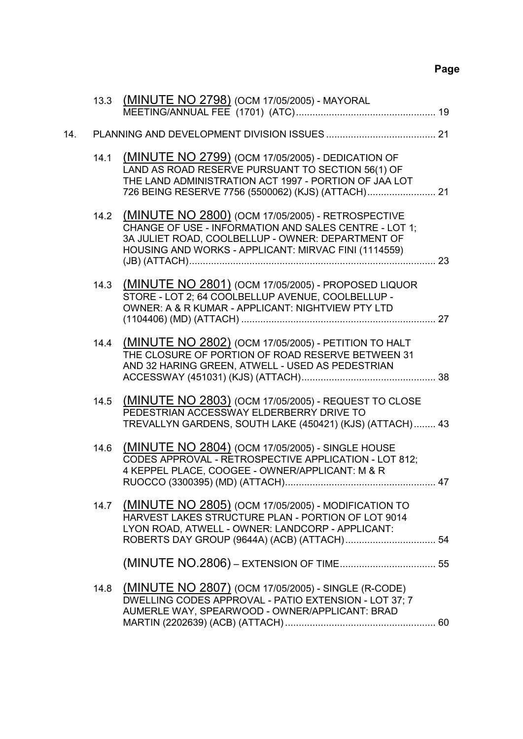**Page**

13.3 (MINUTE NO 2798) (OCM 17/05/2005) - MAYORAL MEETING/ANNUAL FEE (1701) (ATC)....................................................... 19

14. PLANNING AND DEVELOPMENT DIVISION ISSUES ........................................ 21

14.1 (MINUTE NO 2799) (OCM 17/05/2005) - DEDICATION OF LAND AS ROAD RESERVE PURSUANT TO SECTION 56(1) OF THE LAND ADMINISTRATION ACT 1997 - PORTION OF JAA LOT 726 BEING RESERVE 7756 (5500062) (KJS) (ATTACH)......................... 21

14.2 (MINUTE NO 2800) (OCM 17/05/2005) - RETROSPECTIVE CHANGE OF USE - INFORMATION AND SALES CENTRE - LOT 1; 3A JULIET ROAD, COOLBELLUP - OWNER: DEPARTMENT OF HOUSING AND WORKS - APPLICANT: MIRVAC FINI (1114559) (JB) (ATTACH)........................................................................................... 23

14.3 (MINUTE NO 2801) (OCM 17/05/2005) - PROPOSED LIQUOR STORE - LOT 2; 64 COOLBELLUP AVENUE, COOLBELLUP - OWNER: A & R KUMAR - APPLICANT: NIGHTVIEW PTY LTD (1104406) (MD) (ATTACH) ....................................................................... 27

14.4 (MINUTE NO 2802) (OCM 17/05/2005) - PETITION TO HALT THE CLOSURE OF PORTION OF ROAD RESERVE BETWEEN 31 AND 32 HARING GREEN, ATWELL - USED AS PEDESTRIAN ACCESSWAY (451031) (KJS) (ATTACH)................................................. 38

14.5 (MINUTE NO 2803) (OCM 17/05/2005) - REQUEST TO CLOSE PEDESTRIAN ACCESSWAY ELDERBERRY DRIVE TO TREVALLYN GARDENS, SOUTH LAKE (450421) (KJS) (ATTACH)........ 43

14.6 (MINUTE NO 2804) (OCM 17/05/2005) - SINGLE HOUSE CODES APPROVAL - RETROSPECTIVE APPLICATION - LOT 812; 4 KEPPEL PLACE, COOGEE - OWNER/APPLICANT: M & R RUOCCO (3300395) (MD) (ATTACH)....................................................... 47

14.7 (MINUTE NO 2805) (OCM 17/05/2005) - MODIFICATION TO HARVEST LAKES STRUCTURE PLAN - PORTION OF LOT 9014 LYON ROAD, ATWELL - OWNER: LANDCORP - APPLICANT: ROBERTS DAY GROUP (9644A) (ACB) (ATTACH)................................. 54

(MINUTE NO.2806) – EXTENSION OF TIME................................... 55

14.8 (MINUTE NO 2807) (OCM 17/05/2005) - SINGLE (R-CODE) DWELLING CODES APPROVAL - PATIO EXTENSION - LOT 37; 7 AUMERLE WAY, SPEARWOOD - OWNER/APPLICANT: BRAD MARTIN (2202639) (ACB) (ATTACH)....................................................... 60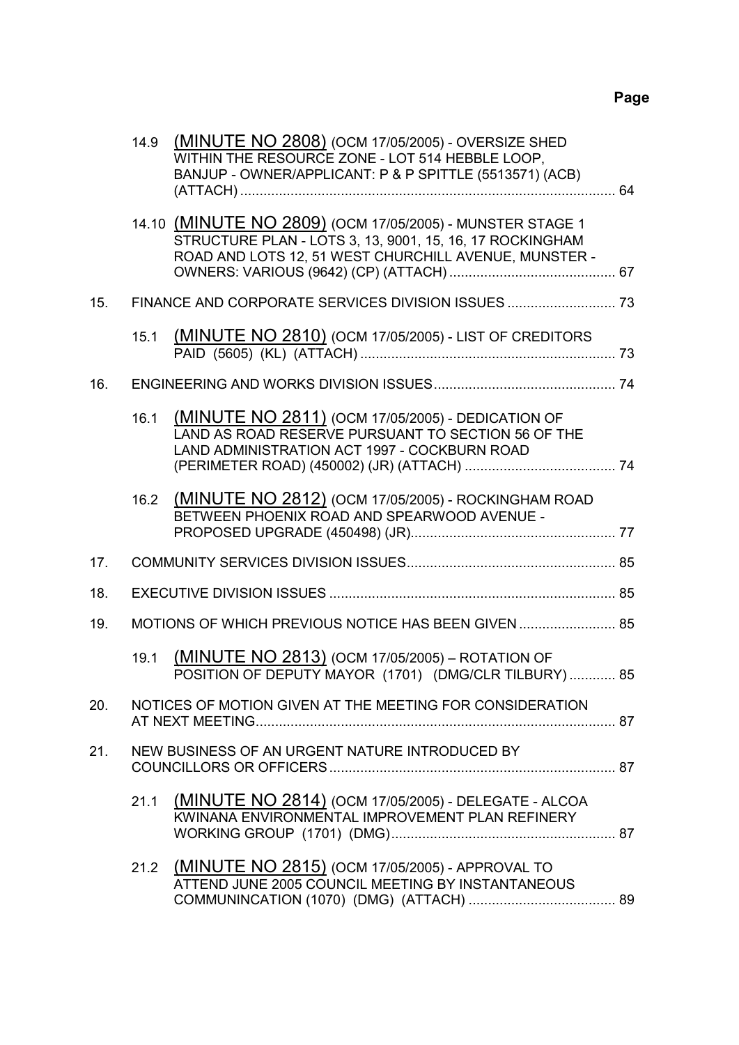**Page**

14.9 (MINUTE NO 2808) (OCM 17/05/2005) - OVERSIZE SHED WITHIN THE RESOURCE ZONE - LOT 514 HEBBLE LOOP, BANJUP - OWNER/APPLICANT: P & P SPITTLE (5513571) (ACB) (ATTACH) ..... 64

14.10 (MINUTE NO 2809) (OCM 17/05/2005) - MUNSTER STAGE 1 STRUCTURE PLAN - LOTS 3, 13, 9001, 15, 16, 17 ROCKINGHAM ROAD AND LOTS 12, 51 WEST CHURCHILL AVENUE, MUNSTER - OWNERS: VARIOUS (9642) (CP) (ATTACH) ..... 67

15. FINANCE AND CORPORATE SERVICES DIVISION ISSUES ..... 73

15.1 (MINUTE NO 2810) (OCM 17/05/2005) - LIST OF CREDITORS PAID (5605) (KL) (ATTACH) ..... 73

16. ENGINEERING AND WORKS DIVISION ISSUES ..... 74

16.1 (MINUTE NO 2811) (OCM 17/05/2005) - DEDICATION OF LAND AS ROAD RESERVE PURSUANT TO SECTION 56 OF THE LAND ADMINISTRATION ACT 1997 - COCKBURN ROAD (PERIMETER ROAD) (450002) (JR) (ATTACH) ..... 74

16.2 (MINUTE NO 2812) (OCM 17/05/2005) - ROCKINGHAM ROAD BETWEEN PHOENIX ROAD AND SPEARWOOD AVENUE - PROPOSED UPGRADE (450498) (JR) ..... 77

17. COMMUNITY SERVICES DIVISION ISSUES ..... 85

18. EXECUTIVE DIVISION ISSUES ..... 85

19. MOTIONS OF WHICH PREVIOUS NOTICE HAS BEEN GIVEN ..... 85

19.1 (MINUTE NO 2813) (OCM 17/05/2005) – ROTATION OF POSITION OF DEPUTY MAYOR (1701) (DMG/CLR TILBURY) ..... 85

20. NOTICES OF MOTION GIVEN AT THE MEETING FOR CONSIDERATION AT NEXT MEETING ..... 87

21. NEW BUSINESS OF AN URGENT NATURE INTRODUCED BY COUNCILLORS OR OFFICERS ..... 87

21.1 (MINUTE NO 2814) (OCM 17/05/2005) - DELEGATE - ALCOA KWINANA ENVIRONMENTAL IMPROVEMENT PLAN REFINERY WORKING GROUP (1701) (DMG) ..... 87

21.2 (MINUTE NO 2815) (OCM 17/05/2005) - APPROVAL TO ATTEND JUNE 2005 COUNCIL MEETING BY INSTANTANEOUS COMMUNINCATION (1070) (DMG) (ATTACH) ..... 89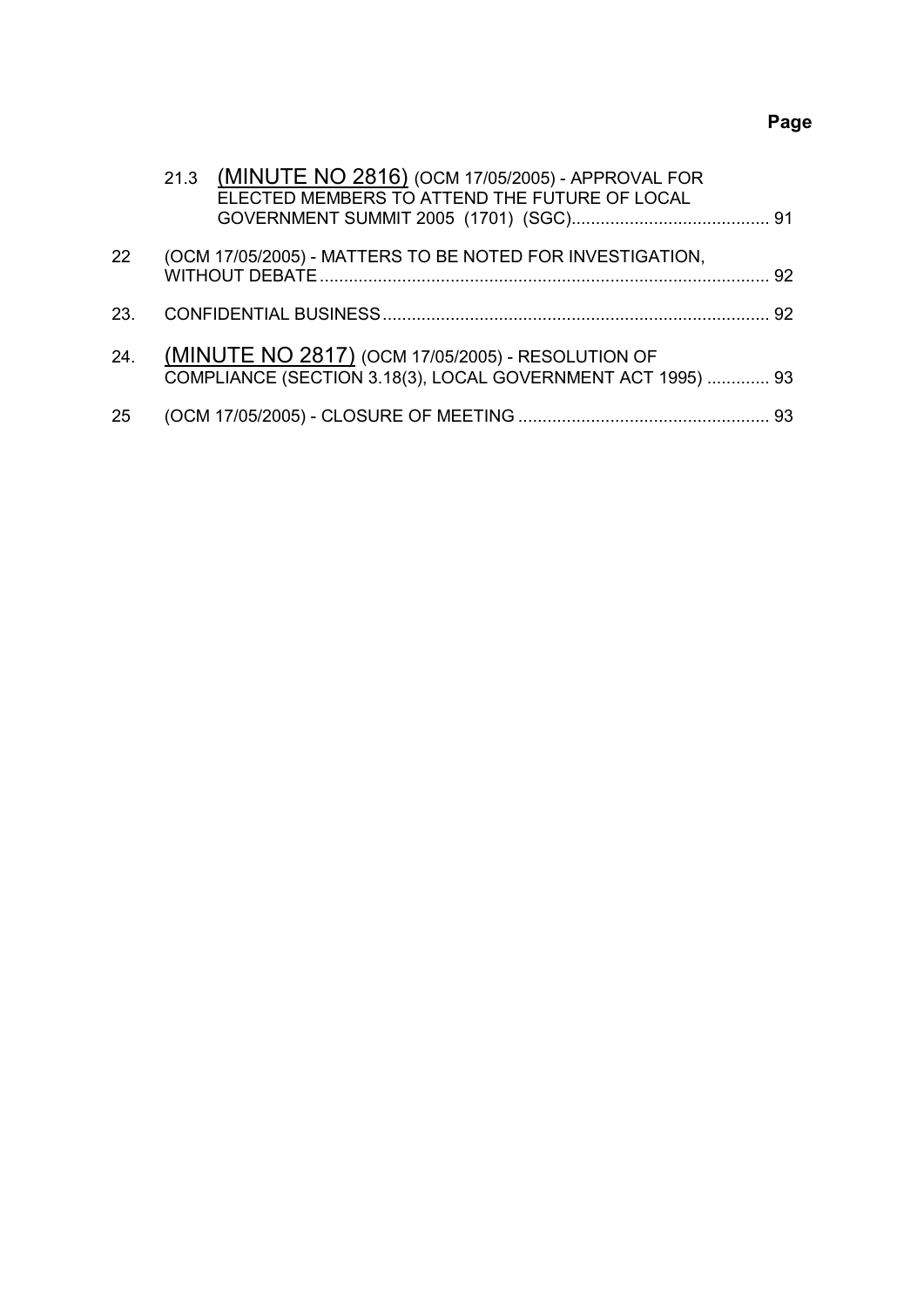**Page**

21.3 (MINUTE NO 2816) (OCM 17/05/2005) - APPROVAL FOR ELECTED MEMBERS TO ATTEND THE FUTURE OF LOCAL GOVERNMENT SUMMIT 2005 (1701) (SGC).......................................... 91

22 (OCM 17/05/2005) - MATTERS TO BE NOTED FOR INVESTIGATION, WITHOUT DEBATE ............................................................................................ 92

23. CONFIDENTIAL BUSINESS................................................................................ 92

24. (MINUTE NO 2817) (OCM 17/05/2005) - RESOLUTION OF COMPLIANCE (SECTION 3.18(3), LOCAL GOVERNMENT ACT 1995) ............. 93

25 (OCM 17/05/2005) - CLOSURE OF MEETING .................................................... 93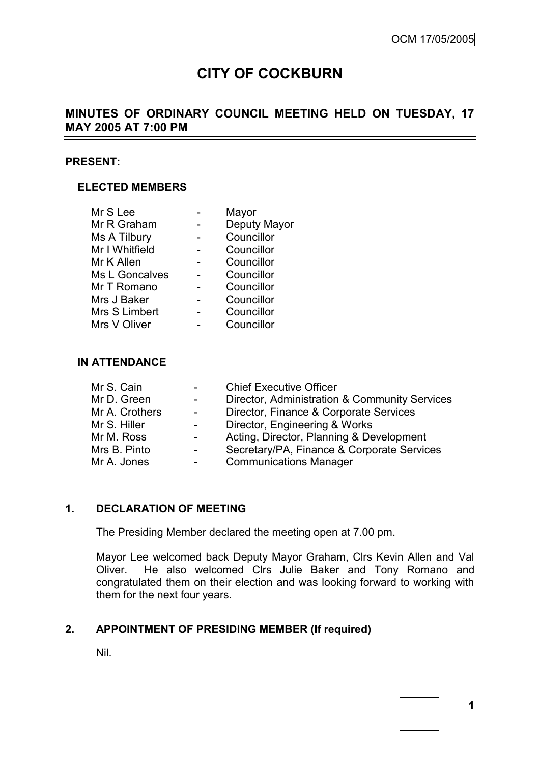# CITY OF COCKBURN

## MINUTES OF ORDINARY COUNCIL MEETING HELD ON TUESDAY, 17 MAY 2005 AT 7:00 PM

**PRESENT:**

### ELECTED MEMBERS

| | | |
|---|---|---|
| Mr S Lee | - | Mayor |
| Mr R Graham | - | Deputy Mayor |
| Ms A Tilbury | - | Councillor |
| Mr I Whitfield | - | Councillor |
| Mr K Allen | - | Councillor |
| Ms L Goncalves | - | Councillor |
| Mr T Romano | - | Councillor |
| Mrs J Baker | - | Councillor |
| Mrs S Limbert | - | Councillor |
| Mrs V Oliver | - | Councillor |

### IN ATTENDANCE

| | | |
|---|---|---|
| Mr S. Cain | - | Chief Executive Officer |
| Mr D. Green | - | Director, Administration & Community Services |
| Mr A. Crothers | - | Director, Finance & Corporate Services |
| Mr S. Hiller | - | Director, Engineering & Works |
| Mr M. Ross | - | Acting, Director, Planning & Development |
| Mrs B. Pinto | - | Secretary/PA, Finance & Corporate Services |
| Mr A. Jones | - | Communications Manager |

## 1. DECLARATION OF MEETING

The Presiding Member declared the meeting open at 7.00 pm.

Mayor Lee welcomed back Deputy Mayor Graham, Clrs Kevin Allen and Val Oliver. He also welcomed Clrs Julie Baker and Tony Romano and congratulated them on their election and was looking forward to working with them for the next four years.

## 2. APPOINTMENT OF PRESIDING MEMBER (If required)

Nil.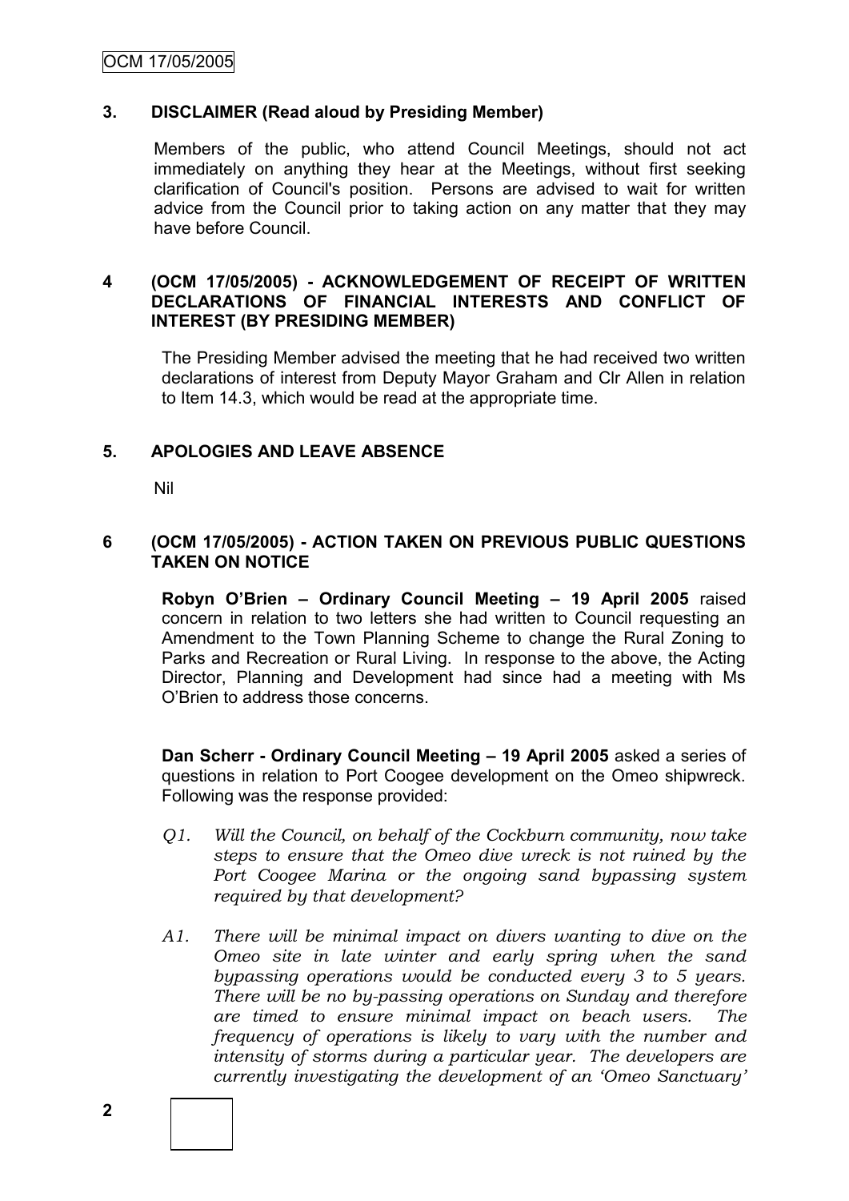## 3. DISCLAIMER (Read aloud by Presiding Member)

Members of the public, who attend Council Meetings, should not act immediately on anything they hear at the Meetings, without first seeking clarification of Council's position. Persons are advised to wait for written advice from the Council prior to taking action on any matter that they may have before Council.

## 4 (OCM 17/05/2005) - ACKNOWLEDGEMENT OF RECEIPT OF WRITTEN DECLARATIONS OF FINANCIAL INTERESTS AND CONFLICT OF INTEREST (BY PRESIDING MEMBER)

The Presiding Member advised the meeting that he had received two written declarations of interest from Deputy Mayor Graham and Clr Allen in relation to Item 14.3, which would be read at the appropriate time.

## 5. APOLOGIES AND LEAVE ABSENCE

Nil

## 6 (OCM 17/05/2005) - ACTION TAKEN ON PREVIOUS PUBLIC QUESTIONS TAKEN ON NOTICE

**Robyn O'Brien – Ordinary Council Meeting – 19 April 2005** raised concern in relation to two letters she had written to Council requesting an Amendment to the Town Planning Scheme to change the Rural Zoning to Parks and Recreation or Rural Living. In response to the above, the Acting Director, Planning and Development had since had a meeting with Ms O'Brien to address those concerns.

**Dan Scherr - Ordinary Council Meeting – 19 April 2005** asked a series of questions in relation to Port Coogee development on the Omeo shipwreck. Following was the response provided:

*Q1. Will the Council, on behalf of the Cockburn community, now take steps to ensure that the Omeo dive wreck is not ruined by the Port Coogee Marina or the ongoing sand bypassing system required by that development?*

*A1. There will be minimal impact on divers wanting to dive on the Omeo site in late winter and early spring when the sand bypassing operations would be conducted every 3 to 5 years. There will be no by-passing operations on Sunday and therefore are timed to ensure minimal impact on beach users. The frequency of operations is likely to vary with the number and intensity of storms during a particular year. The developers are currently investigating the development of an 'Omeo Sanctuary'*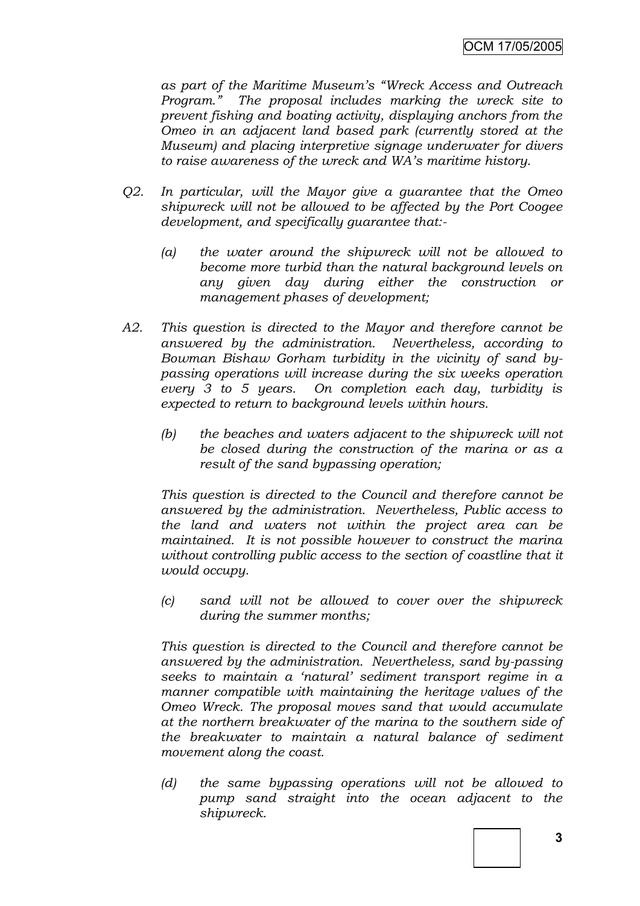*as part of the Maritime Museum's "Wreck Access and Outreach Program." The proposal includes marking the wreck site to prevent fishing and boating activity, displaying anchors from the Omeo in an adjacent land based park (currently stored at the Museum) and placing interpretive signage underwater for divers to raise awareness of the wreck and WA's maritime history.*

*Q2. In particular, will the Mayor give a guarantee that the Omeo shipwreck will not be allowed to be affected by the Port Coogee development, and specifically guarantee that:-*

> *(a) the water around the shipwreck will not be allowed to become more turbid than the natural background levels on any given day during either the construction or management phases of development;*

*A2. This question is directed to the Mayor and therefore cannot be answered by the administration. Nevertheless, according to Bowman Bishaw Gorham turbidity in the vicinity of sand by-passing operations will increase during the six weeks operation every 3 to 5 years. On completion each day, turbidity is expected to return to background levels within hours.*

> *(b) the beaches and waters adjacent to the shipwreck will not be closed during the construction of the marina or as a result of the sand bypassing operation;*

*This question is directed to the Council and therefore cannot be answered by the administration. Nevertheless, Public access to the land and waters not within the project area can be maintained. It is not possible however to construct the marina without controlling public access to the section of coastline that it would occupy.*

> *(c) sand will not be allowed to cover over the shipwreck during the summer months;*

*This question is directed to the Council and therefore cannot be answered by the administration. Nevertheless, sand by-passing seeks to maintain a 'natural' sediment transport regime in a manner compatible with maintaining the heritage values of the Omeo Wreck. The proposal moves sand that would accumulate at the northern breakwater of the marina to the southern side of the breakwater to maintain a natural balance of sediment movement along the coast.*

> *(d) the same bypassing operations will not be allowed to pump sand straight into the ocean adjacent to the shipwreck.*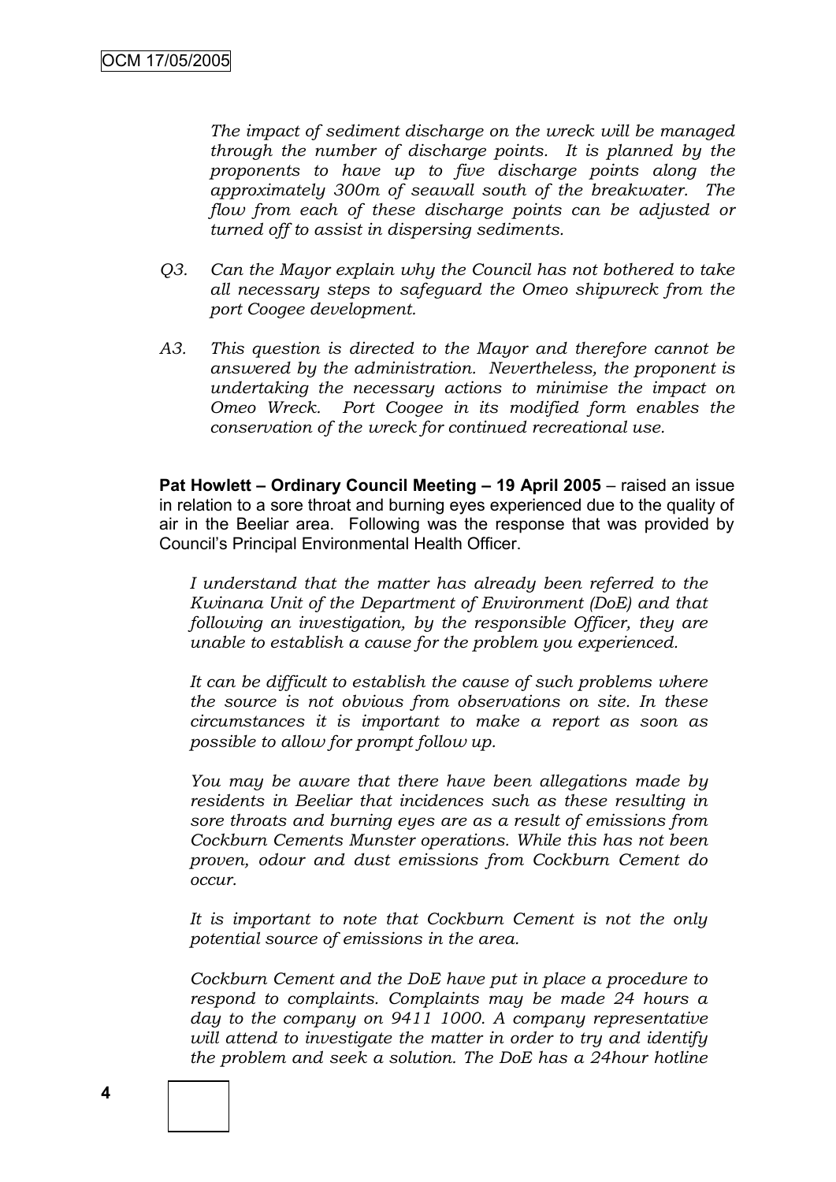*The impact of sediment discharge on the wreck will be managed through the number of discharge points. It is planned by the proponents to have up to five discharge points along the approximately 300m of seawall south of the breakwater. The flow from each of these discharge points can be adjusted or turned off to assist in dispersing sediments.*

*Q3. Can the Mayor explain why the Council has not bothered to take all necessary steps to safeguard the Omeo shipwreck from the port Coogee development.*

*A3. This question is directed to the Mayor and therefore cannot be answered by the administration. Nevertheless, the proponent is undertaking the necessary actions to minimise the impact on Omeo Wreck. Port Coogee in its modified form enables the conservation of the wreck for continued recreational use.*

**Pat Howlett – Ordinary Council Meeting – 19 April 2005** – raised an issue in relation to a sore throat and burning eyes experienced due to the quality of air in the Beeliar area. Following was the response that was provided by Council's Principal Environmental Health Officer.

*I understand that the matter has already been referred to the Kwinana Unit of the Department of Environment (DoE) and that following an investigation, by the responsible Officer, they are unable to establish a cause for the problem you experienced.*

*It can be difficult to establish the cause of such problems where the source is not obvious from observations on site. In these circumstances it is important to make a report as soon as possible to allow for prompt follow up.*

*You may be aware that there have been allegations made by residents in Beeliar that incidences such as these resulting in sore throats and burning eyes are as a result of emissions from Cockburn Cements Munster operations. While this has not been proven, odour and dust emissions from Cockburn Cement do occur.*

*It is important to note that Cockburn Cement is not the only potential source of emissions in the area.*

*Cockburn Cement and the DoE have put in place a procedure to respond to complaints. Complaints may be made 24 hours a day to the company on 9411 1000. A company representative will attend to investigate the matter in order to try and identify the problem and seek a solution. The DoE has a 24hour hotline*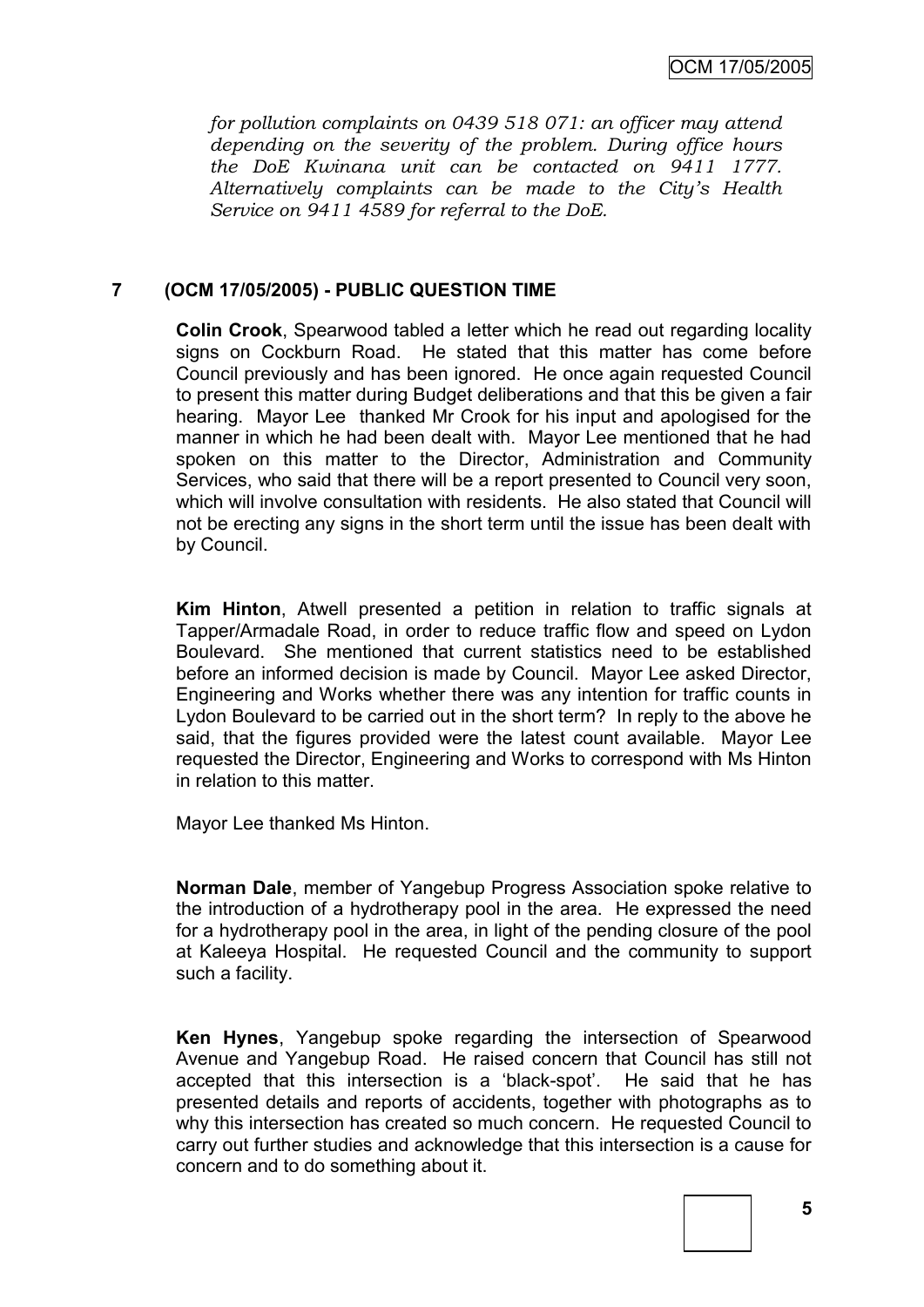*for pollution complaints on 0439 518 071: an officer may attend depending on the severity of the problem. During office hours the DoE Kwinana unit can be contacted on 9411 1777. Alternatively complaints can be made to the City's Health Service on 9411 4589 for referral to the DoE.*

## 7 (OCM 17/05/2005) - PUBLIC QUESTION TIME

**Colin Crook**, Spearwood tabled a letter which he read out regarding locality signs on Cockburn Road. He stated that this matter has come before Council previously and has been ignored. He once again requested Council to present this matter during Budget deliberations and that this be given a fair hearing. Mayor Lee thanked Mr Crook for his input and apologised for the manner in which he had been dealt with. Mayor Lee mentioned that he had spoken on this matter to the Director, Administration and Community Services, who said that there will be a report presented to Council very soon, which will involve consultation with residents. He also stated that Council will not be erecting any signs in the short term until the issue has been dealt with by Council.

**Kim Hinton**, Atwell presented a petition in relation to traffic signals at Tapper/Armadale Road, in order to reduce traffic flow and speed on Lydon Boulevard. She mentioned that current statistics need to be established before an informed decision is made by Council. Mayor Lee asked Director, Engineering and Works whether there was any intention for traffic counts in Lydon Boulevard to be carried out in the short term? In reply to the above he said, that the figures provided were the latest count available. Mayor Lee requested the Director, Engineering and Works to correspond with Ms Hinton in relation to this matter.

Mayor Lee thanked Ms Hinton.

**Norman Dale**, member of Yangebup Progress Association spoke relative to the introduction of a hydrotherapy pool in the area. He expressed the need for a hydrotherapy pool in the area, in light of the pending closure of the pool at Kaleeya Hospital. He requested Council and the community to support such a facility.

**Ken Hynes**, Yangebup spoke regarding the intersection of Spearwood Avenue and Yangebup Road. He raised concern that Council has still not accepted that this intersection is a 'black-spot'. He said that he has presented details and reports of accidents, together with photographs as to why this intersection has created so much concern. He requested Council to carry out further studies and acknowledge that this intersection is a cause for concern and to do something about it.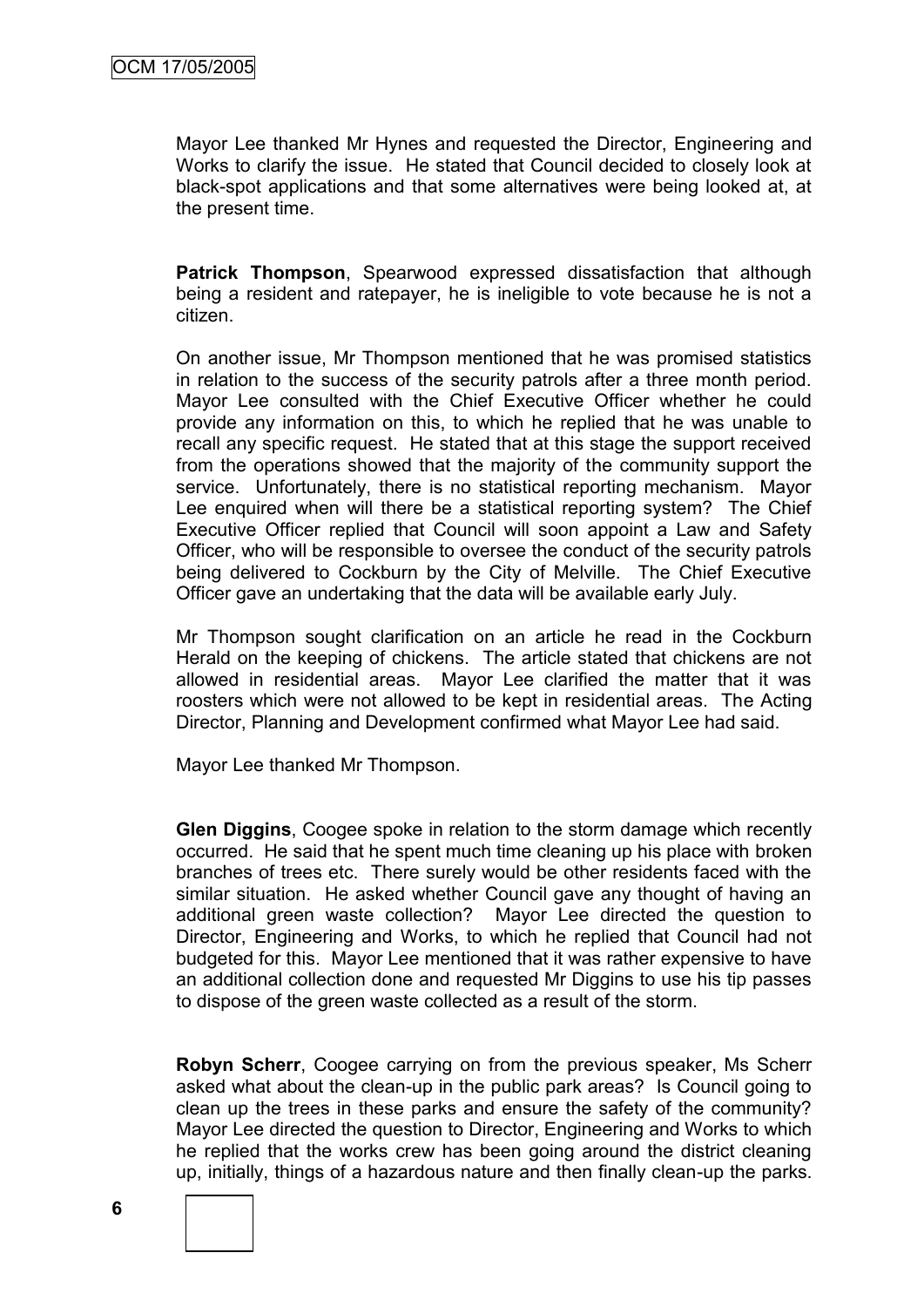Mayor Lee thanked Mr Hynes and requested the Director, Engineering and Works to clarify the issue. He stated that Council decided to closely look at black-spot applications and that some alternatives were being looked at, at the present time.

**Patrick Thompson**, Spearwood expressed dissatisfaction that although being a resident and ratepayer, he is ineligible to vote because he is not a citizen.

On another issue, Mr Thompson mentioned that he was promised statistics in relation to the success of the security patrols after a three month period. Mayor Lee consulted with the Chief Executive Officer whether he could provide any information on this, to which he replied that he was unable to recall any specific request. He stated that at this stage the support received from the operations showed that the majority of the community support the service. Unfortunately, there is no statistical reporting mechanism. Mayor Lee enquired when will there be a statistical reporting system? The Chief Executive Officer replied that Council will soon appoint a Law and Safety Officer, who will be responsible to oversee the conduct of the security patrols being delivered to Cockburn by the City of Melville. The Chief Executive Officer gave an undertaking that the data will be available early July.

Mr Thompson sought clarification on an article he read in the Cockburn Herald on the keeping of chickens. The article stated that chickens are not allowed in residential areas. Mayor Lee clarified the matter that it was roosters which were not allowed to be kept in residential areas. The Acting Director, Planning and Development confirmed what Mayor Lee had said.

Mayor Lee thanked Mr Thompson.

**Glen Diggins**, Coogee spoke in relation to the storm damage which recently occurred. He said that he spent much time cleaning up his place with broken branches of trees etc. There surely would be other residents faced with the similar situation. He asked whether Council gave any thought of having an additional green waste collection? Mayor Lee directed the question to Director, Engineering and Works, to which he replied that Council had not budgeted for this. Mayor Lee mentioned that it was rather expensive to have an additional collection done and requested Mr Diggins to use his tip passes to dispose of the green waste collected as a result of the storm.

**Robyn Scherr**, Coogee carrying on from the previous speaker, Ms Scherr asked what about the clean-up in the public park areas? Is Council going to clean up the trees in these parks and ensure the safety of the community? Mayor Lee directed the question to Director, Engineering and Works to which he replied that the works crew has been going around the district cleaning up, initially, things of a hazardous nature and then finally clean-up the parks.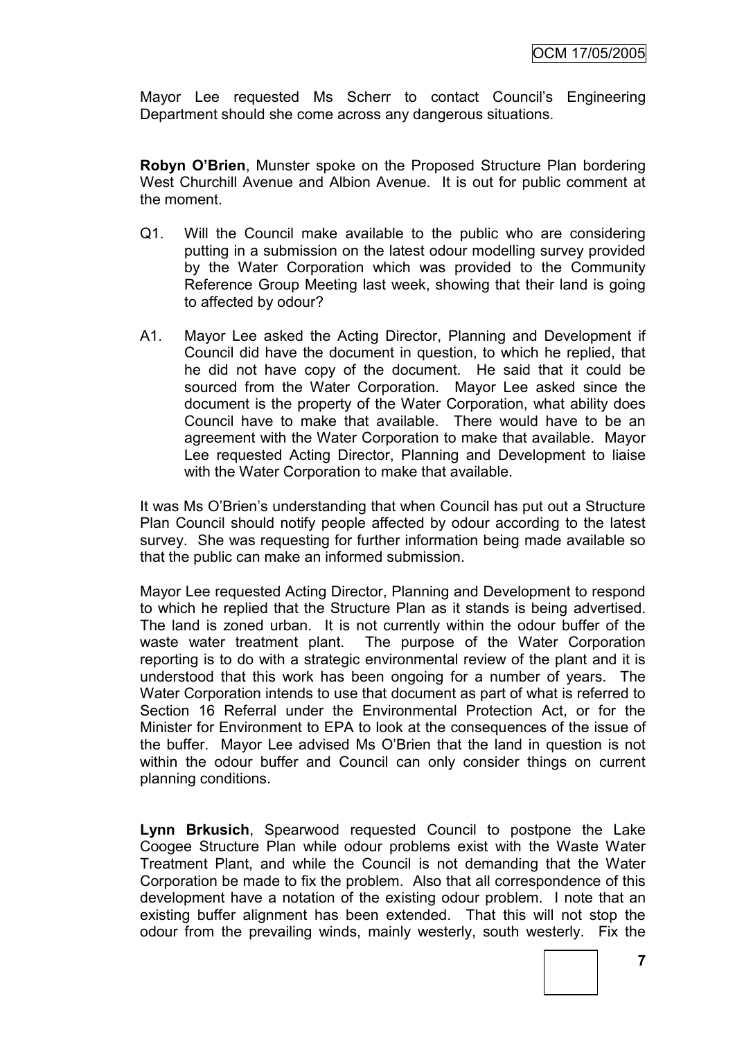Mayor Lee requested Ms Scherr to contact Council's Engineering Department should she come across any dangerous situations.

**Robyn O'Brien**, Munster spoke on the Proposed Structure Plan bordering West Churchill Avenue and Albion Avenue. It is out for public comment at the moment.

Q1. Will the Council make available to the public who are considering putting in a submission on the latest odour modelling survey provided by the Water Corporation which was provided to the Community Reference Group Meeting last week, showing that their land is going to affected by odour?

A1. Mayor Lee asked the Acting Director, Planning and Development if Council did have the document in question, to which he replied, that he did not have copy of the document. He said that it could be sourced from the Water Corporation. Mayor Lee asked since the document is the property of the Water Corporation, what ability does Council have to make that available. There would have to be an agreement with the Water Corporation to make that available. Mayor Lee requested Acting Director, Planning and Development to liaise with the Water Corporation to make that available.

It was Ms O'Brien's understanding that when Council has put out a Structure Plan Council should notify people affected by odour according to the latest survey. She was requesting for further information being made available so that the public can make an informed submission.

Mayor Lee requested Acting Director, Planning and Development to respond to which he replied that the Structure Plan as it stands is being advertised. The land is zoned urban. It is not currently within the odour buffer of the waste water treatment plant. The purpose of the Water Corporation reporting is to do with a strategic environmental review of the plant and it is understood that this work has been ongoing for a number of years. The Water Corporation intends to use that document as part of what is referred to Section 16 Referral under the Environmental Protection Act, or for the Minister for Environment to EPA to look at the consequences of the issue of the buffer. Mayor Lee advised Ms O'Brien that the land in question is not within the odour buffer and Council can only consider things on current planning conditions.

**Lynn Brkusich**, Spearwood requested Council to postpone the Lake Coogee Structure Plan while odour problems exist with the Waste Water Treatment Plant, and while the Council is not demanding that the Water Corporation be made to fix the problem. Also that all correspondence of this development have a notation of the existing odour problem. I note that an existing buffer alignment has been extended. That this will not stop the odour from the prevailing winds, mainly westerly, south westerly. Fix the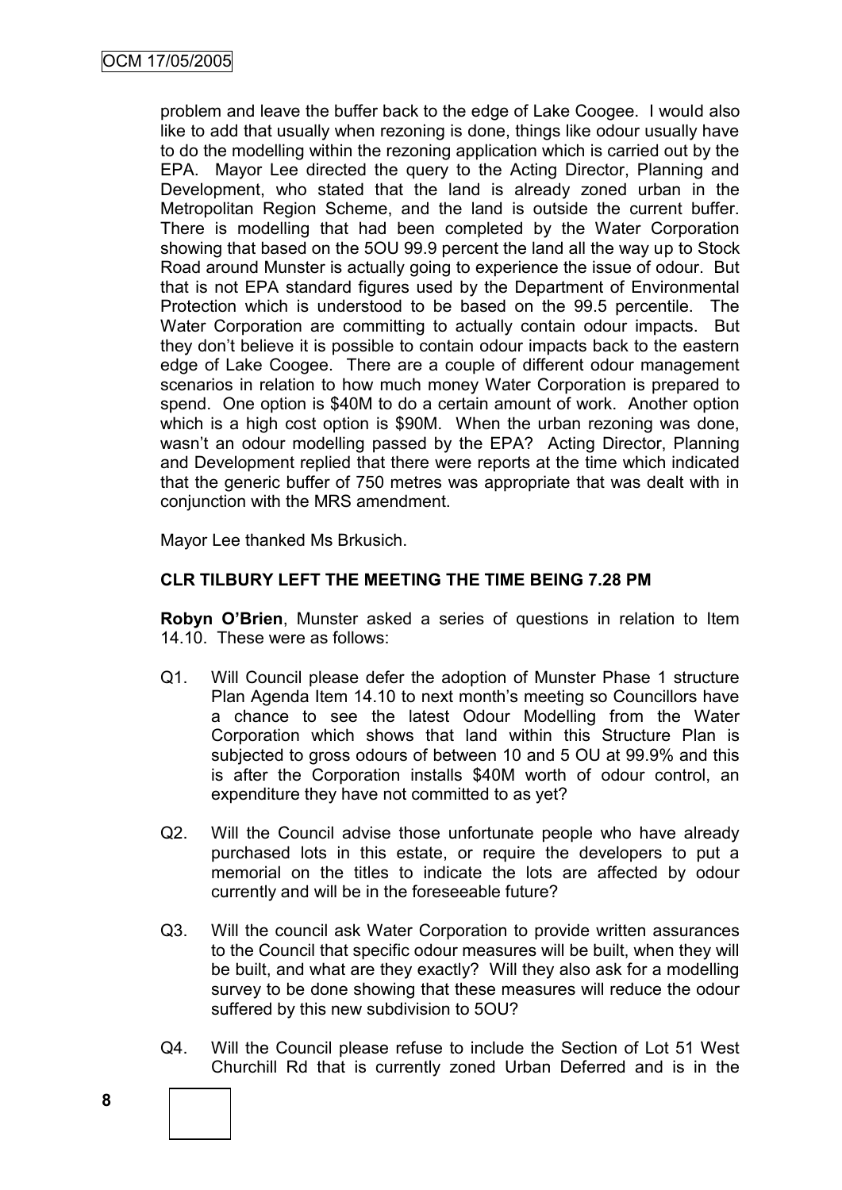problem and leave the buffer back to the edge of Lake Coogee. I would also like to add that usually when rezoning is done, things like odour usually have to do the modelling within the rezoning application which is carried out by the EPA. Mayor Lee directed the query to the Acting Director, Planning and Development, who stated that the land is already zoned urban in the Metropolitan Region Scheme, and the land is outside the current buffer. There is modelling that had been completed by the Water Corporation showing that based on the 5OU 99.9 percent the land all the way up to Stock Road around Munster is actually going to experience the issue of odour. But that is not EPA standard figures used by the Department of Environmental Protection which is understood to be based on the 99.5 percentile. The Water Corporation are committing to actually contain odour impacts. But they don't believe it is possible to contain odour impacts back to the eastern edge of Lake Coogee. There are a couple of different odour management scenarios in relation to how much money Water Corporation is prepared to spend. One option is $40M to do a certain amount of work. Another option which is a high cost option is $90M. When the urban rezoning was done, wasn't an odour modelling passed by the EPA? Acting Director, Planning and Development replied that there were reports at the time which indicated that the generic buffer of 750 metres was appropriate that was dealt with in conjunction with the MRS amendment.

Mayor Lee thanked Ms Brkusich.

**CLR TILBURY LEFT THE MEETING THE TIME BEING 7.28 PM**

**Robyn O'Brien**, Munster asked a series of questions in relation to Item 14.10. These were as follows:

Q1. Will Council please defer the adoption of Munster Phase 1 structure Plan Agenda Item 14.10 to next month's meeting so Councillors have a chance to see the latest Odour Modelling from the Water Corporation which shows that land within this Structure Plan is subjected to gross odours of between 10 and 5 OU at 99.9% and this is after the Corporation installs $40M worth of odour control, an expenditure they have not committed to as yet?

Q2. Will the Council advise those unfortunate people who have already purchased lots in this estate, or require the developers to put a memorial on the titles to indicate the lots are affected by odour currently and will be in the foreseeable future?

Q3. Will the council ask Water Corporation to provide written assurances to the Council that specific odour measures will be built, when they will be built, and what are they exactly? Will they also ask for a modelling survey to be done showing that these measures will reduce the odour suffered by this new subdivision to 5OU?

Q4. Will the Council please refuse to include the Section of Lot 51 West Churchill Rd that is currently zoned Urban Deferred and is in the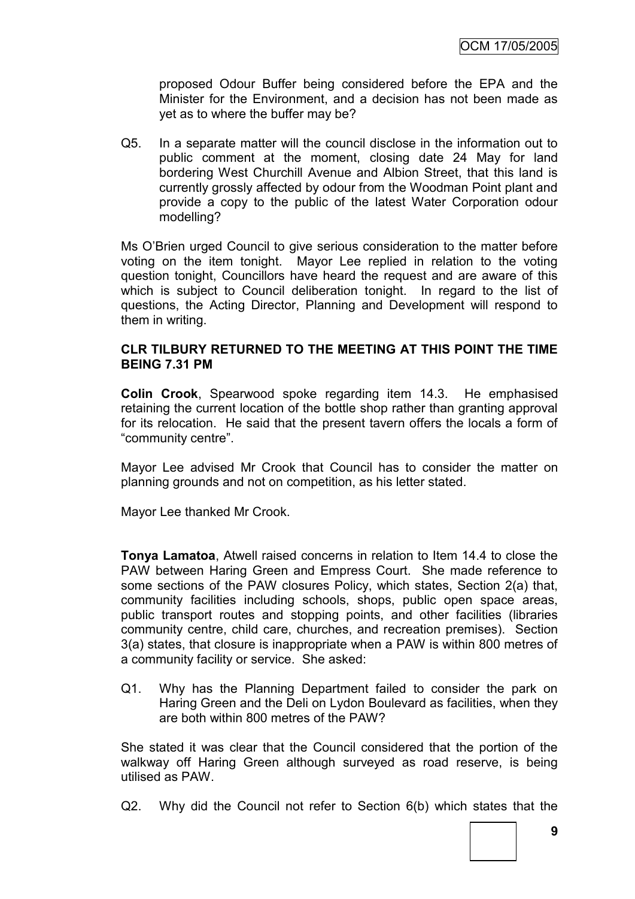proposed Odour Buffer being considered before the EPA and the Minister for the Environment, and a decision has not been made as yet as to where the buffer may be?

Q5. In a separate matter will the council disclose in the information out to public comment at the moment, closing date 24 May for land bordering West Churchill Avenue and Albion Street, that this land is currently grossly affected by odour from the Woodman Point plant and provide a copy to the public of the latest Water Corporation odour modelling?

Ms O'Brien urged Council to give serious consideration to the matter before voting on the item tonight. Mayor Lee replied in relation to the voting question tonight, Councillors have heard the request and are aware of this which is subject to Council deliberation tonight. In regard to the list of questions, the Acting Director, Planning and Development will respond to them in writing.

**CLR TILBURY RETURNED TO THE MEETING AT THIS POINT THE TIME BEING 7.31 PM**

**Colin Crook**, Spearwood spoke regarding item 14.3. He emphasised retaining the current location of the bottle shop rather than granting approval for its relocation. He said that the present tavern offers the locals a form of "community centre".

Mayor Lee advised Mr Crook that Council has to consider the matter on planning grounds and not on competition, as his letter stated.

Mayor Lee thanked Mr Crook.

**Tonya Lamatoa**, Atwell raised concerns in relation to Item 14.4 to close the PAW between Haring Green and Empress Court. She made reference to some sections of the PAW closures Policy, which states, Section 2(a) that, community facilities including schools, shops, public open space areas, public transport routes and stopping points, and other facilities (libraries community centre, child care, churches, and recreation premises). Section 3(a) states, that closure is inappropriate when a PAW is within 800 metres of a community facility or service. She asked:

Q1. Why has the Planning Department failed to consider the park on Haring Green and the Deli on Lydon Boulevard as facilities, when they are both within 800 metres of the PAW?

She stated it was clear that the Council considered that the portion of the walkway off Haring Green although surveyed as road reserve, is being utilised as PAW.

Q2. Why did the Council not refer to Section 6(b) which states that the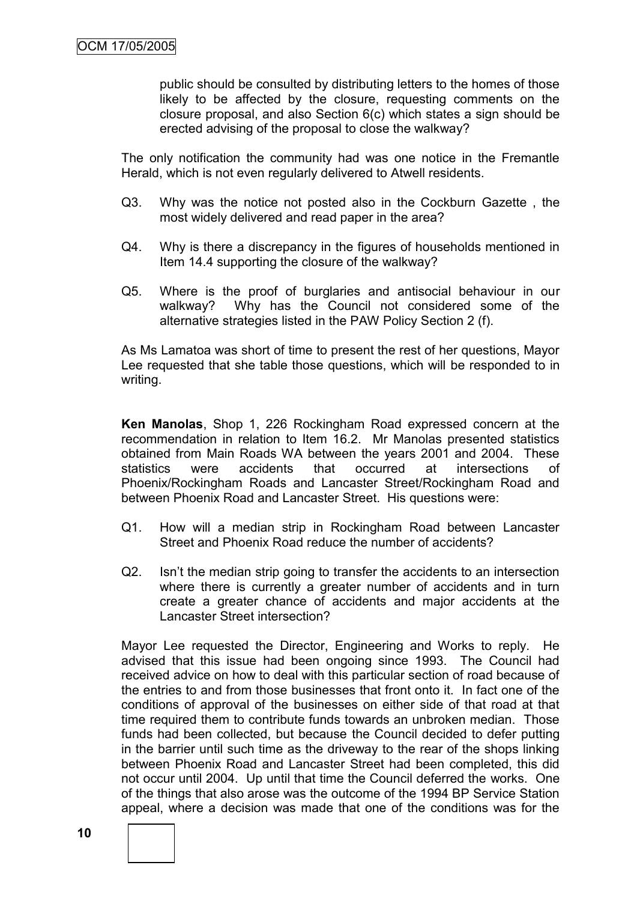public should be consulted by distributing letters to the homes of those likely to be affected by the closure, requesting comments on the closure proposal, and also Section 6(c) which states a sign should be erected advising of the proposal to close the walkway?

The only notification the community had was one notice in the Fremantle Herald, which is not even regularly delivered to Atwell residents.

Q3. Why was the notice not posted also in the Cockburn Gazette , the most widely delivered and read paper in the area?

Q4. Why is there a discrepancy in the figures of households mentioned in Item 14.4 supporting the closure of the walkway?

Q5. Where is the proof of burglaries and antisocial behaviour in our walkway? Why has the Council not considered some of the alternative strategies listed in the PAW Policy Section 2 (f).

As Ms Lamatoa was short of time to present the rest of her questions, Mayor Lee requested that she table those questions, which will be responded to in writing.

**Ken Manolas**, Shop 1, 226 Rockingham Road expressed concern at the recommendation in relation to Item 16.2. Mr Manolas presented statistics obtained from Main Roads WA between the years 2001 and 2004. These statistics were accidents that occurred at intersections of Phoenix/Rockingham Roads and Lancaster Street/Rockingham Road and between Phoenix Road and Lancaster Street. His questions were:

Q1. How will a median strip in Rockingham Road between Lancaster Street and Phoenix Road reduce the number of accidents?

Q2. Isn't the median strip going to transfer the accidents to an intersection where there is currently a greater number of accidents and in turn create a greater chance of accidents and major accidents at the Lancaster Street intersection?

Mayor Lee requested the Director, Engineering and Works to reply. He advised that this issue had been ongoing since 1993. The Council had received advice on how to deal with this particular section of road because of the entries to and from those businesses that front onto it. In fact one of the conditions of approval of the businesses on either side of that road at that time required them to contribute funds towards an unbroken median. Those funds had been collected, but because the Council decided to defer putting in the barrier until such time as the driveway to the rear of the shops linking between Phoenix Road and Lancaster Street had been completed, this did not occur until 2004. Up until that time the Council deferred the works. One of the things that also arose was the outcome of the 1994 BP Service Station appeal, where a decision was made that one of the conditions was for the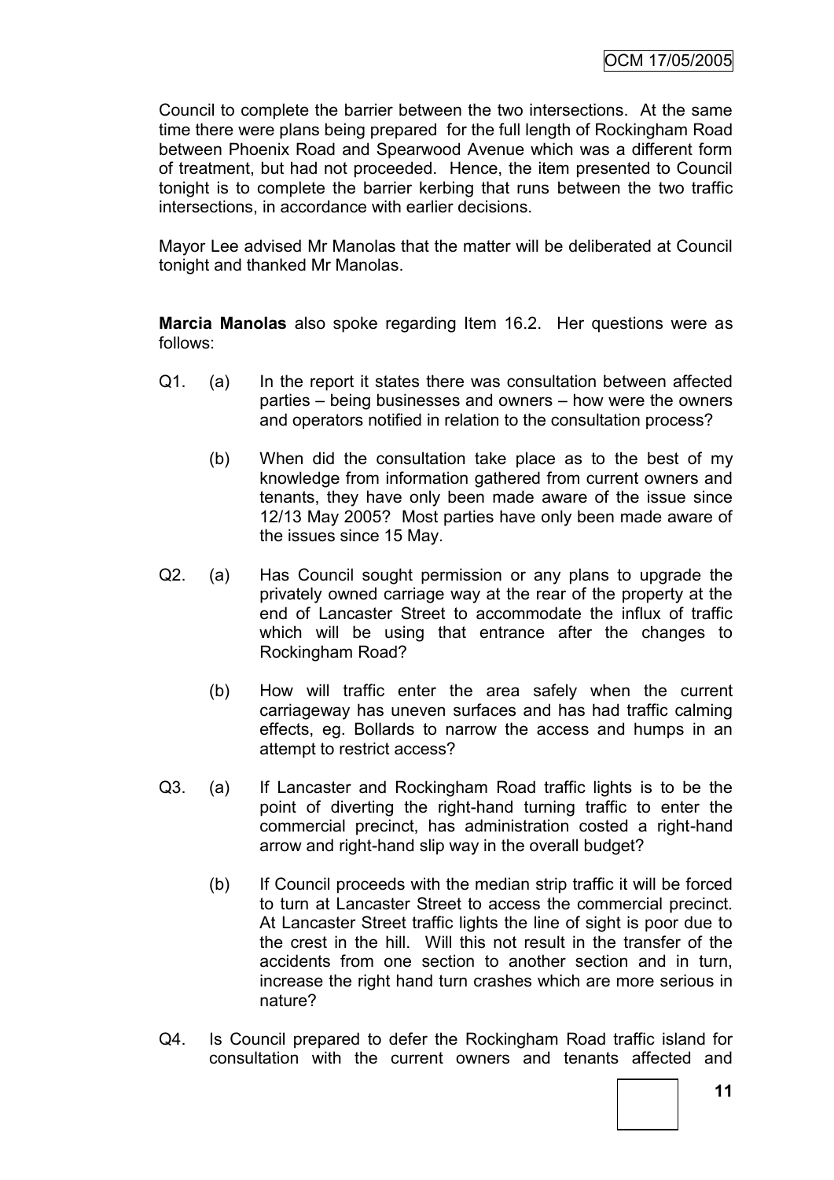Council to complete the barrier between the two intersections. At the same time there were plans being prepared for the full length of Rockingham Road between Phoenix Road and Spearwood Avenue which was a different form of treatment, but had not proceeded. Hence, the item presented to Council tonight is to complete the barrier kerbing that runs between the two traffic intersections, in accordance with earlier decisions.

Mayor Lee advised Mr Manolas that the matter will be deliberated at Council tonight and thanked Mr Manolas.

**Marcia Manolas** also spoke regarding Item 16.2. Her questions were as follows:

Q1. (a) In the report it states there was consultation between affected parties – being businesses and owners – how were the owners and operators notified in relation to the consultation process?

(b) When did the consultation take place as to the best of my knowledge from information gathered from current owners and tenants, they have only been made aware of the issue since 12/13 May 2005? Most parties have only been made aware of the issues since 15 May.

Q2. (a) Has Council sought permission or any plans to upgrade the privately owned carriage way at the rear of the property at the end of Lancaster Street to accommodate the influx of traffic which will be using that entrance after the changes to Rockingham Road?

(b) How will traffic enter the area safely when the current carriageway has uneven surfaces and has had traffic calming effects, eg. Bollards to narrow the access and humps in an attempt to restrict access?

Q3. (a) If Lancaster and Rockingham Road traffic lights is to be the point of diverting the right-hand turning traffic to enter the commercial precinct, has administration costed a right-hand arrow and right-hand slip way in the overall budget?

(b) If Council proceeds with the median strip traffic it will be forced to turn at Lancaster Street to access the commercial precinct. At Lancaster Street traffic lights the line of sight is poor due to the crest in the hill. Will this not result in the transfer of the accidents from one section to another section and in turn, increase the right hand turn crashes which are more serious in nature?

Q4. Is Council prepared to defer the Rockingham Road traffic island for consultation with the current owners and tenants affected and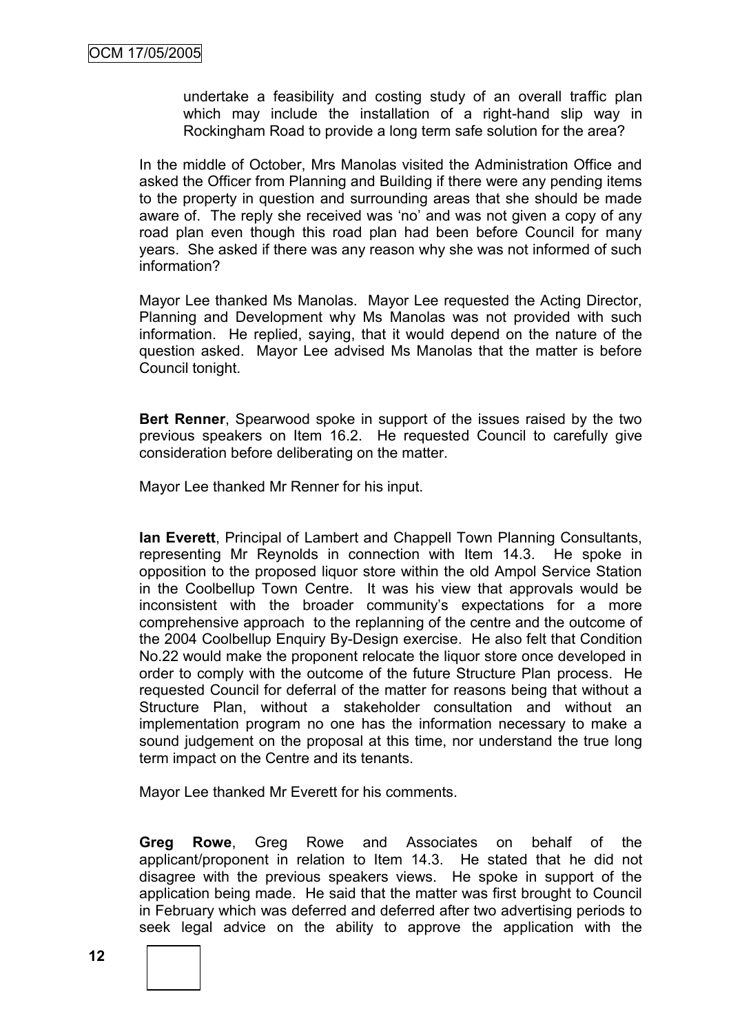undertake a feasibility and costing study of an overall traffic plan which may include the installation of a right-hand slip way in Rockingham Road to provide a long term safe solution for the area?

In the middle of October, Mrs Manolas visited the Administration Office and asked the Officer from Planning and Building if there were any pending items to the property in question and surrounding areas that she should be made aware of. The reply she received was 'no' and was not given a copy of any road plan even though this road plan had been before Council for many years. She asked if there was any reason why she was not informed of such information?

Mayor Lee thanked Ms Manolas. Mayor Lee requested the Acting Director, Planning and Development why Ms Manolas was not provided with such information. He replied, saying, that it would depend on the nature of the question asked. Mayor Lee advised Ms Manolas that the matter is before Council tonight.

**Bert Renner**, Spearwood spoke in support of the issues raised by the two previous speakers on Item 16.2. He requested Council to carefully give consideration before deliberating on the matter.

Mayor Lee thanked Mr Renner for his input.

**Ian Everett**, Principal of Lambert and Chappell Town Planning Consultants, representing Mr Reynolds in connection with Item 14.3. He spoke in opposition to the proposed liquor store within the old Ampol Service Station in the Coolbellup Town Centre. It was his view that approvals would be inconsistent with the broader community's expectations for a more comprehensive approach to the replanning of the centre and the outcome of the 2004 Coolbellup Enquiry By-Design exercise. He also felt that Condition No.22 would make the proponent relocate the liquor store once developed in order to comply with the outcome of the future Structure Plan process. He requested Council for deferral of the matter for reasons being that without a Structure Plan, without a stakeholder consultation and without an implementation program no one has the information necessary to make a sound judgement on the proposal at this time, nor understand the true long term impact on the Centre and its tenants.

Mayor Lee thanked Mr Everett for his comments.

**Greg Rowe**, Greg Rowe and Associates on behalf of the applicant/proponent in relation to Item 14.3. He stated that he did not disagree with the previous speakers views. He spoke in support of the application being made. He said that the matter was first brought to Council in February which was deferred and deferred after two advertising periods to seek legal advice on the ability to approve the application with the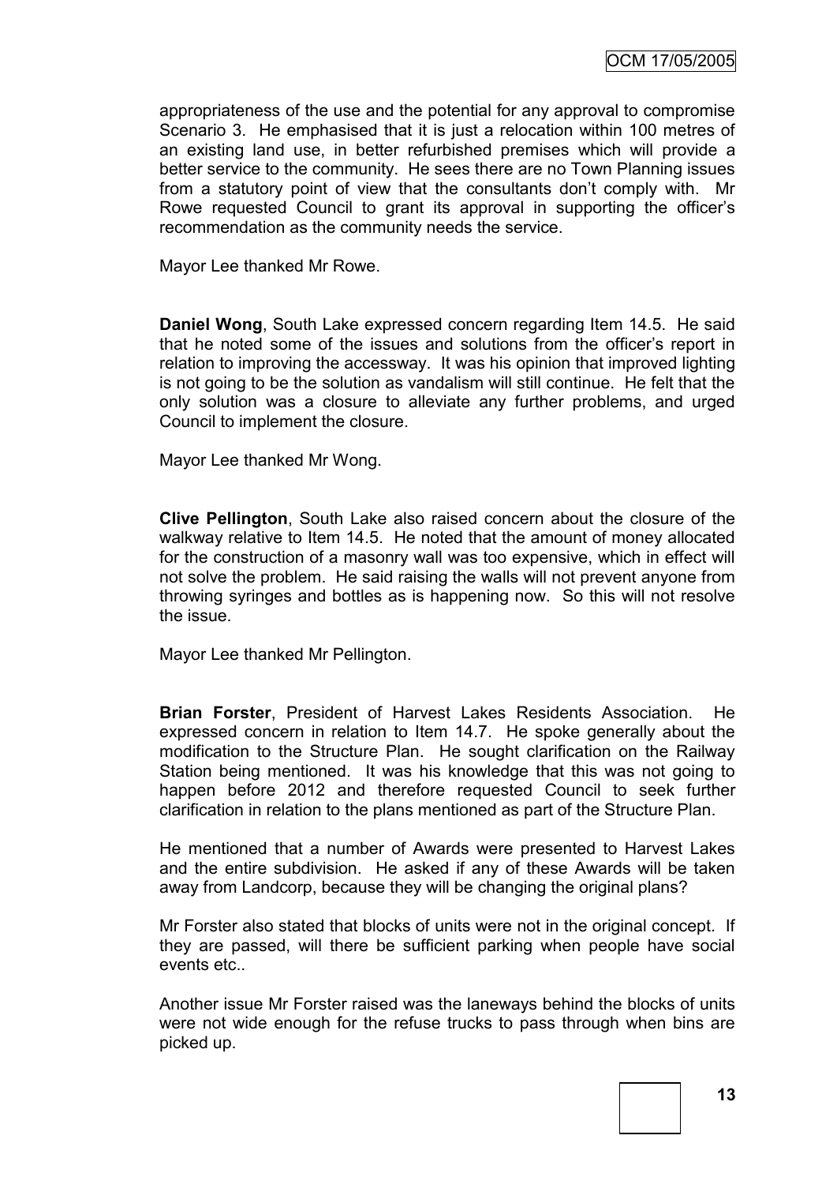appropriateness of the use and the potential for any approval to compromise Scenario 3. He emphasised that it is just a relocation within 100 metres of an existing land use, in better refurbished premises which will provide a better service to the community. He sees there are no Town Planning issues from a statutory point of view that the consultants don't comply with. Mr Rowe requested Council to grant its approval in supporting the officer's recommendation as the community needs the service.

Mayor Lee thanked Mr Rowe.

**Daniel Wong**, South Lake expressed concern regarding Item 14.5. He said that he noted some of the issues and solutions from the officer's report in relation to improving the accessway. It was his opinion that improved lighting is not going to be the solution as vandalism will still continue. He felt that the only solution was a closure to alleviate any further problems, and urged Council to implement the closure.

Mayor Lee thanked Mr Wong.

**Clive Pellington**, South Lake also raised concern about the closure of the walkway relative to Item 14.5. He noted that the amount of money allocated for the construction of a masonry wall was too expensive, which in effect will not solve the problem. He said raising the walls will not prevent anyone from throwing syringes and bottles as is happening now. So this will not resolve the issue.

Mayor Lee thanked Mr Pellington.

**Brian Forster**, President of Harvest Lakes Residents Association. He expressed concern in relation to Item 14.7. He spoke generally about the modification to the Structure Plan. He sought clarification on the Railway Station being mentioned. It was his knowledge that this was not going to happen before 2012 and therefore requested Council to seek further clarification in relation to the plans mentioned as part of the Structure Plan.

He mentioned that a number of Awards were presented to Harvest Lakes and the entire subdivision. He asked if any of these Awards will be taken away from Landcorp, because they will be changing the original plans?

Mr Forster also stated that blocks of units were not in the original concept. If they are passed, will there be sufficient parking when people have social events etc..

Another issue Mr Forster raised was the laneways behind the blocks of units were not wide enough for the refuse trucks to pass through when bins are picked up.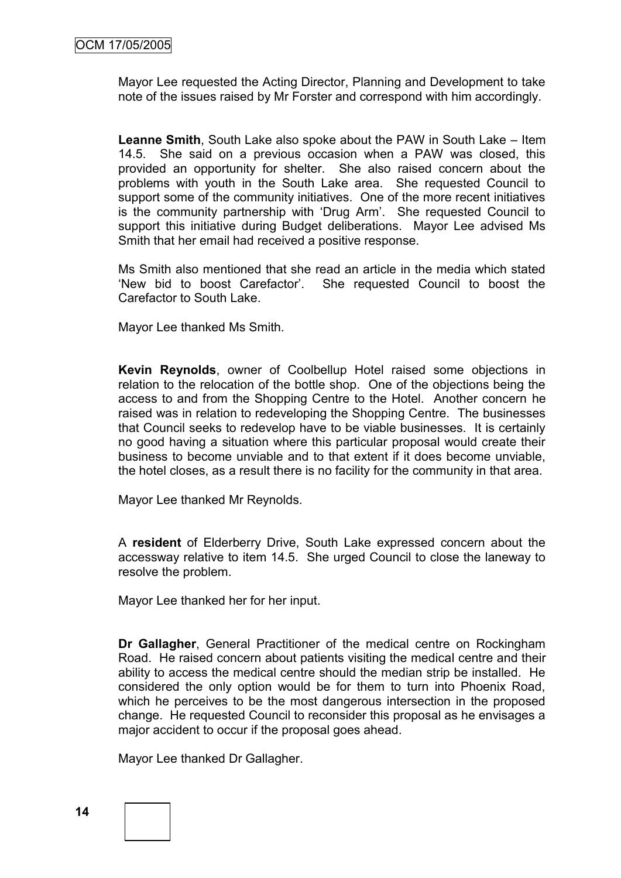Mayor Lee requested the Acting Director, Planning and Development to take note of the issues raised by Mr Forster and correspond with him accordingly.

**Leanne Smith**, South Lake also spoke about the PAW in South Lake – Item 14.5. She said on a previous occasion when a PAW was closed, this provided an opportunity for shelter. She also raised concern about the problems with youth in the South Lake area. She requested Council to support some of the community initiatives. One of the more recent initiatives is the community partnership with 'Drug Arm'. She requested Council to support this initiative during Budget deliberations. Mayor Lee advised Ms Smith that her email had received a positive response.

Ms Smith also mentioned that she read an article in the media which stated 'New bid to boost Carefactor'. She requested Council to boost the Carefactor to South Lake.

Mayor Lee thanked Ms Smith.

**Kevin Reynolds**, owner of Coolbellup Hotel raised some objections in relation to the relocation of the bottle shop. One of the objections being the access to and from the Shopping Centre to the Hotel. Another concern he raised was in relation to redeveloping the Shopping Centre. The businesses that Council seeks to redevelop have to be viable businesses. It is certainly no good having a situation where this particular proposal would create their business to become unviable and to that extent if it does become unviable, the hotel closes, as a result there is no facility for the community in that area.

Mayor Lee thanked Mr Reynolds.

A **resident** of Elderberry Drive, South Lake expressed concern about the accessway relative to item 14.5. She urged Council to close the laneway to resolve the problem.

Mayor Lee thanked her for her input.

**Dr Gallagher**, General Practitioner of the medical centre on Rockingham Road. He raised concern about patients visiting the medical centre and their ability to access the medical centre should the median strip be installed. He considered the only option would be for them to turn into Phoenix Road, which he perceives to be the most dangerous intersection in the proposed change. He requested Council to reconsider this proposal as he envisages a major accident to occur if the proposal goes ahead.

Mayor Lee thanked Dr Gallagher.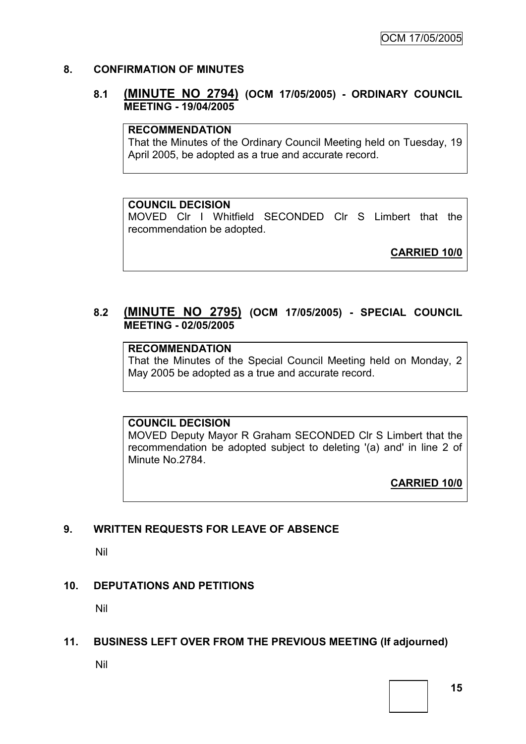## 8. CONFIRMATION OF MINUTES

### 8.1 (MINUTE NO 2794) (OCM 17/05/2005) - ORDINARY COUNCIL MEETING - 19/04/2005

**RECOMMENDATION**
That the Minutes of the Ordinary Council Meeting held on Tuesday, 19 April 2005, be adopted as a true and accurate record.

**COUNCIL DECISION**
MOVED Clr I Whitfield SECONDED Clr S Limbert that the recommendation be adopted.

**CARRIED 10/0**

### 8.2 (MINUTE NO 2795) (OCM 17/05/2005) - SPECIAL COUNCIL MEETING - 02/05/2005

**RECOMMENDATION**
That the Minutes of the Special Council Meeting held on Monday, 2 May 2005 be adopted as a true and accurate record.

**COUNCIL DECISION**
MOVED Deputy Mayor R Graham SECONDED Clr S Limbert that the recommendation be adopted subject to deleting '(a) and' in line 2 of Minute No.2784.

**CARRIED 10/0**

## 9. WRITTEN REQUESTS FOR LEAVE OF ABSENCE

Nil

## 10. DEPUTATIONS AND PETITIONS

Nil

## 11. BUSINESS LEFT OVER FROM THE PREVIOUS MEETING (If adjourned)

Nil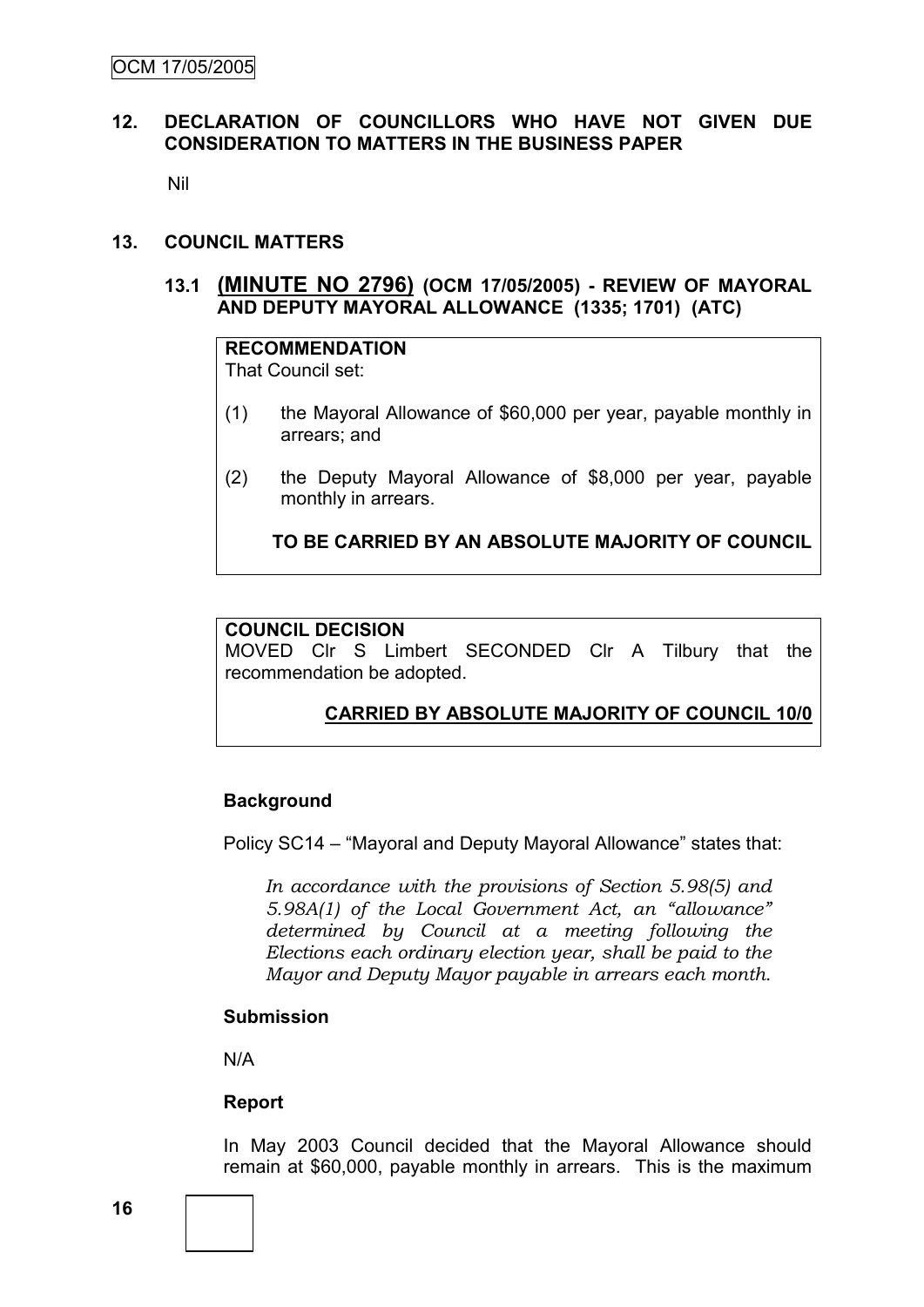## 12. DECLARATION OF COUNCILLORS WHO HAVE NOT GIVEN DUE CONSIDERATION TO MATTERS IN THE BUSINESS PAPER

Nil

## 13. COUNCIL MATTERS

### 13.1 (MINUTE NO 2796) (OCM 17/05/2005) - REVIEW OF MAYORAL AND DEPUTY MAYORAL ALLOWANCE (1335; 1701) (ATC)

**RECOMMENDATION**

That Council set:

(1) the Mayoral Allowance of $60,000 per year, payable monthly in arrears; and

(2) the Deputy Mayoral Allowance of $8,000 per year, payable monthly in arrears.

**TO BE CARRIED BY AN ABSOLUTE MAJORITY OF COUNCIL**

**COUNCIL DECISION**

MOVED Clr S Limbert SECONDED Clr A Tilbury that the recommendation be adopted.

**CARRIED BY ABSOLUTE MAJORITY OF COUNCIL 10/0**

**Background**

Policy SC14 – "Mayoral and Deputy Mayoral Allowance" states that:

> *In accordance with the provisions of Section 5.98(5) and 5.98A(1) of the Local Government Act, an "allowance" determined by Council at a meeting following the Elections each ordinary election year, shall be paid to the Mayor and Deputy Mayor payable in arrears each month.*

**Submission**

N/A

**Report**

In May 2003 Council decided that the Mayoral Allowance should remain at $60,000, payable monthly in arrears. This is the maximum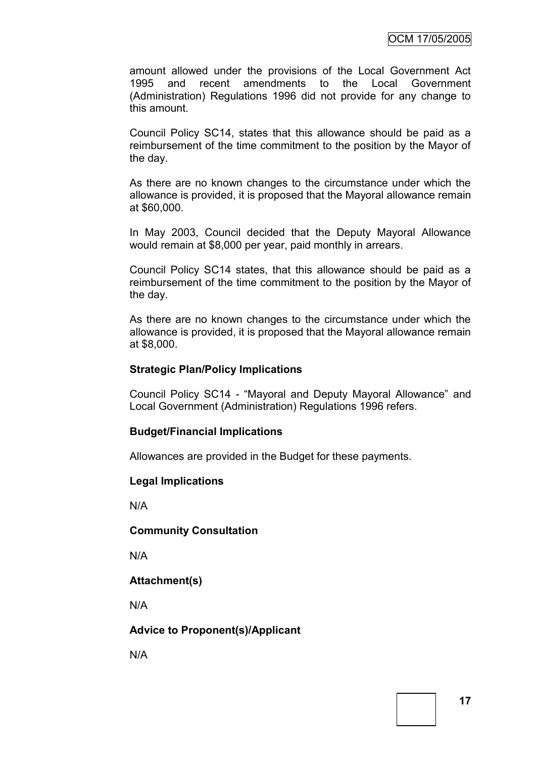amount allowed under the provisions of the Local Government Act 1995 and recent amendments to the Local Government (Administration) Regulations 1996 did not provide for any change to this amount.

Council Policy SC14, states that this allowance should be paid as a reimbursement of the time commitment to the position by the Mayor of the day.

As there are no known changes to the circumstance under which the allowance is provided, it is proposed that the Mayoral allowance remain at $60,000.

In May 2003, Council decided that the Deputy Mayoral Allowance would remain at $8,000 per year, paid monthly in arrears.

Council Policy SC14 states, that this allowance should be paid as a reimbursement of the time commitment to the position by the Mayor of the day.

As there are no known changes to the circumstance under which the allowance is provided, it is proposed that the Mayoral allowance remain at $8,000.

**Strategic Plan/Policy Implications**

Council Policy SC14 - "Mayoral and Deputy Mayoral Allowance" and Local Government (Administration) Regulations 1996 refers.

**Budget/Financial Implications**

Allowances are provided in the Budget for these payments.

**Legal Implications**

N/A

**Community Consultation**

N/A

**Attachment(s)**

N/A

**Advice to Proponent(s)/Applicant**

N/A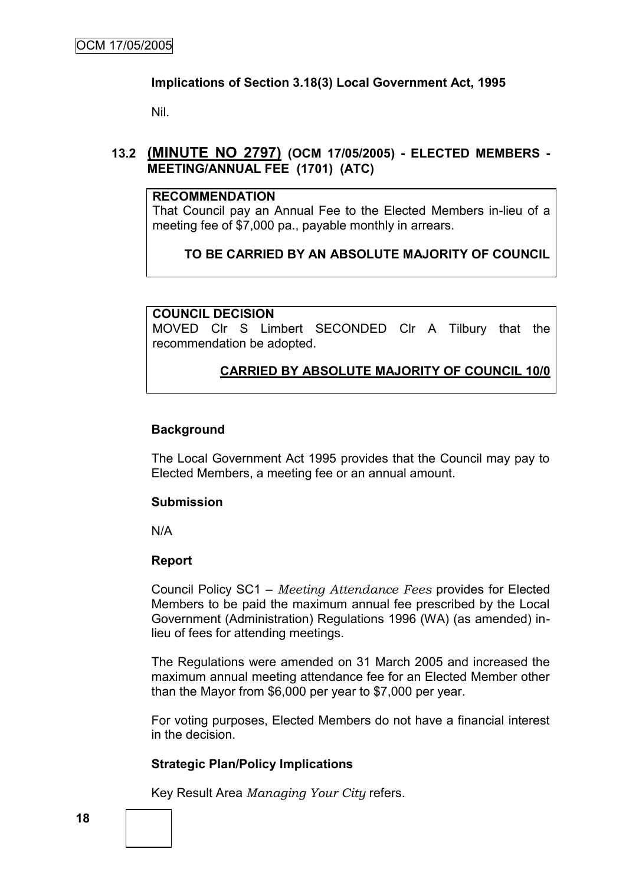**Implications of Section 3.18(3) Local Government Act, 1995**

Nil.

## 13.2 (MINUTE NO 2797) (OCM 17/05/2005) - ELECTED MEMBERS - MEETING/ANNUAL FEE (1701) (ATC)

**RECOMMENDATION**

That Council pay an Annual Fee to the Elected Members in-lieu of a meeting fee of $7,000 pa., payable monthly in arrears.

**TO BE CARRIED BY AN ABSOLUTE MAJORITY OF COUNCIL**

**COUNCIL DECISION**

MOVED Clr S Limbert SECONDED Clr A Tilbury that the recommendation be adopted.

**CARRIED BY ABSOLUTE MAJORITY OF COUNCIL 10/0**

**Background**

The Local Government Act 1995 provides that the Council may pay to Elected Members, a meeting fee or an annual amount.

**Submission**

N/A

**Report**

Council Policy SC1 – *Meeting Attendance Fees* provides for Elected Members to be paid the maximum annual fee prescribed by the Local Government (Administration) Regulations 1996 (WA) (as amended) in-lieu of fees for attending meetings.

The Regulations were amended on 31 March 2005 and increased the maximum annual meeting attendance fee for an Elected Member other than the Mayor from $6,000 per year to $7,000 per year.

For voting purposes, Elected Members do not have a financial interest in the decision.

**Strategic Plan/Policy Implications**

Key Result Area *Managing Your City* refers.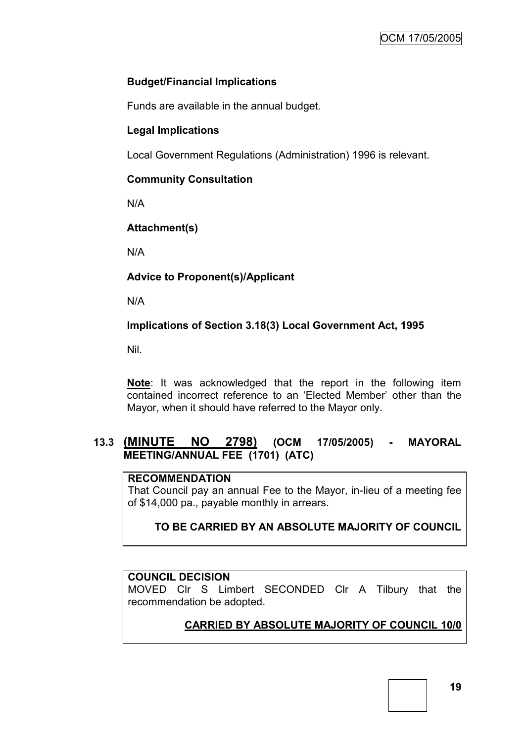**Budget/Financial Implications**

Funds are available in the annual budget.

**Legal Implications**

Local Government Regulations (Administration) 1996 is relevant.

**Community Consultation**

N/A

**Attachment(s)**

N/A

**Advice to Proponent(s)/Applicant**

N/A

**Implications of Section 3.18(3) Local Government Act, 1995**

Nil.

**Note**: It was acknowledged that the report in the following item contained incorrect reference to an 'Elected Member' other than the Mayor, when it should have referred to the Mayor only.

## 13.3 (MINUTE NO 2798) (OCM 17/05/2005) - MAYORAL MEETING/ANNUAL FEE (1701) (ATC)

**RECOMMENDATION**

That Council pay an annual Fee to the Mayor, in-lieu of a meeting fee of $14,000 pa., payable monthly in arrears.

**TO BE CARRIED BY AN ABSOLUTE MAJORITY OF COUNCIL**

**COUNCIL DECISION**

MOVED Clr S Limbert SECONDED Clr A Tilbury that the recommendation be adopted.

**CARRIED BY ABSOLUTE MAJORITY OF COUNCIL 10/0**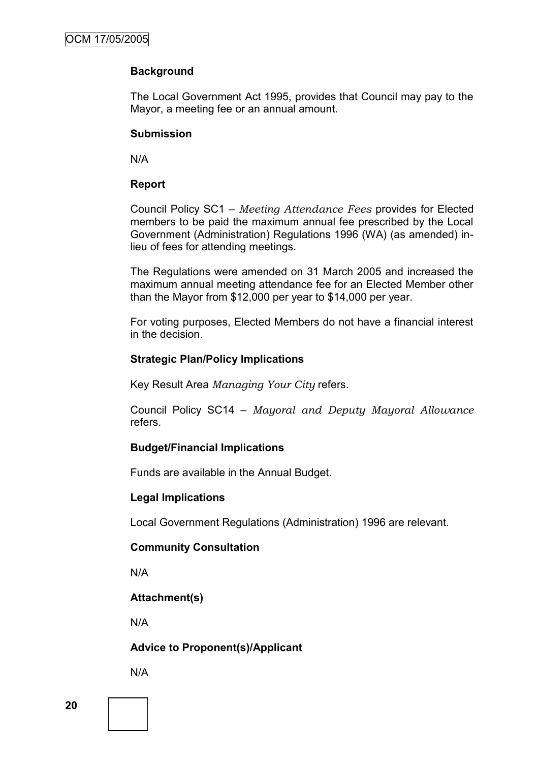### Background

The Local Government Act 1995, provides that Council may pay to the Mayor, a meeting fee or an annual amount.

### Submission

N/A

### Report

Council Policy SC1 – *Meeting Attendance Fees* provides for Elected members to be paid the maximum annual fee prescribed by the Local Government (Administration) Regulations 1996 (WA) (as amended) in-lieu of fees for attending meetings.

The Regulations were amended on 31 March 2005 and increased the maximum annual meeting attendance fee for an Elected Member other than the Mayor from $12,000 per year to $14,000 per year.

For voting purposes, Elected Members do not have a financial interest in the decision.

### Strategic Plan/Policy Implications

Key Result Area *Managing Your City* refers.

Council Policy SC14 – *Mayoral and Deputy Mayoral Allowance* refers.

### Budget/Financial Implications

Funds are available in the Annual Budget.

### Legal Implications

Local Government Regulations (Administration) 1996 are relevant.

### Community Consultation

N/A

### Attachment(s)

N/A

### Advice to Proponent(s)/Applicant

N/A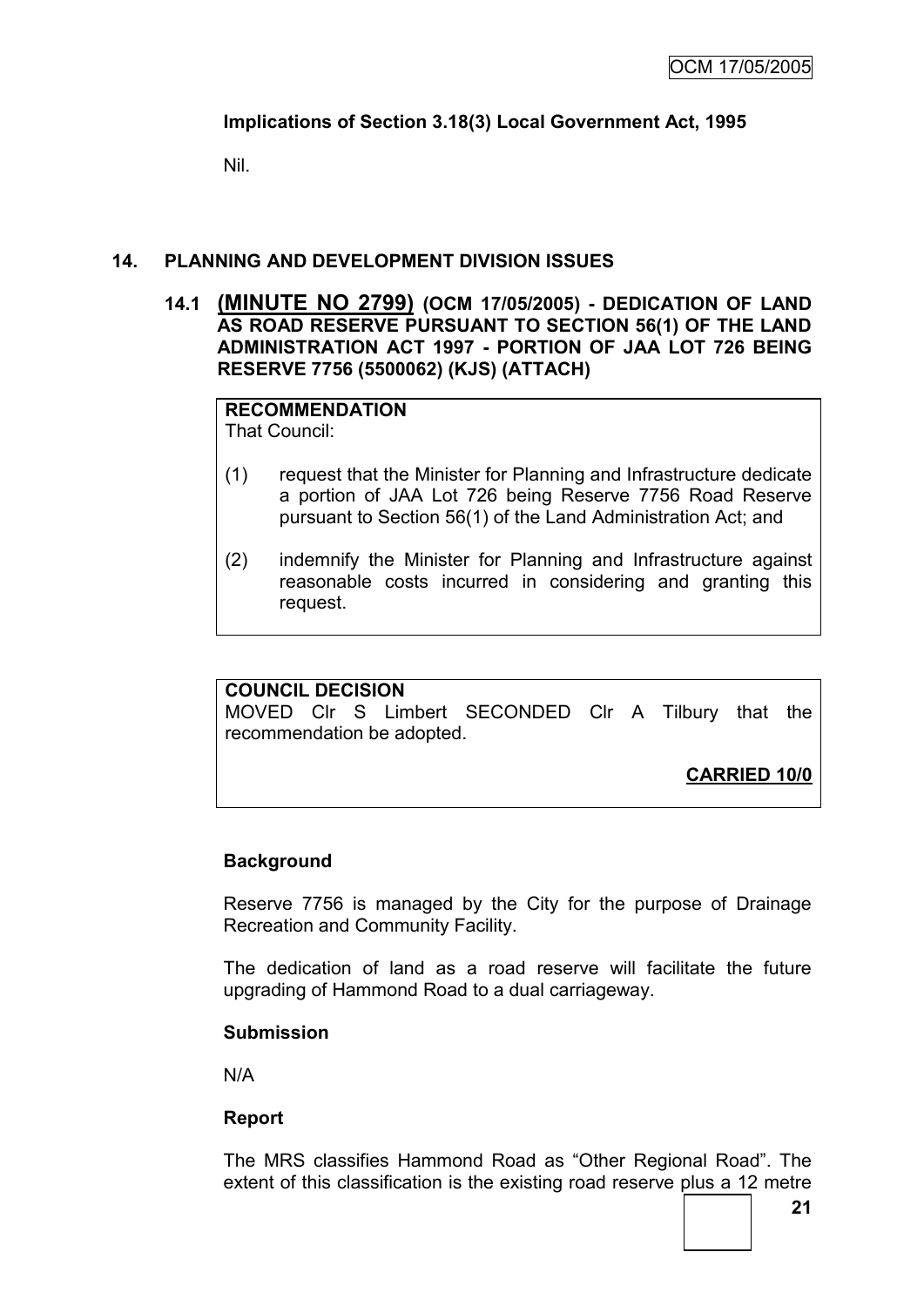**Implications of Section 3.18(3) Local Government Act, 1995**

Nil.

## 14. PLANNING AND DEVELOPMENT DIVISION ISSUES

### 14.1 (MINUTE NO 2799) (OCM 17/05/2005) - DEDICATION OF LAND AS ROAD RESERVE PURSUANT TO SECTION 56(1) OF THE LAND ADMINISTRATION ACT 1997 - PORTION OF JAA LOT 726 BEING RESERVE 7756 (5500062) (KJS) (ATTACH)

**RECOMMENDATION**

That Council:

(1) request that the Minister for Planning and Infrastructure dedicate a portion of JAA Lot 726 being Reserve 7756 Road Reserve pursuant to Section 56(1) of the Land Administration Act; and

(2) indemnify the Minister for Planning and Infrastructure against reasonable costs incurred in considering and granting this request.

**COUNCIL DECISION**

MOVED Clr S Limbert SECONDED Clr A Tilbury that the recommendation be adopted.

**CARRIED 10/0**

**Background**

Reserve 7756 is managed by the City for the purpose of Drainage Recreation and Community Facility.

The dedication of land as a road reserve will facilitate the future upgrading of Hammond Road to a dual carriageway.

**Submission**

N/A

**Report**

The MRS classifies Hammond Road as "Other Regional Road". The extent of this classification is the existing road reserve plus a 12 metre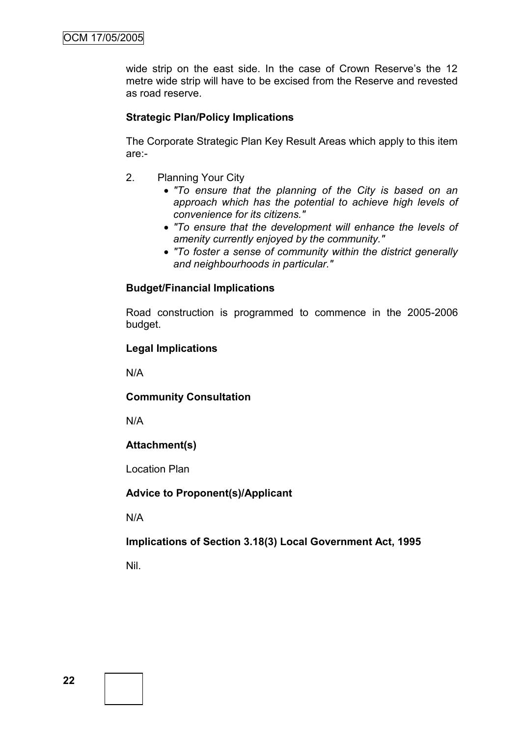wide strip on the east side. In the case of Crown Reserve's the 12 metre wide strip will have to be excised from the Reserve and revested as road reserve.

**Strategic Plan/Policy Implications**

The Corporate Strategic Plan Key Result Areas which apply to this item are:-

2. Planning Your City
    - *"To ensure that the planning of the City is based on an approach which has the potential to achieve high levels of convenience for its citizens."*
    - *"To ensure that the development will enhance the levels of amenity currently enjoyed by the community."*
    - *"To foster a sense of community within the district generally and neighbourhoods in particular."*

**Budget/Financial Implications**

Road construction is programmed to commence in the 2005-2006 budget.

**Legal Implications**

N/A

**Community Consultation**

N/A

**Attachment(s)**

Location Plan

**Advice to Proponent(s)/Applicant**

N/A

**Implications of Section 3.18(3) Local Government Act, 1995**

Nil.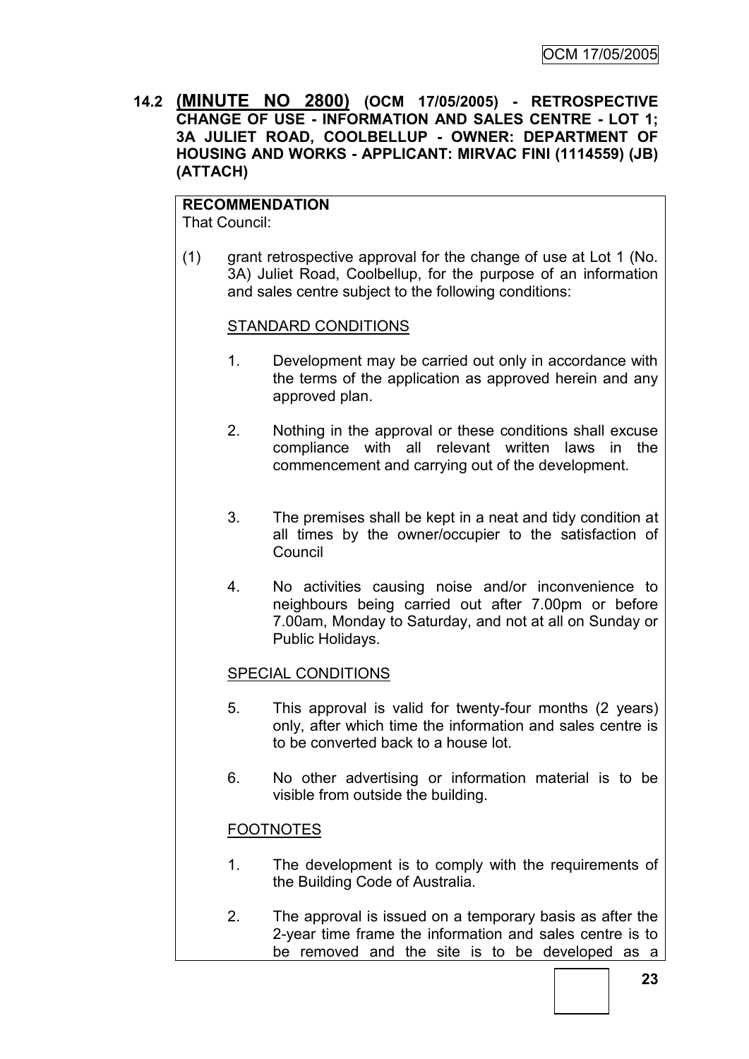**14.2 (MINUTE NO 2800) (OCM 17/05/2005) - RETROSPECTIVE CHANGE OF USE - INFORMATION AND SALES CENTRE - LOT 1; 3A JULIET ROAD, COOLBELLUP - OWNER: DEPARTMENT OF HOUSING AND WORKS - APPLICANT: MIRVAC FINI (1114559) (JB) (ATTACH)**

**RECOMMENDATION**

That Council:

(1) grant retrospective approval for the change of use at Lot 1 (No. 3A) Juliet Road, Coolbellup, for the purpose of an information and sales centre subject to the following conditions:

STANDARD CONDITIONS

1. Development may be carried out only in accordance with the terms of the application as approved herein and any approved plan.

2. Nothing in the approval or these conditions shall excuse compliance with all relevant written laws in the commencement and carrying out of the development.

3. The premises shall be kept in a neat and tidy condition at all times by the owner/occupier to the satisfaction of Council

4. No activities causing noise and/or inconvenience to neighbours being carried out after 7.00pm or before 7.00am, Monday to Saturday, and not at all on Sunday or Public Holidays.

SPECIAL CONDITIONS

5. This approval is valid for twenty-four months (2 years) only, after which time the information and sales centre is to be converted back to a house lot.

6. No other advertising or information material is to be visible from outside the building.

FOOTNOTES

1. The development is to comply with the requirements of the Building Code of Australia.

2. The approval is issued on a temporary basis as after the 2-year time frame the information and sales centre is to be removed and the site is to be developed as a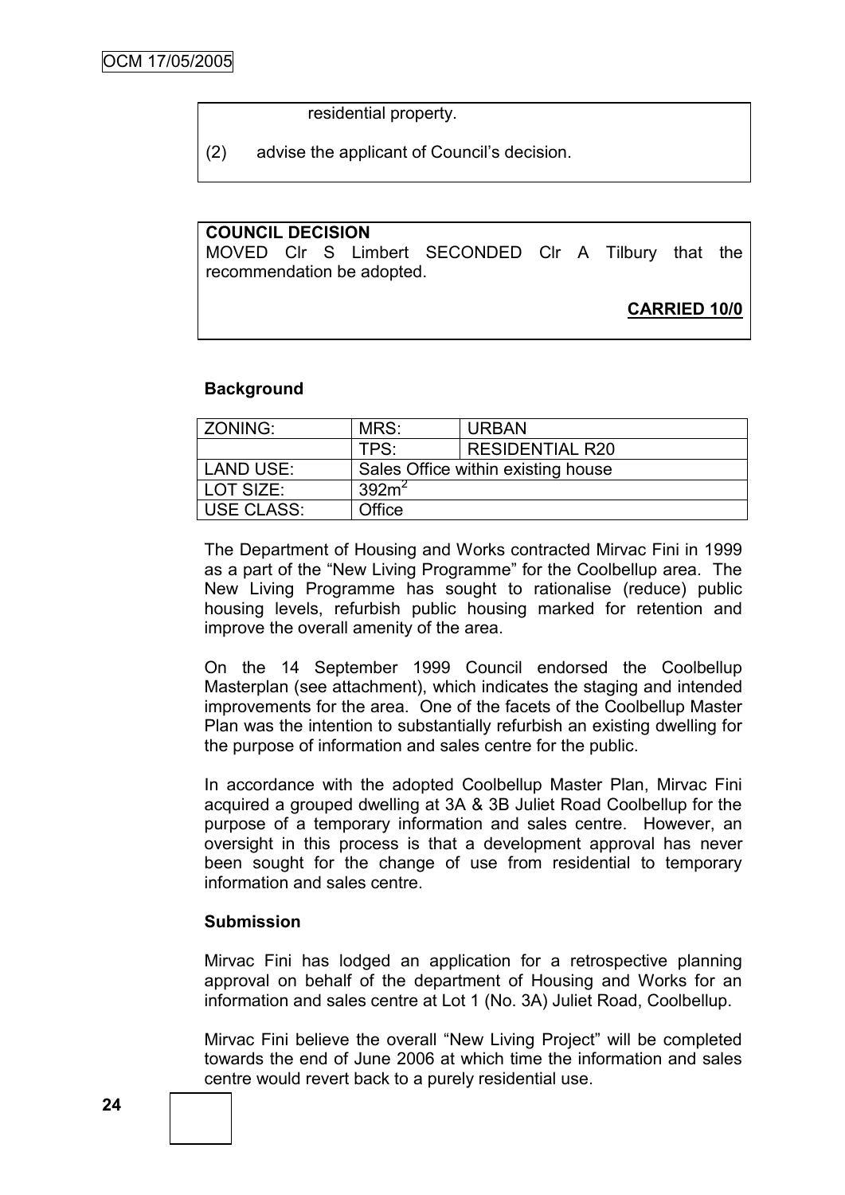residential property.

(2) advise the applicant of Council's decision.

**COUNCIL DECISION**
MOVED Clr S Limbert SECONDED Clr A Tilbury that the recommendation be adopted.

**CARRIED 10/0**

**Background**

| ZONING: | MRS: | URBAN |
|---|---|---|
| | TPS: | RESIDENTIAL R20 |
| LAND USE: | Sales Office within existing house | |
| LOT SIZE: | $392m^2$ | |
| USE CLASS: | Office | |

The Department of Housing and Works contracted Mirvac Fini in 1999 as a part of the "New Living Programme" for the Coolbellup area. The New Living Programme has sought to rationalise (reduce) public housing levels, refurbish public housing marked for retention and improve the overall amenity of the area.

On the 14 September 1999 Council endorsed the Coolbellup Masterplan (see attachment), which indicates the staging and intended improvements for the area. One of the facets of the Coolbellup Master Plan was the intention to substantially refurbish an existing dwelling for the purpose of information and sales centre for the public.

In accordance with the adopted Coolbellup Master Plan, Mirvac Fini acquired a grouped dwelling at 3A & 3B Juliet Road Coolbellup for the purpose of a temporary information and sales centre. However, an oversight in this process is that a development approval has never been sought for the change of use from residential to temporary information and sales centre.

**Submission**

Mirvac Fini has lodged an application for a retrospective planning approval on behalf of the department of Housing and Works for an information and sales centre at Lot 1 (No. 3A) Juliet Road, Coolbellup.

Mirvac Fini believe the overall "New Living Project" will be completed towards the end of June 2006 at which time the information and sales centre would revert back to a purely residential use.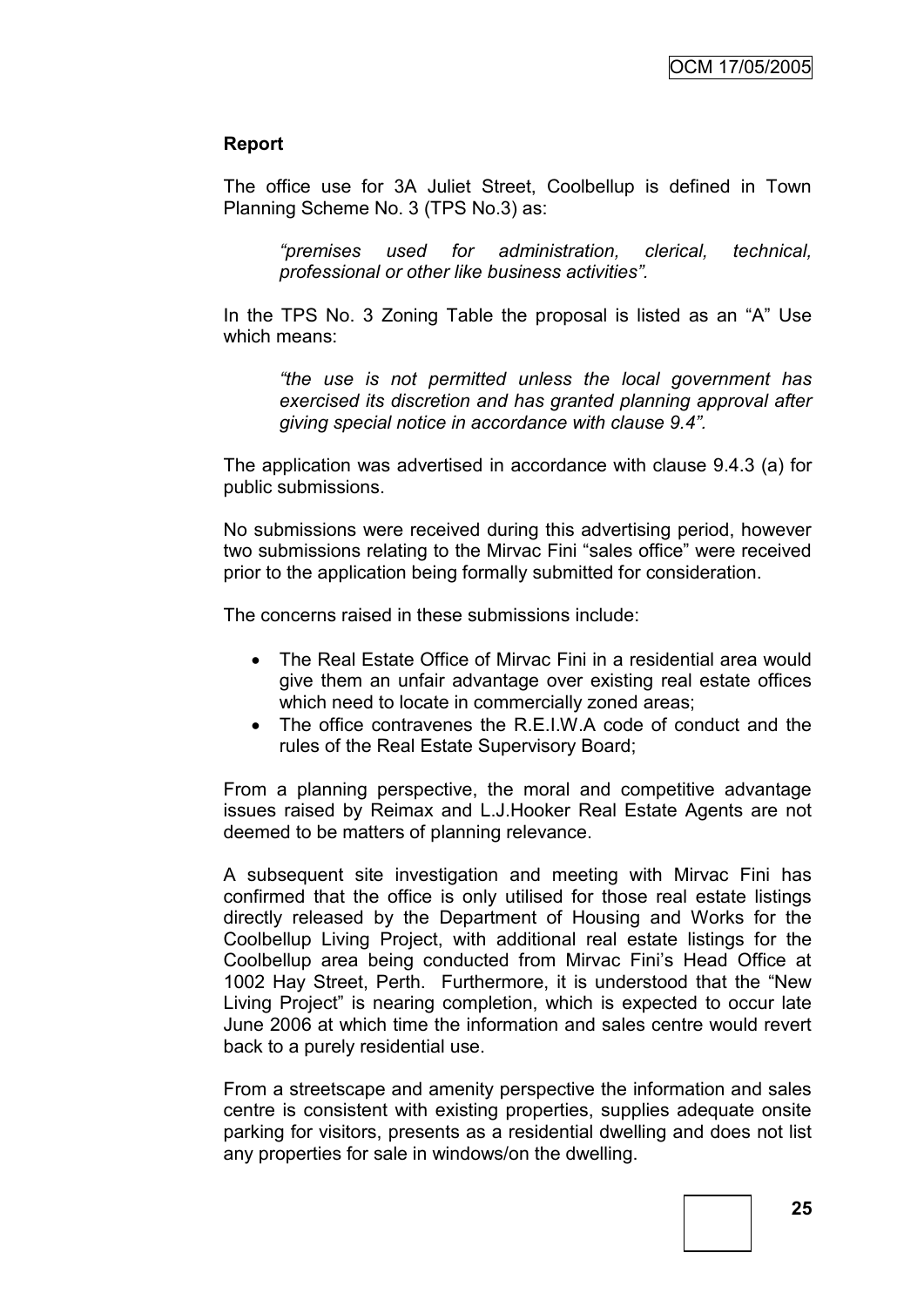**Report**

The office use for 3A Juliet Street, Coolbellup is defined in Town Planning Scheme No. 3 (TPS No.3) as:

> *"premises used for administration, clerical, technical, professional or other like business activities".*

In the TPS No. 3 Zoning Table the proposal is listed as an "A" Use which means:

> *"the use is not permitted unless the local government has exercised its discretion and has granted planning approval after giving special notice in accordance with clause 9.4".*

The application was advertised in accordance with clause 9.4.3 (a) for public submissions.

No submissions were received during this advertising period, however two submissions relating to the Mirvac Fini "sales office" were received prior to the application being formally submitted for consideration.

The concerns raised in these submissions include:

- The Real Estate Office of Mirvac Fini in a residential area would give them an unfair advantage over existing real estate offices which need to locate in commercially zoned areas;
- The office contravenes the R.E.I.W.A code of conduct and the rules of the Real Estate Supervisory Board;

From a planning perspective, the moral and competitive advantage issues raised by Reimax and L.J.Hooker Real Estate Agents are not deemed to be matters of planning relevance.

A subsequent site investigation and meeting with Mirvac Fini has confirmed that the office is only utilised for those real estate listings directly released by the Department of Housing and Works for the Coolbellup Living Project, with additional real estate listings for the Coolbellup area being conducted from Mirvac Fini's Head Office at 1002 Hay Street, Perth. Furthermore, it is understood that the "New Living Project" is nearing completion, which is expected to occur late June 2006 at which time the information and sales centre would revert back to a purely residential use.

From a streetscape and amenity perspective the information and sales centre is consistent with existing properties, supplies adequate onsite parking for visitors, presents as a residential dwelling and does not list any properties for sale in windows/on the dwelling.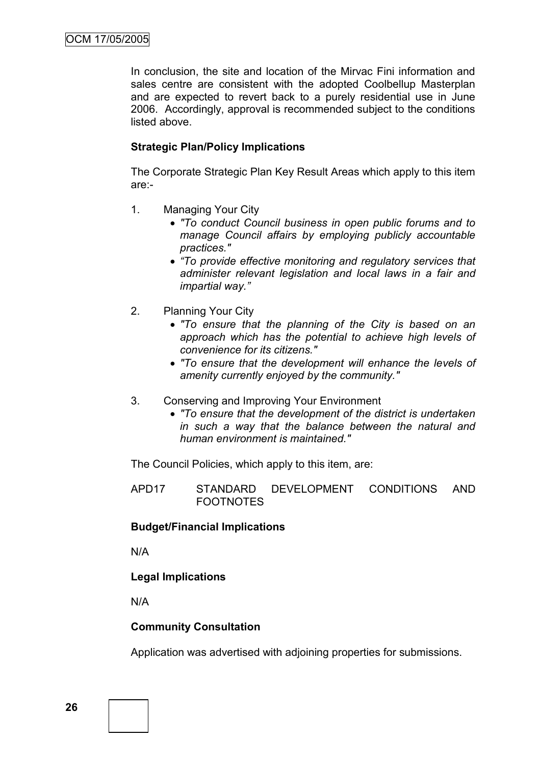In conclusion, the site and location of the Mirvac Fini information and sales centre are consistent with the adopted Coolbellup Masterplan and are expected to revert back to a purely residential use in June 2006. Accordingly, approval is recommended subject to the conditions listed above.

**Strategic Plan/Policy Implications**

The Corporate Strategic Plan Key Result Areas which apply to this item are:-

1. Managing Your City
   - *"To conduct Council business in open public forums and to manage Council affairs by employing publicly accountable practices."*
   - *"To provide effective monitoring and regulatory services that administer relevant legislation and local laws in a fair and impartial way."*

2. Planning Your City
   - *"To ensure that the planning of the City is based on an approach which has the potential to achieve high levels of convenience for its citizens."*
   - *"To ensure that the development will enhance the levels of amenity currently enjoyed by the community."*

3. Conserving and Improving Your Environment
   - *"To ensure that the development of the district is undertaken in such a way that the balance between the natural and human environment is maintained."*

The Council Policies, which apply to this item, are:

APD17 STANDARD DEVELOPMENT CONDITIONS AND FOOTNOTES

**Budget/Financial Implications**

N/A

**Legal Implications**

N/A

**Community Consultation**

Application was advertised with adjoining properties for submissions.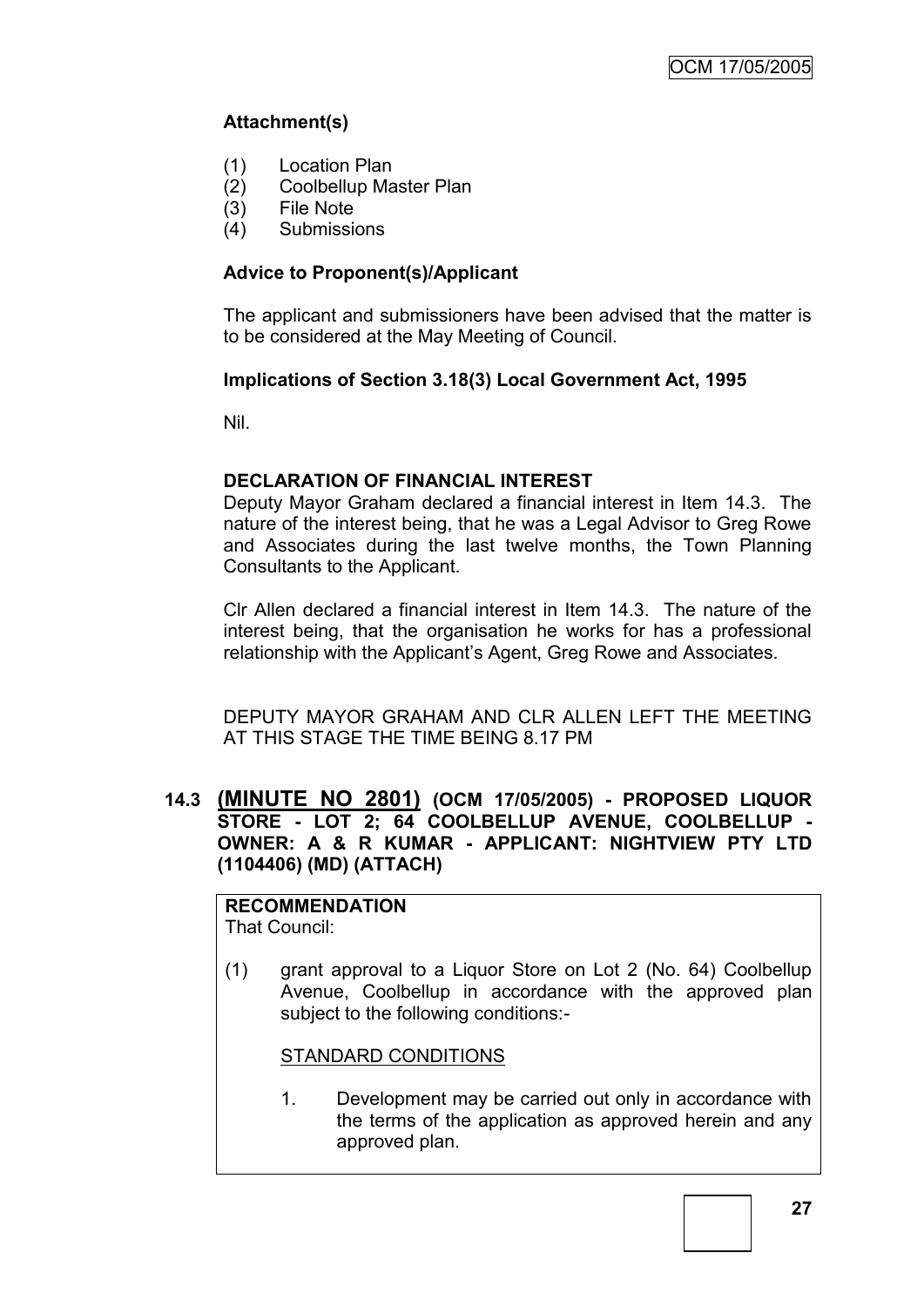**Attachment(s)**

(1) Location Plan
(2) Coolbellup Master Plan
(3) File Note
(4) Submissions

**Advice to Proponent(s)/Applicant**

The applicant and submissioners have been advised that the matter is to be considered at the May Meeting of Council.

**Implications of Section 3.18(3) Local Government Act, 1995**

Nil.

**DECLARATION OF FINANCIAL INTEREST**

Deputy Mayor Graham declared a financial interest in Item 14.3. The nature of the interest being, that he was a Legal Advisor to Greg Rowe and Associates during the last twelve months, the Town Planning Consultants to the Applicant.

Clr Allen declared a financial interest in Item 14.3. The nature of the interest being, that the organisation he works for has a professional relationship with the Applicant's Agent, Greg Rowe and Associates.

DEPUTY MAYOR GRAHAM AND CLR ALLEN LEFT THE MEETING AT THIS STAGE THE TIME BEING 8.17 PM

## 14.3 (MINUTE NO 2801) (OCM 17/05/2005) - PROPOSED LIQUOR STORE - LOT 2; 64 COOLBELLUP AVENUE, COOLBELLUP - OWNER: A & R KUMAR - APPLICANT: NIGHTVIEW PTY LTD (1104406) (MD) (ATTACH)

**RECOMMENDATION**
That Council:

(1) grant approval to a Liquor Store on Lot 2 (No. 64) Coolbellup Avenue, Coolbellup in accordance with the approved plan subject to the following conditions:-

STANDARD CONDITIONS

1. Development may be carried out only in accordance with the terms of the application as approved herein and any approved plan.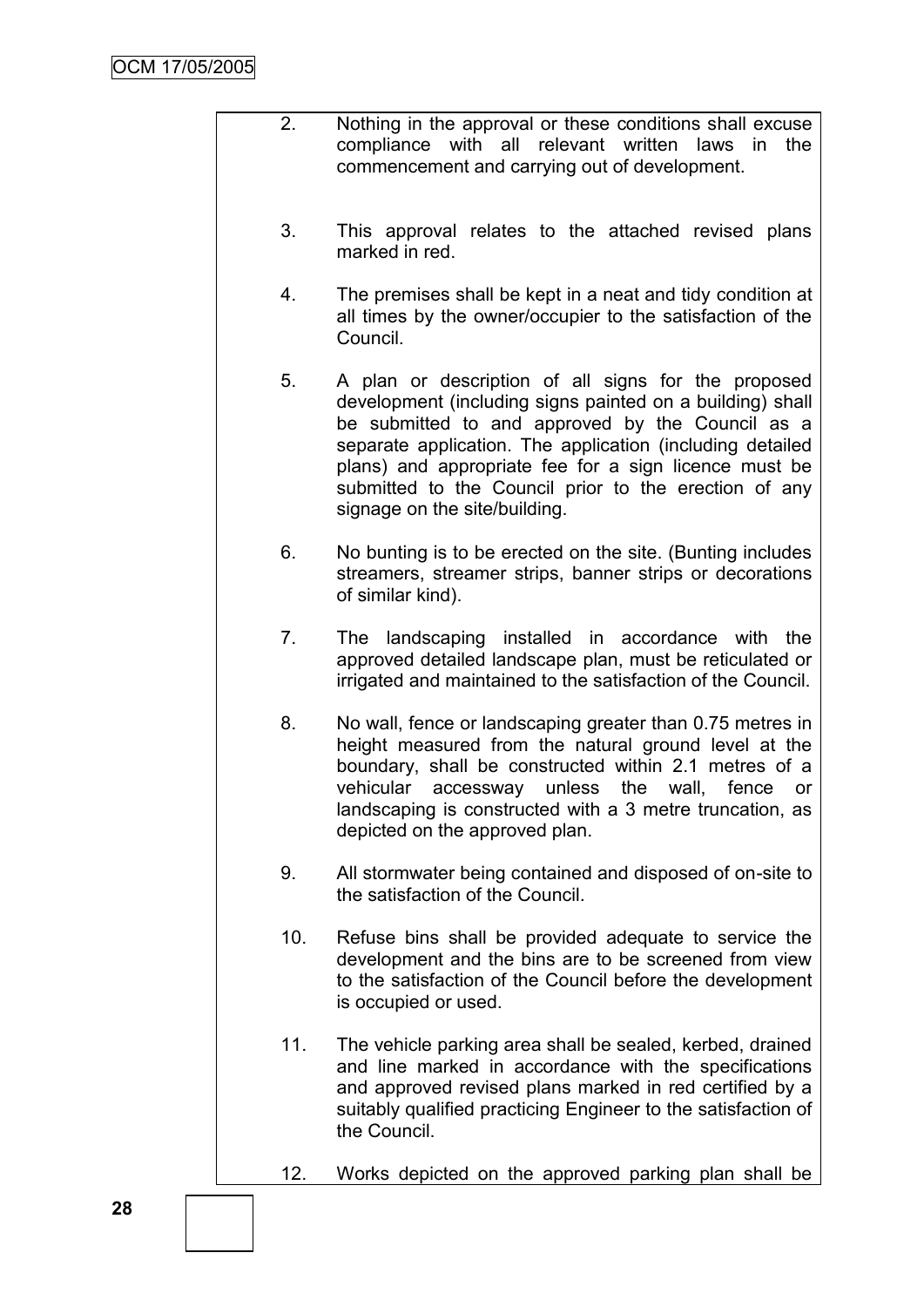2. Nothing in the approval or these conditions shall excuse compliance with all relevant written laws in the commencement and carrying out of development.

3. This approval relates to the attached revised plans marked in red.

4. The premises shall be kept in a neat and tidy condition at all times by the owner/occupier to the satisfaction of the Council.

5. A plan or description of all signs for the proposed development (including signs painted on a building) shall be submitted to and approved by the Council as a separate application. The application (including detailed plans) and appropriate fee for a sign licence must be submitted to the Council prior to the erection of any signage on the site/building.

6. No bunting is to be erected on the site. (Bunting includes streamers, streamer strips, banner strips or decorations of similar kind).

7. The landscaping installed in accordance with the approved detailed landscape plan, must be reticulated or irrigated and maintained to the satisfaction of the Council.

8. No wall, fence or landscaping greater than 0.75 metres in height measured from the natural ground level at the boundary, shall be constructed within 2.1 metres of a vehicular accessway unless the wall, fence or landscaping is constructed with a 3 metre truncation, as depicted on the approved plan.

9. All stormwater being contained and disposed of on-site to the satisfaction of the Council.

10. Refuse bins shall be provided adequate to service the development and the bins are to be screened from view to the satisfaction of the Council before the development is occupied or used.

11. The vehicle parking area shall be sealed, kerbed, drained and line marked in accordance with the specifications and approved revised plans marked in red certified by a suitably qualified practicing Engineer to the satisfaction of the Council.

12. Works depicted on the approved parking plan shall be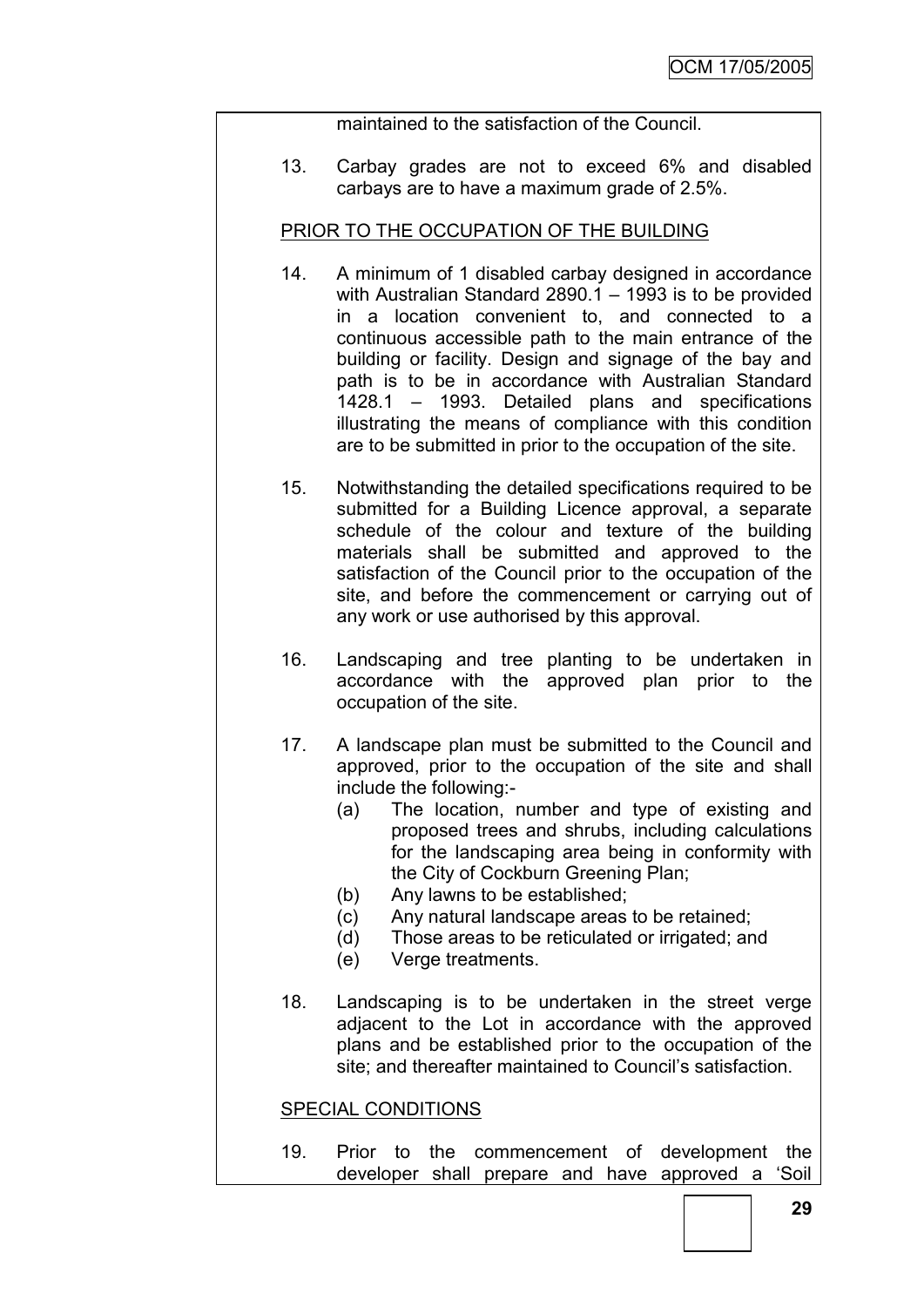maintained to the satisfaction of the Council.

13. Carbay grades are not to exceed 6% and disabled carbays are to have a maximum grade of 2.5%.

PRIOR TO THE OCCUPATION OF THE BUILDING

14. A minimum of 1 disabled carbay designed in accordance with Australian Standard 2890.1 – 1993 is to be provided in a location convenient to, and connected to a continuous accessible path to the main entrance of the building or facility. Design and signage of the bay and path is to be in accordance with Australian Standard 1428.1 – 1993. Detailed plans and specifications illustrating the means of compliance with this condition are to be submitted in prior to the occupation of the site.

15. Notwithstanding the detailed specifications required to be submitted for a Building Licence approval, a separate schedule of the colour and texture of the building materials shall be submitted and approved to the satisfaction of the Council prior to the occupation of the site, and before the commencement or carrying out of any work or use authorised by this approval.

16. Landscaping and tree planting to be undertaken in accordance with the approved plan prior to the occupation of the site.

17. A landscape plan must be submitted to the Council and approved, prior to the occupation of the site and shall include the following:-
    (a) The location, number and type of existing and proposed trees and shrubs, including calculations for the landscaping area being in conformity with the City of Cockburn Greening Plan;
    (b) Any lawns to be established;
    (c) Any natural landscape areas to be retained;
    (d) Those areas to be reticulated or irrigated; and
    (e) Verge treatments.

18. Landscaping is to be undertaken in the street verge adjacent to the Lot in accordance with the approved plans and be established prior to the occupation of the site; and thereafter maintained to Council's satisfaction.

SPECIAL CONDITIONS

19. Prior to the commencement of development the developer shall prepare and have approved a 'Soil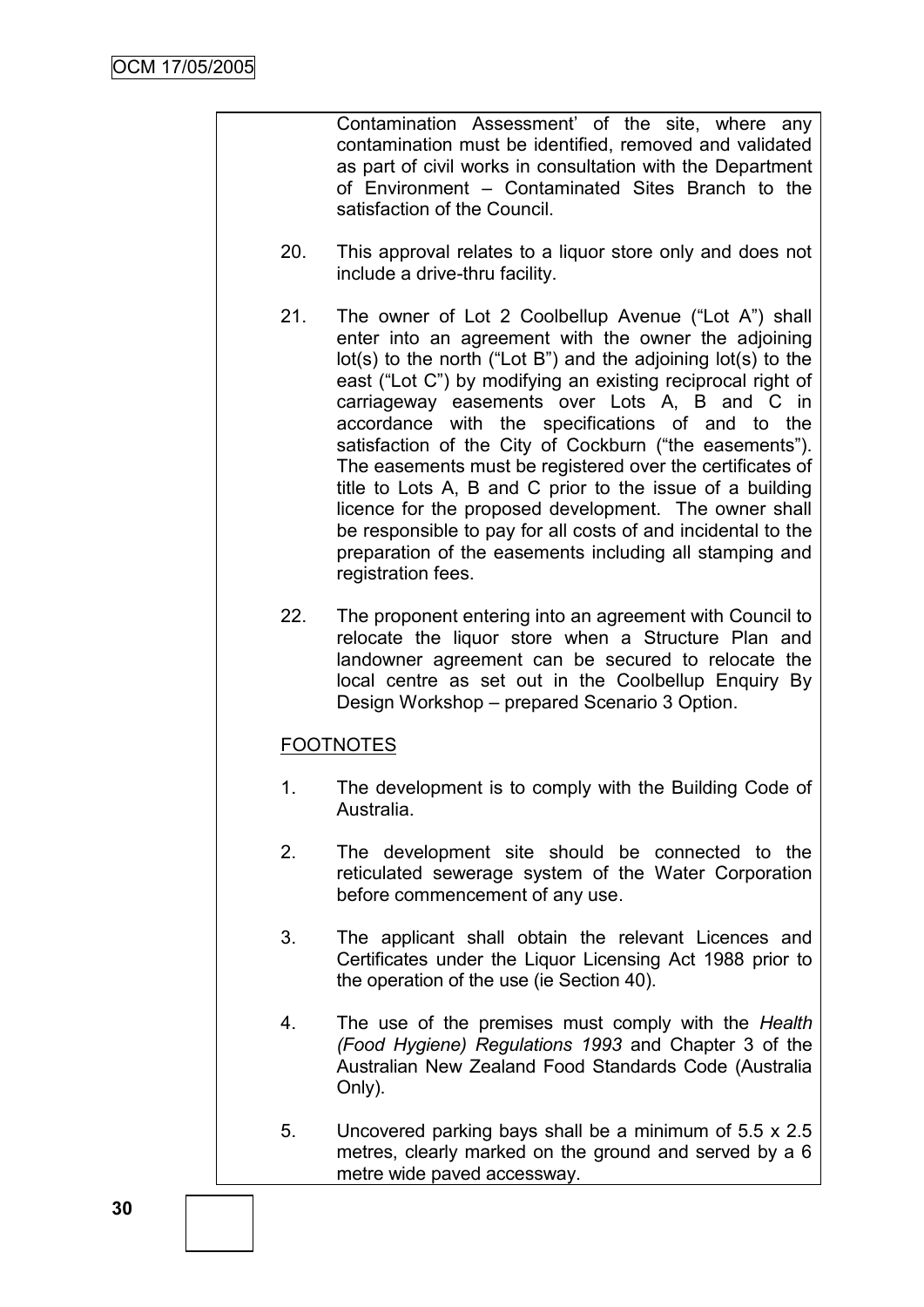Contamination Assessment' of the site, where any contamination must be identified, removed and validated as part of civil works in consultation with the Department of Environment – Contaminated Sites Branch to the satisfaction of the Council.

20. This approval relates to a liquor store only and does not include a drive-thru facility.

21. The owner of Lot 2 Coolbellup Avenue ("Lot A") shall enter into an agreement with the owner the adjoining lot(s) to the north ("Lot B") and the adjoining lot(s) to the east ("Lot C") by modifying an existing reciprocal right of carriageway easements over Lots A, B and C in accordance with the specifications of and to the satisfaction of the City of Cockburn ("the easements"). The easements must be registered over the certificates of title to Lots A, B and C prior to the issue of a building licence for the proposed development. The owner shall be responsible to pay for all costs of and incidental to the preparation of the easements including all stamping and registration fees.

22. The proponent entering into an agreement with Council to relocate the liquor store when a Structure Plan and landowner agreement can be secured to relocate the local centre as set out in the Coolbellup Enquiry By Design Workshop – prepared Scenario 3 Option.

FOOTNOTES

1. The development is to comply with the Building Code of Australia.

2. The development site should be connected to the reticulated sewerage system of the Water Corporation before commencement of any use.

3. The applicant shall obtain the relevant Licences and Certificates under the Liquor Licensing Act 1988 prior to the operation of the use (ie Section 40).

4. The use of the premises must comply with the *Health (Food Hygiene) Regulations 1993* and Chapter 3 of the Australian New Zealand Food Standards Code (Australia Only).

5. Uncovered parking bays shall be a minimum of 5.5 x 2.5 metres, clearly marked on the ground and served by a 6 metre wide paved accessway.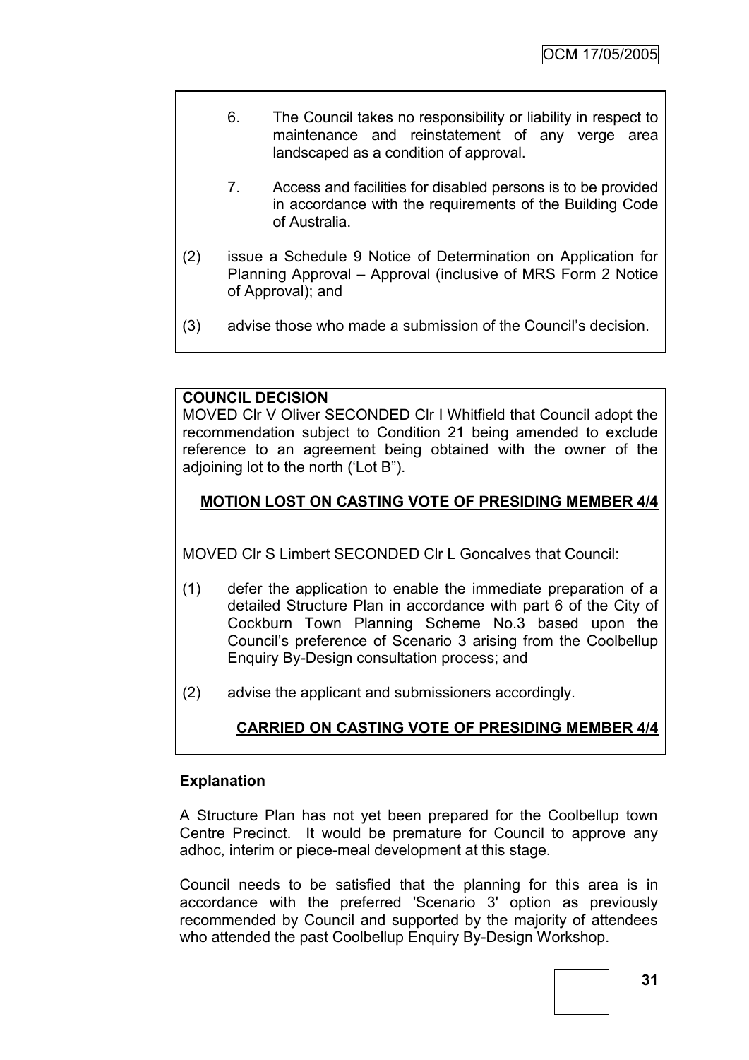6. The Council takes no responsibility or liability in respect to maintenance and reinstatement of any verge area landscaped as a condition of approval.

7. Access and facilities for disabled persons is to be provided in accordance with the requirements of the Building Code of Australia.

(2) issue a Schedule 9 Notice of Determination on Application for Planning Approval – Approval (inclusive of MRS Form 2 Notice of Approval); and

(3) advise those who made a submission of the Council's decision.

**COUNCIL DECISION**

MOVED Clr V Oliver SECONDED Clr I Whitfield that Council adopt the recommendation subject to Condition 21 being amended to exclude reference to an agreement being obtained with the owner of the adjoining lot to the north ('Lot B").

**MOTION LOST ON CASTING VOTE OF PRESIDING MEMBER 4/4**

MOVED Clr S Limbert SECONDED Clr L Goncalves that Council:

(1) defer the application to enable the immediate preparation of a detailed Structure Plan in accordance with part 6 of the City of Cockburn Town Planning Scheme No.3 based upon the Council's preference of Scenario 3 arising from the Coolbellup Enquiry By-Design consultation process; and

(2) advise the applicant and submissioners accordingly.

**CARRIED ON CASTING VOTE OF PRESIDING MEMBER 4/4**

**Explanation**

A Structure Plan has not yet been prepared for the Coolbellup town Centre Precinct. It would be premature for Council to approve any adhoc, interim or piece-meal development at this stage.

Council needs to be satisfied that the planning for this area is in accordance with the preferred 'Scenario 3' option as previously recommended by Council and supported by the majority of attendees who attended the past Coolbellup Enquiry By-Design Workshop.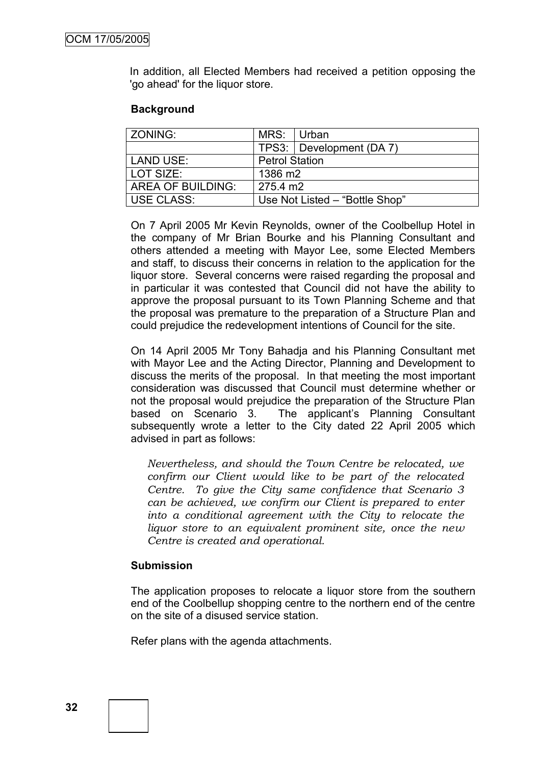In addition, all Elected Members had received a petition opposing the 'go ahead' for the liquor store.

**Background**

| ZONING: | MRS: | Urban |
|---|---|---|
| | TPS3: | Development (DA 7) |
| LAND USE: | Petrol Station | |
| LOT SIZE: | 1386 m2 | |
| AREA OF BUILDING: | 275.4 m2 | |
| USE CLASS: | Use Not Listed – "Bottle Shop" | |

On 7 April 2005 Mr Kevin Reynolds, owner of the Coolbellup Hotel in the company of Mr Brian Bourke and his Planning Consultant and others attended a meeting with Mayor Lee, some Elected Members and staff, to discuss their concerns in relation to the application for the liquor store. Several concerns were raised regarding the proposal and in particular it was contested that Council did not have the ability to approve the proposal pursuant to its Town Planning Scheme and that the proposal was premature to the preparation of a Structure Plan and could prejudice the redevelopment intentions of Council for the site.

On 14 April 2005 Mr Tony Bahadja and his Planning Consultant met with Mayor Lee and the Acting Director, Planning and Development to discuss the merits of the proposal. In that meeting the most important consideration was discussed that Council must determine whether or not the proposal would prejudice the preparation of the Structure Plan based on Scenario 3. The applicant's Planning Consultant subsequently wrote a letter to the City dated 22 April 2005 which advised in part as follows:

> *Nevertheless, and should the Town Centre be relocated, we confirm our Client would like to be part of the relocated Centre. To give the City same confidence that Scenario 3 can be achieved, we confirm our Client is prepared to enter into a conditional agreement with the City to relocate the liquor store to an equivalent prominent site, once the new Centre is created and operational.*

**Submission**

The application proposes to relocate a liquor store from the southern end of the Coolbellup shopping centre to the northern end of the centre on the site of a disused service station.

Refer plans with the agenda attachments.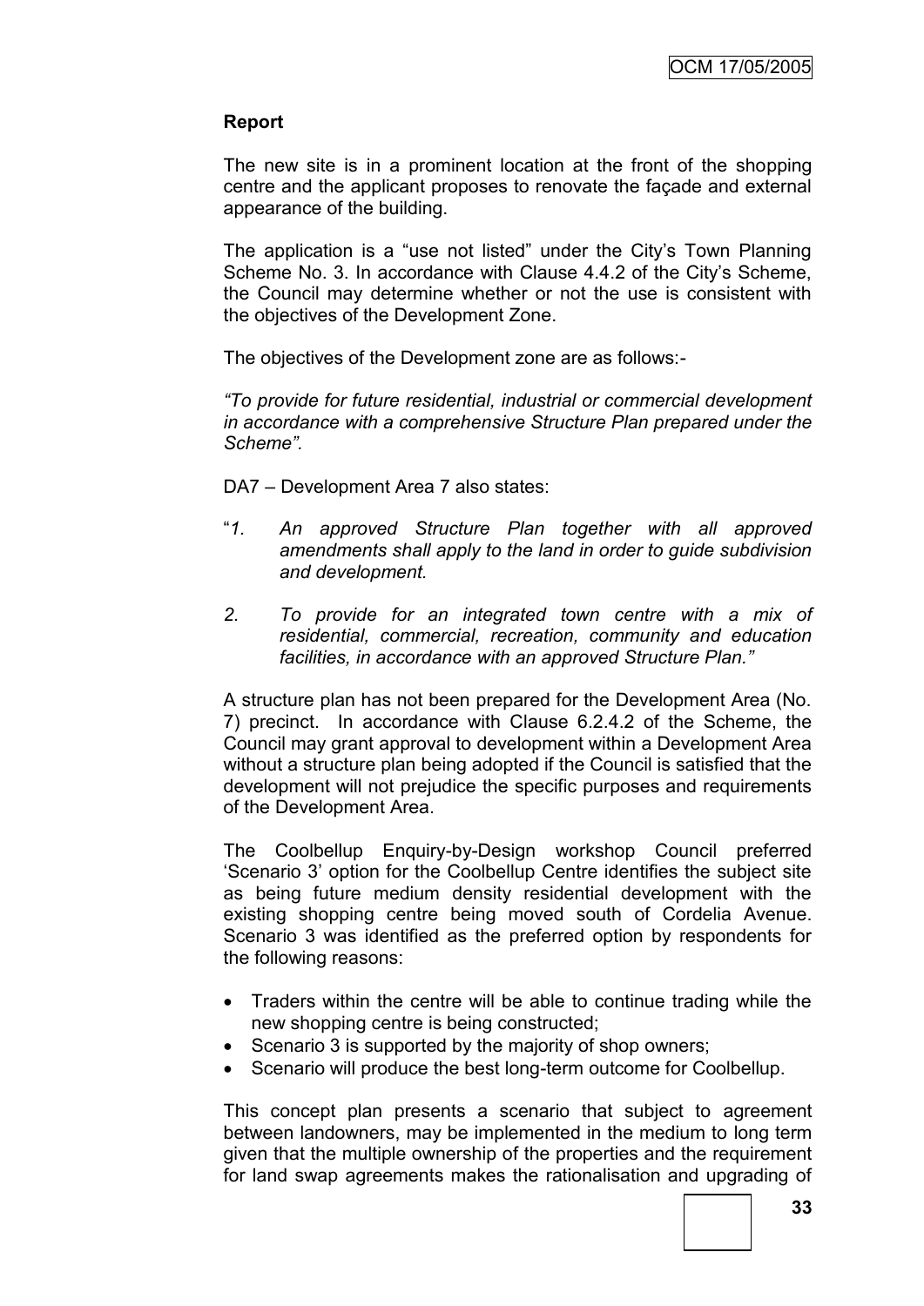**Report**

The new site is in a prominent location at the front of the shopping centre and the applicant proposes to renovate the façade and external appearance of the building.

The application is a "use not listed" under the City's Town Planning Scheme No. 3. In accordance with Clause 4.4.2 of the City's Scheme, the Council may determine whether or not the use is consistent with the objectives of the Development Zone.

The objectives of the Development zone are as follows:-

*"To provide for future residential, industrial or commercial development in accordance with a comprehensive Structure Plan prepared under the Scheme".*

DA7 – Development Area 7 also states:

"*1. An approved Structure Plan together with all approved amendments shall apply to the land in order to guide subdivision and development.*

*2. To provide for an integrated town centre with a mix of residential, commercial, recreation, community and education facilities, in accordance with an approved Structure Plan."*

A structure plan has not been prepared for the Development Area (No. 7) precinct. In accordance with Clause 6.2.4.2 of the Scheme, the Council may grant approval to development within a Development Area without a structure plan being adopted if the Council is satisfied that the development will not prejudice the specific purposes and requirements of the Development Area.

The Coolbellup Enquiry-by-Design workshop Council preferred 'Scenario 3' option for the Coolbellup Centre identifies the subject site as being future medium density residential development with the existing shopping centre being moved south of Cordelia Avenue. Scenario 3 was identified as the preferred option by respondents for the following reasons:

- Traders within the centre will be able to continue trading while the new shopping centre is being constructed;
- Scenario 3 is supported by the majority of shop owners;
- Scenario will produce the best long-term outcome for Coolbellup.

This concept plan presents a scenario that subject to agreement between landowners, may be implemented in the medium to long term given that the multiple ownership of the properties and the requirement for land swap agreements makes the rationalisation and upgrading of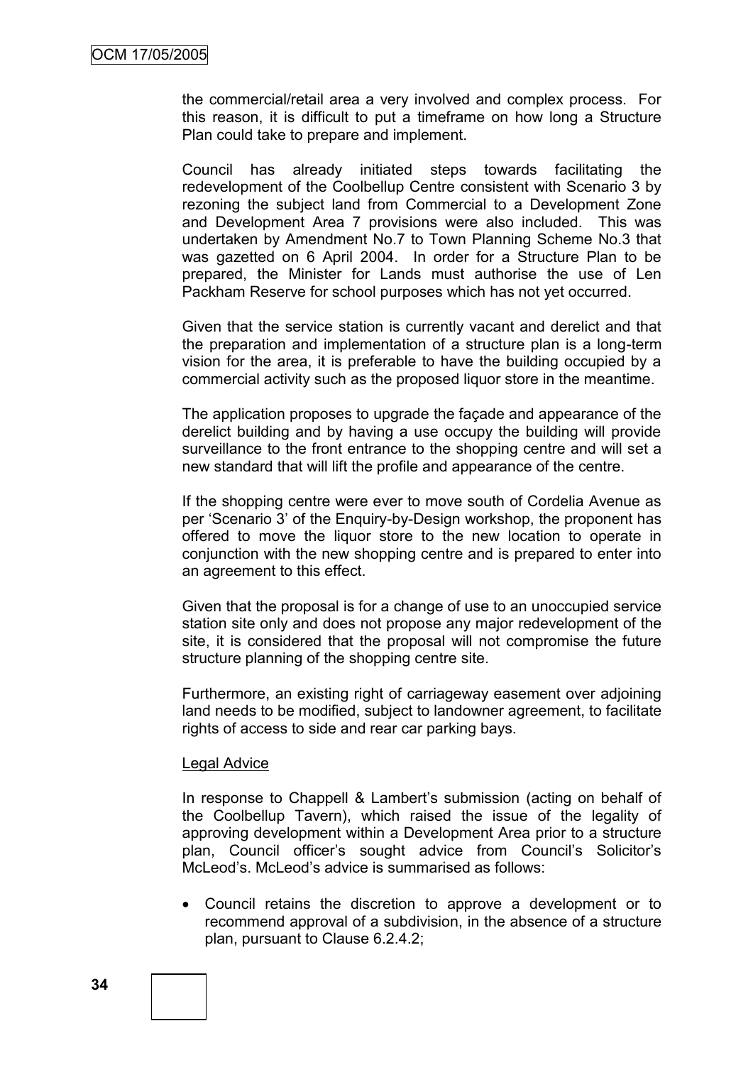the commercial/retail area a very involved and complex process. For this reason, it is difficult to put a timeframe on how long a Structure Plan could take to prepare and implement.

Council has already initiated steps towards facilitating the redevelopment of the Coolbellup Centre consistent with Scenario 3 by rezoning the subject land from Commercial to a Development Zone and Development Area 7 provisions were also included. This was undertaken by Amendment No.7 to Town Planning Scheme No.3 that was gazetted on 6 April 2004. In order for a Structure Plan to be prepared, the Minister for Lands must authorise the use of Len Packham Reserve for school purposes which has not yet occurred.

Given that the service station is currently vacant and derelict and that the preparation and implementation of a structure plan is a long-term vision for the area, it is preferable to have the building occupied by a commercial activity such as the proposed liquor store in the meantime.

The application proposes to upgrade the façade and appearance of the derelict building and by having a use occupy the building will provide surveillance to the front entrance to the shopping centre and will set a new standard that will lift the profile and appearance of the centre.

If the shopping centre were ever to move south of Cordelia Avenue as per 'Scenario 3' of the Enquiry-by-Design workshop, the proponent has offered to move the liquor store to the new location to operate in conjunction with the new shopping centre and is prepared to enter into an agreement to this effect.

Given that the proposal is for a change of use to an unoccupied service station site only and does not propose any major redevelopment of the site, it is considered that the proposal will not compromise the future structure planning of the shopping centre site.

Furthermore, an existing right of carriageway easement over adjoining land needs to be modified, subject to landowner agreement, to facilitate rights of access to side and rear car parking bays.

Legal Advice

In response to Chappell & Lambert's submission (acting on behalf of the Coolbellup Tavern), which raised the issue of the legality of approving development within a Development Area prior to a structure plan, Council officer's sought advice from Council's Solicitor's McLeod's. McLeod's advice is summarised as follows:

- Council retains the discretion to approve a development or to recommend approval of a subdivision, in the absence of a structure plan, pursuant to Clause 6.2.4.2;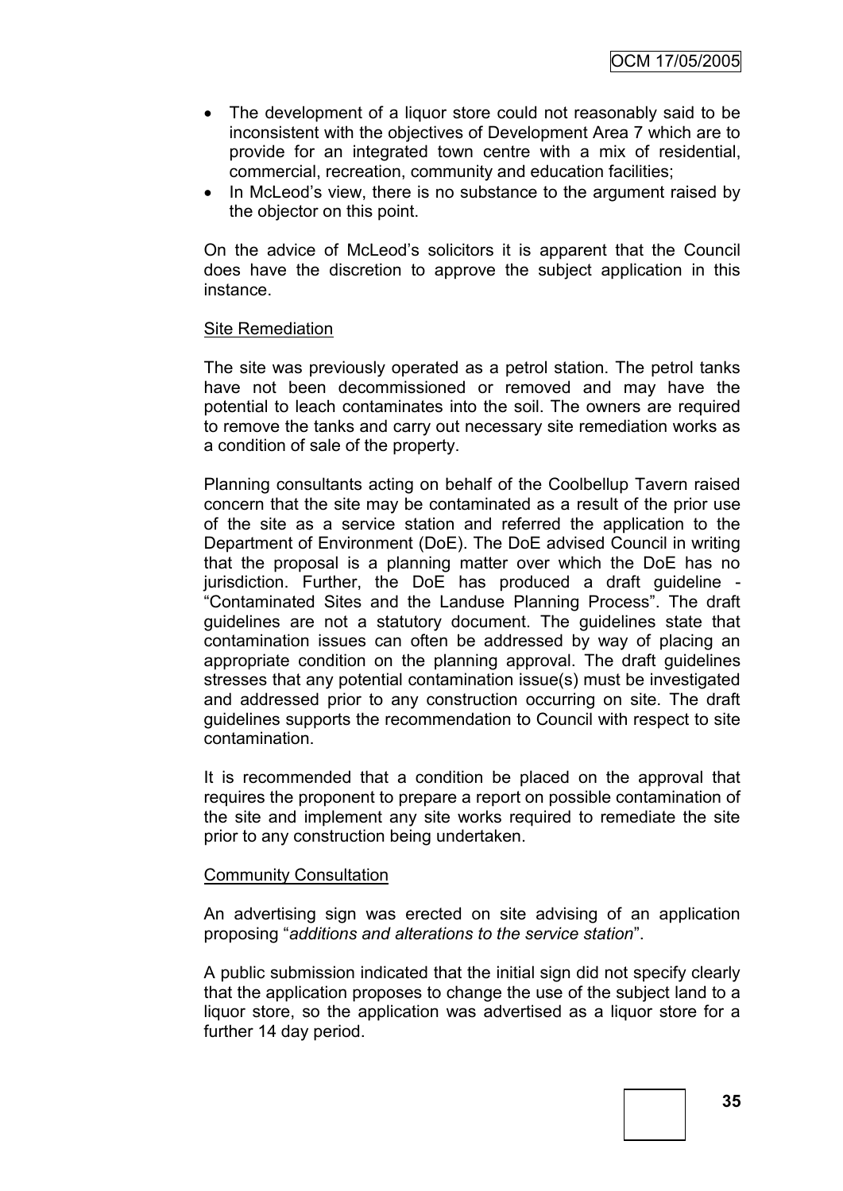- The development of a liquor store could not reasonably said to be inconsistent with the objectives of Development Area 7 which are to provide for an integrated town centre with a mix of residential, commercial, recreation, community and education facilities;
- In McLeod's view, there is no substance to the argument raised by the objector on this point.

On the advice of McLeod's solicitors it is apparent that the Council does have the discretion to approve the subject application in this instance.

Site Remediation

The site was previously operated as a petrol station. The petrol tanks have not been decommissioned or removed and may have the potential to leach contaminates into the soil. The owners are required to remove the tanks and carry out necessary site remediation works as a condition of sale of the property.

Planning consultants acting on behalf of the Coolbellup Tavern raised concern that the site may be contaminated as a result of the prior use of the site as a service station and referred the application to the Department of Environment (DoE). The DoE advised Council in writing that the proposal is a planning matter over which the DoE has no jurisdiction. Further, the DoE has produced a draft guideline - "Contaminated Sites and the Landuse Planning Process". The draft guidelines are not a statutory document. The guidelines state that contamination issues can often be addressed by way of placing an appropriate condition on the planning approval. The draft guidelines stresses that any potential contamination issue(s) must be investigated and addressed prior to any construction occurring on site. The draft guidelines supports the recommendation to Council with respect to site contamination.

It is recommended that a condition be placed on the approval that requires the proponent to prepare a report on possible contamination of the site and implement any site works required to remediate the site prior to any construction being undertaken.

Community Consultation

An advertising sign was erected on site advising of an application proposing "*additions and alterations to the service station*".

A public submission indicated that the initial sign did not specify clearly that the application proposes to change the use of the subject land to a liquor store, so the application was advertised as a liquor store for a further 14 day period.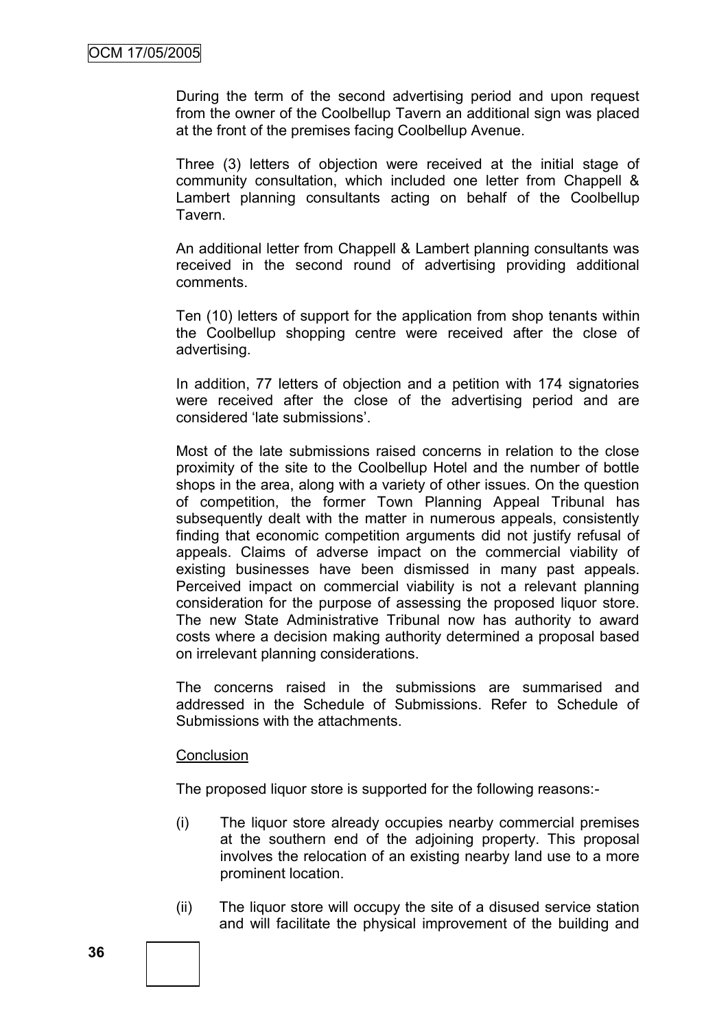During the term of the second advertising period and upon request from the owner of the Coolbellup Tavern an additional sign was placed at the front of the premises facing Coolbellup Avenue.

Three (3) letters of objection were received at the initial stage of community consultation, which included one letter from Chappell & Lambert planning consultants acting on behalf of the Coolbellup Tavern.

An additional letter from Chappell & Lambert planning consultants was received in the second round of advertising providing additional comments.

Ten (10) letters of support for the application from shop tenants within the Coolbellup shopping centre were received after the close of advertising.

In addition, 77 letters of objection and a petition with 174 signatories were received after the close of the advertising period and are considered 'late submissions'.

Most of the late submissions raised concerns in relation to the close proximity of the site to the Coolbellup Hotel and the number of bottle shops in the area, along with a variety of other issues. On the question of competition, the former Town Planning Appeal Tribunal has subsequently dealt with the matter in numerous appeals, consistently finding that economic competition arguments did not justify refusal of appeals. Claims of adverse impact on the commercial viability of existing businesses have been dismissed in many past appeals. Perceived impact on commercial viability is not a relevant planning consideration for the purpose of assessing the proposed liquor store. The new State Administrative Tribunal now has authority to award costs where a decision making authority determined a proposal based on irrelevant planning considerations.

The concerns raised in the submissions are summarised and addressed in the Schedule of Submissions. Refer to Schedule of Submissions with the attachments.

Conclusion

The proposed liquor store is supported for the following reasons:-

(i) The liquor store already occupies nearby commercial premises at the southern end of the adjoining property. This proposal involves the relocation of an existing nearby land use to a more prominent location.

(ii) The liquor store will occupy the site of a disused service station and will facilitate the physical improvement of the building and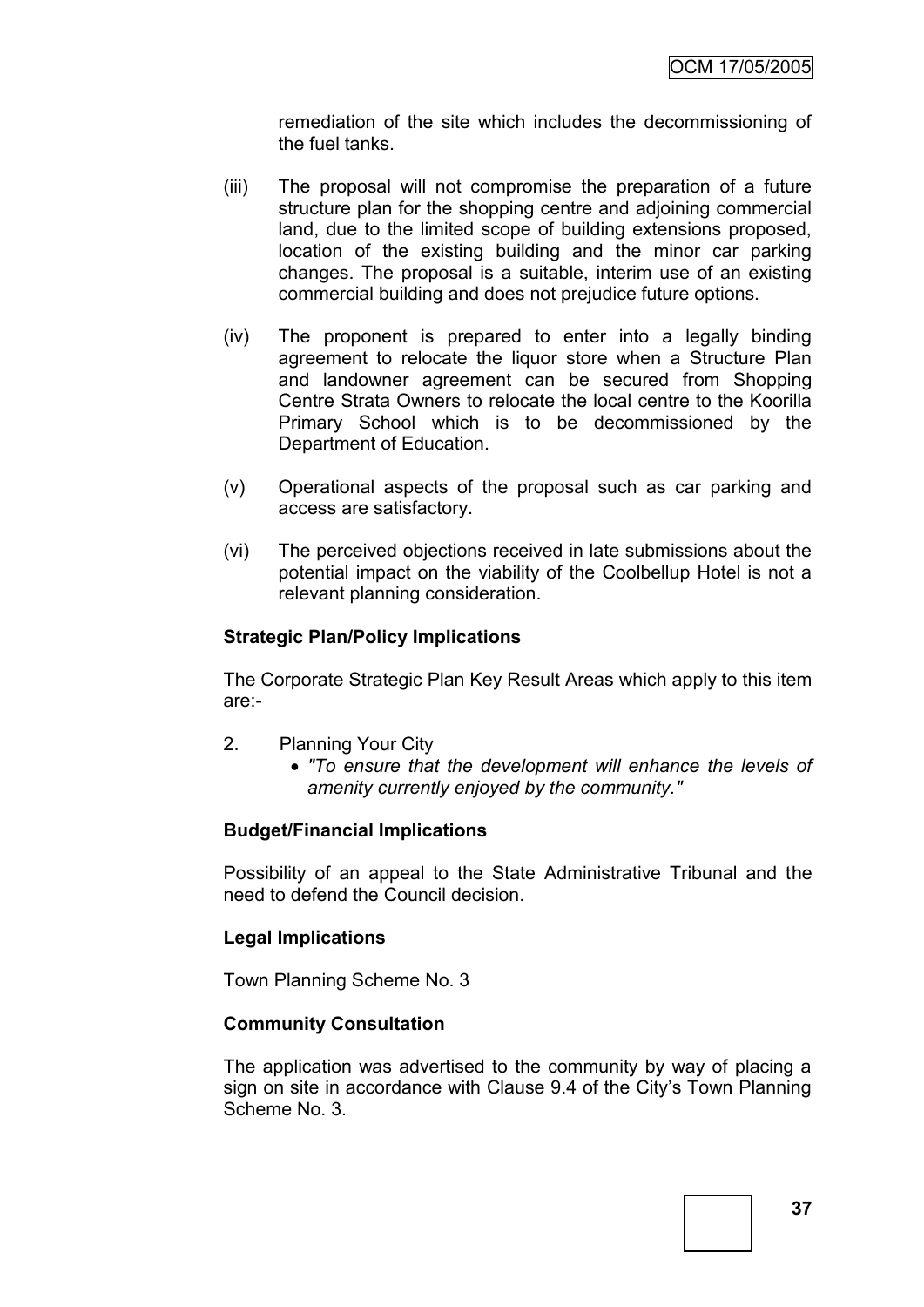remediation of the site which includes the decommissioning of the fuel tanks.

(iii) The proposal will not compromise the preparation of a future structure plan for the shopping centre and adjoining commercial land, due to the limited scope of building extensions proposed, location of the existing building and the minor car parking changes. The proposal is a suitable, interim use of an existing commercial building and does not prejudice future options.

(iv) The proponent is prepared to enter into a legally binding agreement to relocate the liquor store when a Structure Plan and landowner agreement can be secured from Shopping Centre Strata Owners to relocate the local centre to the Koorilla Primary School which is to be decommissioned by the Department of Education.

(v) Operational aspects of the proposal such as car parking and access are satisfactory.

(vi) The perceived objections received in late submissions about the potential impact on the viability of the Coolbellup Hotel is not a relevant planning consideration.

**Strategic Plan/Policy Implications**

The Corporate Strategic Plan Key Result Areas which apply to this item are:-

2. Planning Your City
   - *"To ensure that the development will enhance the levels of amenity currently enjoyed by the community."*

**Budget/Financial Implications**

Possibility of an appeal to the State Administrative Tribunal and the need to defend the Council decision.

**Legal Implications**

Town Planning Scheme No. 3

**Community Consultation**

The application was advertised to the community by way of placing a sign on site in accordance with Clause 9.4 of the City's Town Planning Scheme No. 3.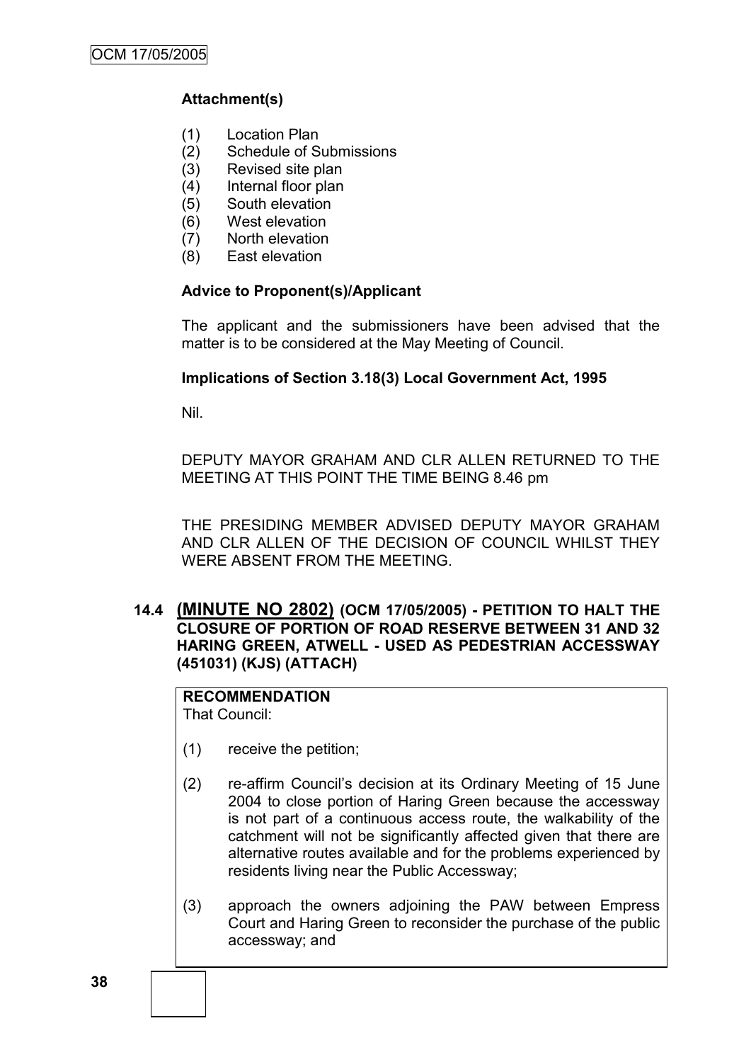**Attachment(s)**

(1) Location Plan
(2) Schedule of Submissions
(3) Revised site plan
(4) Internal floor plan
(5) South elevation
(6) West elevation
(7) North elevation
(8) East elevation

**Advice to Proponent(s)/Applicant**

The applicant and the submissioners have been advised that the matter is to be considered at the May Meeting of Council.

**Implications of Section 3.18(3) Local Government Act, 1995**

Nil.

DEPUTY MAYOR GRAHAM AND CLR ALLEN RETURNED TO THE MEETING AT THIS POINT THE TIME BEING 8.46 pm

THE PRESIDING MEMBER ADVISED DEPUTY MAYOR GRAHAM AND CLR ALLEN OF THE DECISION OF COUNCIL WHILST THEY WERE ABSENT FROM THE MEETING.

### 14.4 (MINUTE NO 2802) (OCM 17/05/2005) - PETITION TO HALT THE CLOSURE OF PORTION OF ROAD RESERVE BETWEEN 31 AND 32 HARING GREEN, ATWELL - USED AS PEDESTRIAN ACCESSWAY (451031) (KJS) (ATTACH)

**RECOMMENDATION**
That Council:

(1) receive the petition;

(2) re-affirm Council's decision at its Ordinary Meeting of 15 June 2004 to close portion of Haring Green because the accessway is not part of a continuous access route, the walkability of the catchment will not be significantly affected given that there are alternative routes available and for the problems experienced by residents living near the Public Accessway;

(3) approach the owners adjoining the PAW between Empress Court and Haring Green to reconsider the purchase of the public accessway; and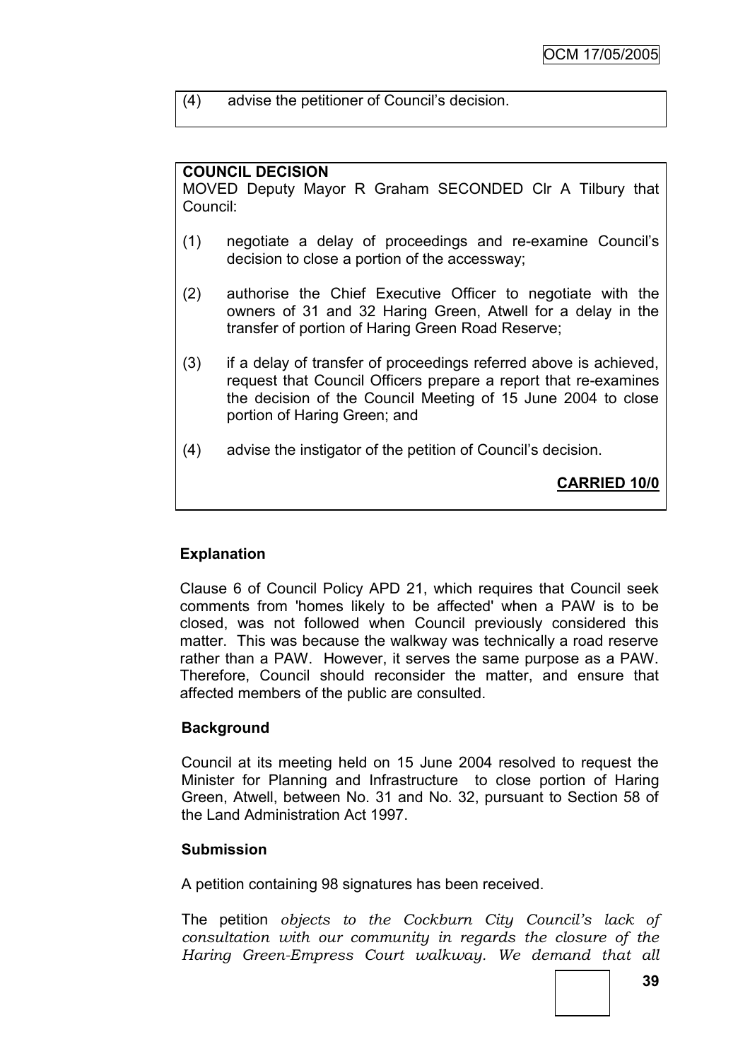(4) advise the petitioner of Council's decision.

**COUNCIL DECISION**

MOVED Deputy Mayor R Graham SECONDED Clr A Tilbury that Council:

(1) negotiate a delay of proceedings and re-examine Council's decision to close a portion of the accessway;

(2) authorise the Chief Executive Officer to negotiate with the owners of 31 and 32 Haring Green, Atwell for a delay in the transfer of portion of Haring Green Road Reserve;

(3) if a delay of transfer of proceedings referred above is achieved, request that Council Officers prepare a report that re-examines the decision of the Council Meeting of 15 June 2004 to close portion of Haring Green; and

(4) advise the instigator of the petition of Council's decision.

**CARRIED 10/0**

**Explanation**

Clause 6 of Council Policy APD 21, which requires that Council seek comments from 'homes likely to be affected' when a PAW is to be closed, was not followed when Council previously considered this matter. This was because the walkway was technically a road reserve rather than a PAW. However, it serves the same purpose as a PAW. Therefore, Council should reconsider the matter, and ensure that affected members of the public are consulted.

**Background**

Council at its meeting held on 15 June 2004 resolved to request the Minister for Planning and Infrastructure to close portion of Haring Green, Atwell, between No. 31 and No. 32, pursuant to Section 58 of the Land Administration Act 1997.

**Submission**

A petition containing 98 signatures has been received.

The petition *objects to the Cockburn City Council's lack of consultation with our community in regards the closure of the Haring Green-Empress Court walkway. We demand that all*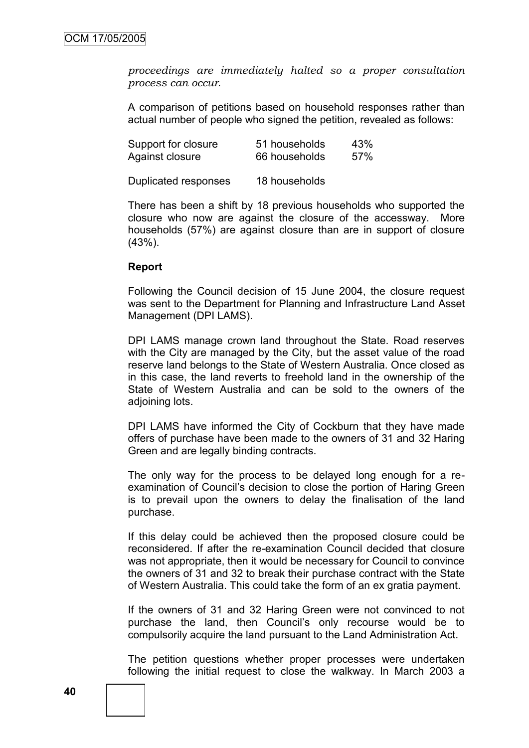*proceedings are immediately halted so a proper consultation process can occur.*

A comparison of petitions based on household responses rather than actual number of people who signed the petition, revealed as follows:

| | | |
|---|---|---|
| Support for closure | 51 households | 43% |
| Against closure | 66 households | 57% |
| Duplicated responses | 18 households | |

There has been a shift by 18 previous households who supported the closure who now are against the closure of the accessway. More households (57%) are against closure than are in support of closure (43%).

**Report**

Following the Council decision of 15 June 2004, the closure request was sent to the Department for Planning and Infrastructure Land Asset Management (DPI LAMS).

DPI LAMS manage crown land throughout the State. Road reserves with the City are managed by the City, but the asset value of the road reserve land belongs to the State of Western Australia. Once closed as in this case, the land reverts to freehold land in the ownership of the State of Western Australia and can be sold to the owners of the adjoining lots.

DPI LAMS have informed the City of Cockburn that they have made offers of purchase have been made to the owners of 31 and 32 Haring Green and are legally binding contracts.

The only way for the process to be delayed long enough for a re-examination of Council's decision to close the portion of Haring Green is to prevail upon the owners to delay the finalisation of the land purchase.

If this delay could be achieved then the proposed closure could be reconsidered. If after the re-examination Council decided that closure was not appropriate, then it would be necessary for Council to convince the owners of 31 and 32 to break their purchase contract with the State of Western Australia. This could take the form of an ex gratia payment.

If the owners of 31 and 32 Haring Green were not convinced to not purchase the land, then Council's only recourse would be to compulsorily acquire the land pursuant to the Land Administration Act.

The petition questions whether proper processes were undertaken following the initial request to close the walkway. In March 2003 a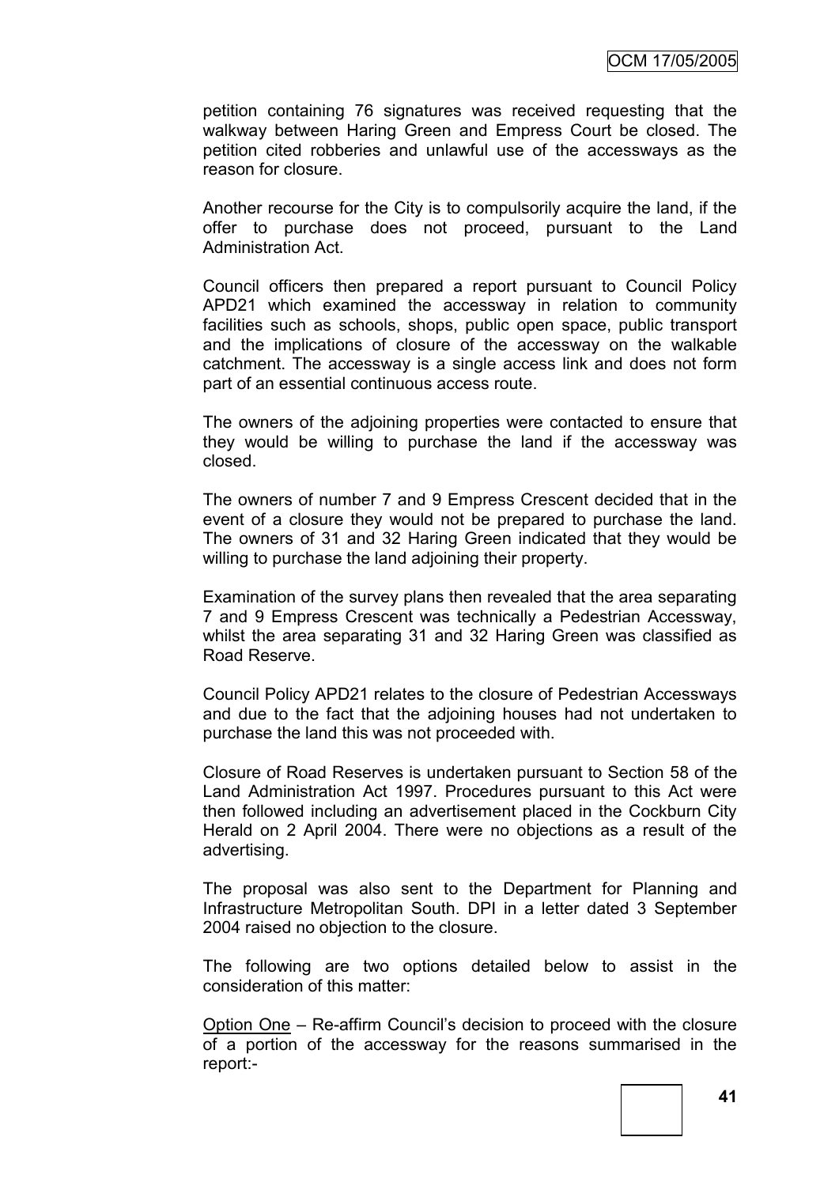petition containing 76 signatures was received requesting that the walkway between Haring Green and Empress Court be closed. The petition cited robberies and unlawful use of the accessways as the reason for closure.

Another recourse for the City is to compulsorily acquire the land, if the offer to purchase does not proceed, pursuant to the Land Administration Act.

Council officers then prepared a report pursuant to Council Policy APD21 which examined the accessway in relation to community facilities such as schools, shops, public open space, public transport and the implications of closure of the accessway on the walkable catchment. The accessway is a single access link and does not form part of an essential continuous access route.

The owners of the adjoining properties were contacted to ensure that they would be willing to purchase the land if the accessway was closed.

The owners of number 7 and 9 Empress Crescent decided that in the event of a closure they would not be prepared to purchase the land. The owners of 31 and 32 Haring Green indicated that they would be willing to purchase the land adjoining their property.

Examination of the survey plans then revealed that the area separating 7 and 9 Empress Crescent was technically a Pedestrian Accessway, whilst the area separating 31 and 32 Haring Green was classified as Road Reserve.

Council Policy APD21 relates to the closure of Pedestrian Accessways and due to the fact that the adjoining houses had not undertaken to purchase the land this was not proceeded with.

Closure of Road Reserves is undertaken pursuant to Section 58 of the Land Administration Act 1997. Procedures pursuant to this Act were then followed including an advertisement placed in the Cockburn City Herald on 2 April 2004. There were no objections as a result of the advertising.

The proposal was also sent to the Department for Planning and Infrastructure Metropolitan South. DPI in a letter dated 3 September 2004 raised no objection to the closure.

The following are two options detailed below to assist in the consideration of this matter:

Option One – Re-affirm Council's decision to proceed with the closure of a portion of the accessway for the reasons summarised in the report:-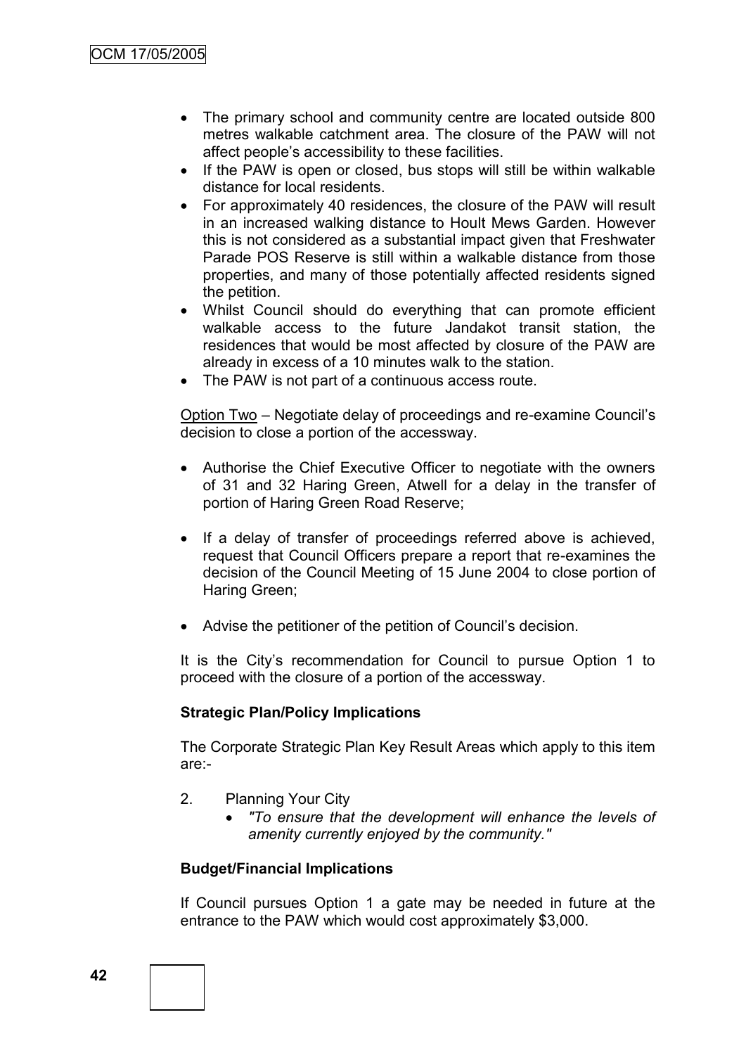- The primary school and community centre are located outside 800 metres walkable catchment area. The closure of the PAW will not affect people's accessibility to these facilities.
- If the PAW is open or closed, bus stops will still be within walkable distance for local residents.
- For approximately 40 residences, the closure of the PAW will result in an increased walking distance to Hoult Mews Garden. However this is not considered as a substantial impact given that Freshwater Parade POS Reserve is still within a walkable distance from those properties, and many of those potentially affected residents signed the petition.
- Whilst Council should do everything that can promote efficient walkable access to the future Jandakot transit station, the residences that would be most affected by closure of the PAW are already in excess of a 10 minutes walk to the station.
- The PAW is not part of a continuous access route.

Option Two – Negotiate delay of proceedings and re-examine Council's decision to close a portion of the accessway.

- Authorise the Chief Executive Officer to negotiate with the owners of 31 and 32 Haring Green, Atwell for a delay in the transfer of portion of Haring Green Road Reserve;
- If a delay of transfer of proceedings referred above is achieved, request that Council Officers prepare a report that re-examines the decision of the Council Meeting of 15 June 2004 to close portion of Haring Green;
- Advise the petitioner of the petition of Council's decision.

It is the City's recommendation for Council to pursue Option 1 to proceed with the closure of a portion of the accessway.

**Strategic Plan/Policy Implications**

The Corporate Strategic Plan Key Result Areas which apply to this item are:-

2. Planning Your City
   - *"To ensure that the development will enhance the levels of amenity currently enjoyed by the community."*

**Budget/Financial Implications**

If Council pursues Option 1 a gate may be needed in future at the entrance to the PAW which would cost approximately $3,000.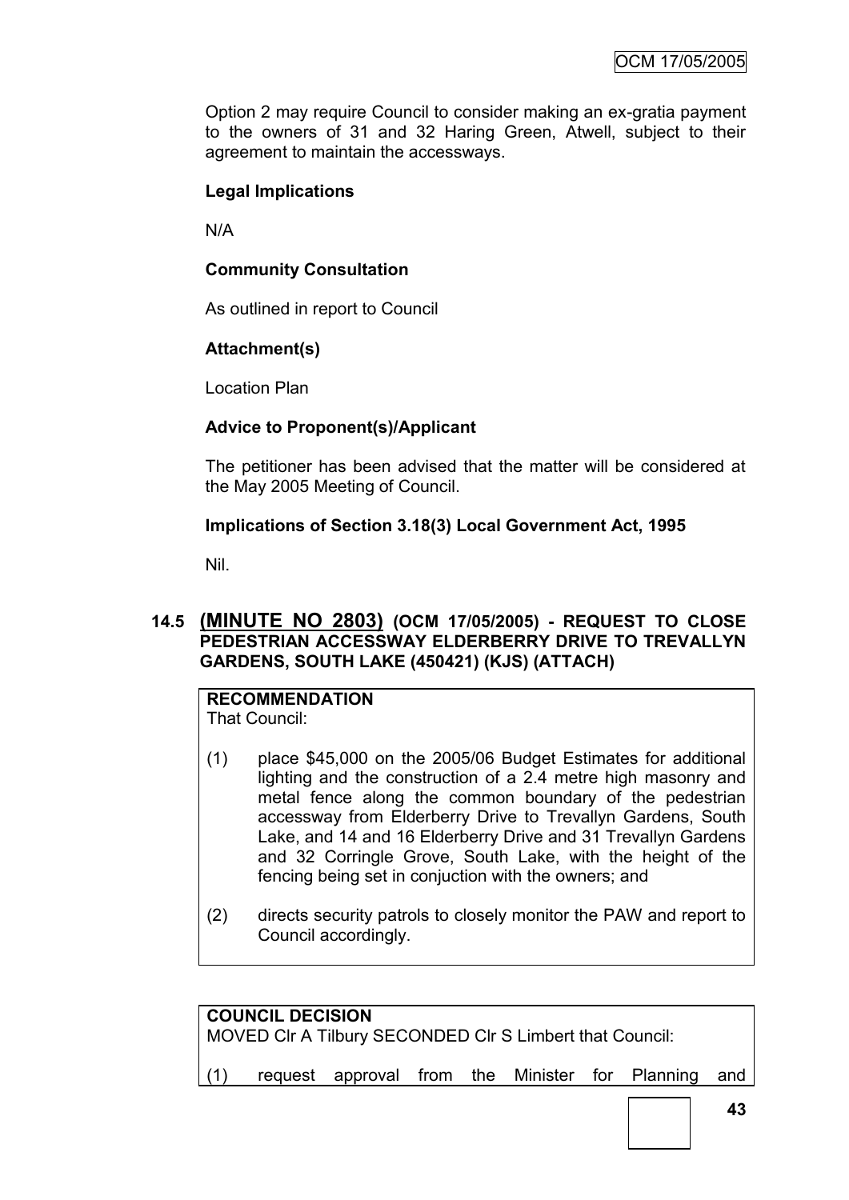Option 2 may require Council to consider making an ex-gratia payment to the owners of 31 and 32 Haring Green, Atwell, subject to their agreement to maintain the accessways.

**Legal Implications**

N/A

**Community Consultation**

As outlined in report to Council

**Attachment(s)**

Location Plan

**Advice to Proponent(s)/Applicant**

The petitioner has been advised that the matter will be considered at the May 2005 Meeting of Council.

**Implications of Section 3.18(3) Local Government Act, 1995**

Nil.

## 14.5 (MINUTE NO 2803) (OCM 17/05/2005) - REQUEST TO CLOSE PEDESTRIAN ACCESSWAY ELDERBERRY DRIVE TO TREVALLYN GARDENS, SOUTH LAKE (450421) (KJS) (ATTACH)

**RECOMMENDATION**

That Council:

(1) place $45,000 on the 2005/06 Budget Estimates for additional lighting and the construction of a 2.4 metre high masonry and metal fence along the common boundary of the pedestrian accessway from Elderberry Drive to Trevallyn Gardens, South Lake, and 14 and 16 Elderberry Drive and 31 Trevallyn Gardens and 32 Corringle Grove, South Lake, with the height of the fencing being set in conjuction with the owners; and

(2) directs security patrols to closely monitor the PAW and report to Council accordingly.

**COUNCIL DECISION**

MOVED Clr A Tilbury SECONDED Clr S Limbert that Council:

(1) request approval from the Minister for Planning and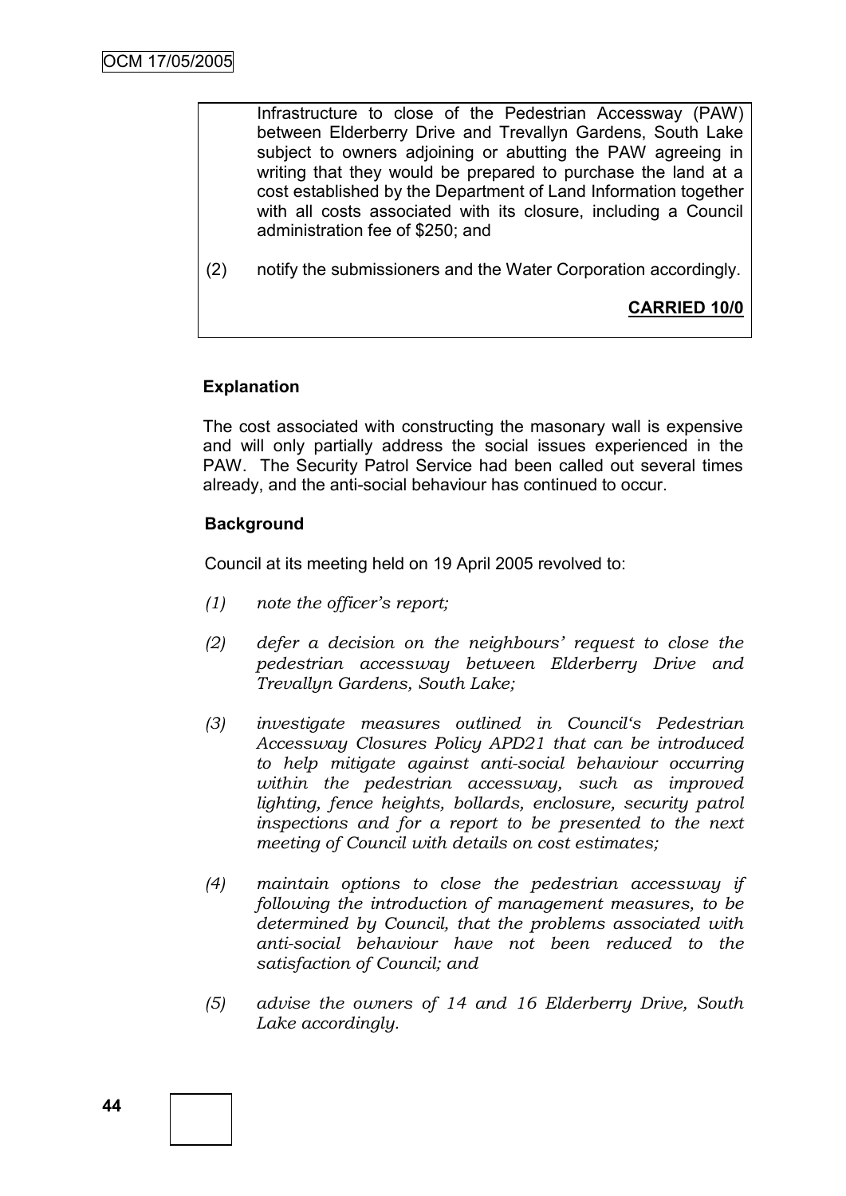Infrastructure to close of the Pedestrian Accessway (PAW) between Elderberry Drive and Trevallyn Gardens, South Lake subject to owners adjoining or abutting the PAW agreeing in writing that they would be prepared to purchase the land at a cost established by the Department of Land Information together with all costs associated with its closure, including a Council administration fee of $250; and

(2) notify the submissioners and the Water Corporation accordingly.

**CARRIED 10/0**

**Explanation**

The cost associated with constructing the masonary wall is expensive and will only partially address the social issues experienced in the PAW. The Security Patrol Service had been called out several times already, and the anti-social behaviour has continued to occur.

**Background**

Council at its meeting held on 19 April 2005 revolved to:

*(1) note the officer's report;*

*(2) defer a decision on the neighbours' request to close the pedestrian accessway between Elderberry Drive and Trevallyn Gardens, South Lake;*

*(3) investigate measures outlined in Council's Pedestrian Accessway Closures Policy APD21 that can be introduced to help mitigate against anti-social behaviour occurring within the pedestrian accessway, such as improved lighting, fence heights, bollards, enclosure, security patrol inspections and for a report to be presented to the next meeting of Council with details on cost estimates;*

*(4) maintain options to close the pedestrian accessway if following the introduction of management measures, to be determined by Council, that the problems associated with anti-social behaviour have not been reduced to the satisfaction of Council; and*

*(5) advise the owners of 14 and 16 Elderberry Drive, South Lake accordingly.*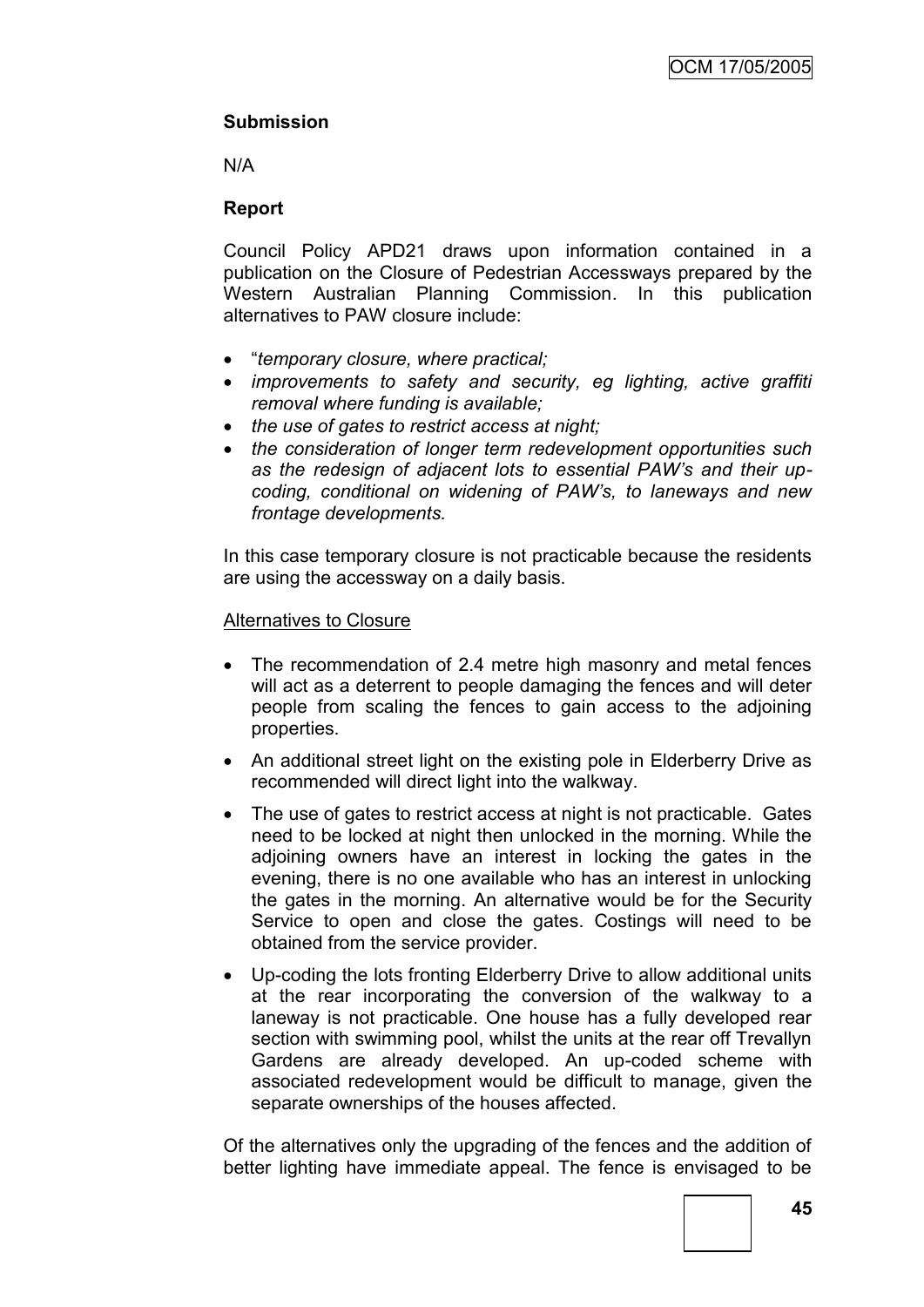**Submission**

N/A

**Report**

Council Policy APD21 draws upon information contained in a publication on the Closure of Pedestrian Accessways prepared by the Western Australian Planning Commission. In this publication alternatives to PAW closure include:

- "*temporary closure, where practical;*
- *improvements to safety and security, eg lighting, active graffiti removal where funding is available;*
- *the use of gates to restrict access at night;*
- *the consideration of longer term redevelopment opportunities such as the redesign of adjacent lots to essential PAW's and their up-coding, conditional on widening of PAW's, to laneways and new frontage developments.*

In this case temporary closure is not practicable because the residents are using the accessway on a daily basis.

Alternatives to Closure

- The recommendation of 2.4 metre high masonry and metal fences will act as a deterrent to people damaging the fences and will deter people from scaling the fences to gain access to the adjoining properties.
- An additional street light on the existing pole in Elderberry Drive as recommended will direct light into the walkway.
- The use of gates to restrict access at night is not practicable. Gates need to be locked at night then unlocked in the morning. While the adjoining owners have an interest in locking the gates in the evening, there is no one available who has an interest in unlocking the gates in the morning. An alternative would be for the Security Service to open and close the gates. Costings will need to be obtained from the service provider.
- Up-coding the lots fronting Elderberry Drive to allow additional units at the rear incorporating the conversion of the walkway to a laneway is not practicable. One house has a fully developed rear section with swimming pool, whilst the units at the rear off Trevallyn Gardens are already developed. An up-coded scheme with associated redevelopment would be difficult to manage, given the separate ownerships of the houses affected.

Of the alternatives only the upgrading of the fences and the addition of better lighting have immediate appeal. The fence is envisaged to be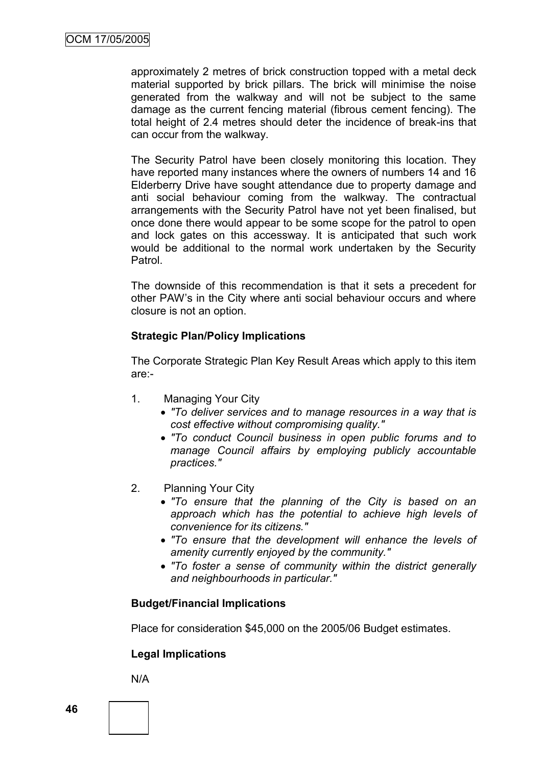approximately 2 metres of brick construction topped with a metal deck material supported by brick pillars. The brick will minimise the noise generated from the walkway and will not be subject to the same damage as the current fencing material (fibrous cement fencing). The total height of 2.4 metres should deter the incidence of break-ins that can occur from the walkway.

The Security Patrol have been closely monitoring this location. They have reported many instances where the owners of numbers 14 and 16 Elderberry Drive have sought attendance due to property damage and anti social behaviour coming from the walkway. The contractual arrangements with the Security Patrol have not yet been finalised, but once done there would appear to be some scope for the patrol to open and lock gates on this accessway. It is anticipated that such work would be additional to the normal work undertaken by the Security Patrol.

The downside of this recommendation is that it sets a precedent for other PAW's in the City where anti social behaviour occurs and where closure is not an option.

**Strategic Plan/Policy Implications**

The Corporate Strategic Plan Key Result Areas which apply to this item are:-

1. Managing Your City
   - *"To deliver services and to manage resources in a way that is cost effective without compromising quality."*
   - *"To conduct Council business in open public forums and to manage Council affairs by employing publicly accountable practices."*

2. Planning Your City
   - *"To ensure that the planning of the City is based on an approach which has the potential to achieve high levels of convenience for its citizens."*
   - *"To ensure that the development will enhance the levels of amenity currently enjoyed by the community."*
   - *"To foster a sense of community within the district generally and neighbourhoods in particular."*

**Budget/Financial Implications**

Place for consideration $45,000 on the 2005/06 Budget estimates.

**Legal Implications**

N/A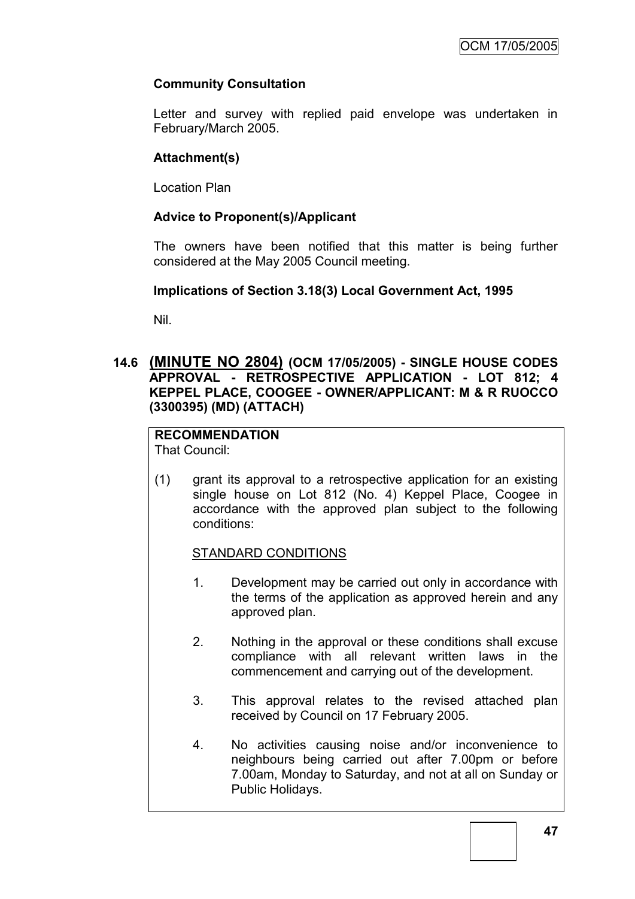**Community Consultation**

Letter and survey with replied paid envelope was undertaken in February/March 2005.

**Attachment(s)**

Location Plan

**Advice to Proponent(s)/Applicant**

The owners have been notified that this matter is being further considered at the May 2005 Council meeting.

**Implications of Section 3.18(3) Local Government Act, 1995**

Nil.

### 14.6 (MINUTE NO 2804) (OCM 17/05/2005) - SINGLE HOUSE CODES APPROVAL - RETROSPECTIVE APPLICATION - LOT 812; 4 KEPPEL PLACE, COOGEE - OWNER/APPLICANT: M & R RUOCCO (3300395) (MD) (ATTACH)

**RECOMMENDATION**

That Council:

(1) grant its approval to a retrospective application for an existing single house on Lot 812 (No. 4) Keppel Place, Coogee in accordance with the approved plan subject to the following conditions:

STANDARD CONDITIONS

1. Development may be carried out only in accordance with the terms of the application as approved herein and any approved plan.

2. Nothing in the approval or these conditions shall excuse compliance with all relevant written laws in the commencement and carrying out of the development.

3. This approval relates to the revised attached plan received by Council on 17 February 2005.

4. No activities causing noise and/or inconvenience to neighbours being carried out after 7.00pm or before 7.00am, Monday to Saturday, and not at all on Sunday or Public Holidays.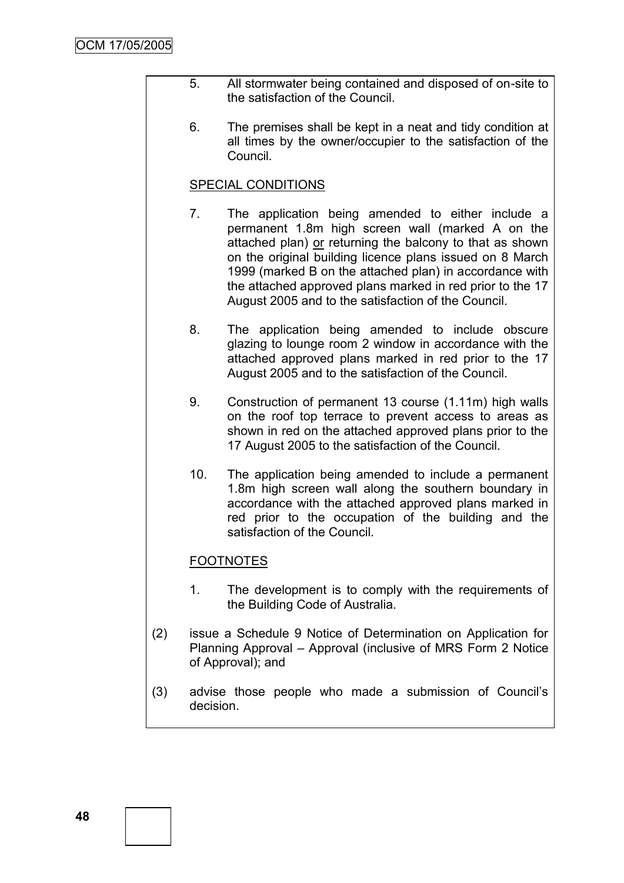5. All stormwater being contained and disposed of on-site to the satisfaction of the Council.

6. The premises shall be kept in a neat and tidy condition at all times by the owner/occupier to the satisfaction of the Council.

SPECIAL CONDITIONS

7. The application being amended to either include a permanent 1.8m high screen wall (marked A on the attached plan) or returning the balcony to that as shown on the original building licence plans issued on 8 March 1999 (marked B on the attached plan) in accordance with the attached approved plans marked in red prior to the 17 August 2005 and to the satisfaction of the Council.

8. The application being amended to include obscure glazing to lounge room 2 window in accordance with the attached approved plans marked in red prior to the 17 August 2005 and to the satisfaction of the Council.

9. Construction of permanent 13 course (1.11m) high walls on the roof top terrace to prevent access to areas as shown in red on the attached approved plans prior to the 17 August 2005 to the satisfaction of the Council.

10. The application being amended to include a permanent 1.8m high screen wall along the southern boundary in accordance with the attached approved plans marked in red prior to the occupation of the building and the satisfaction of the Council.

FOOTNOTES

1. The development is to comply with the requirements of the Building Code of Australia.

(2) issue a Schedule 9 Notice of Determination on Application for Planning Approval – Approval (inclusive of MRS Form 2 Notice of Approval); and

(3) advise those people who made a submission of Council's decision.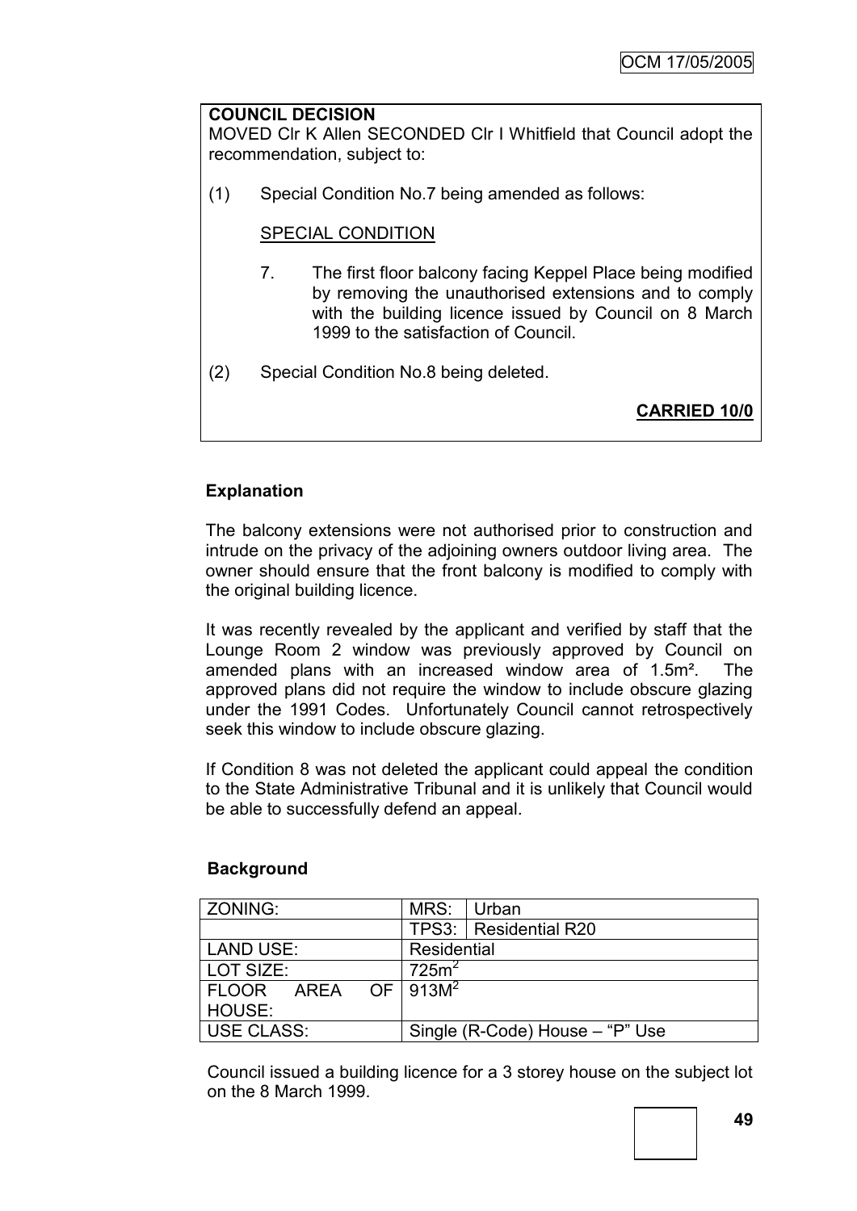**COUNCIL DECISION**

MOVED Clr K Allen SECONDED Clr I Whitfield that Council adopt the recommendation, subject to:

(1) Special Condition No.7 being amended as follows:

SPECIAL CONDITION

7. The first floor balcony facing Keppel Place being modified by removing the unauthorised extensions and to comply with the building licence issued by Council on 8 March 1999 to the satisfaction of Council.

(2) Special Condition No.8 being deleted.

**CARRIED 10/0**

**Explanation**

The balcony extensions were not authorised prior to construction and intrude on the privacy of the adjoining owners outdoor living area. The owner should ensure that the front balcony is modified to comply with the original building licence.

It was recently revealed by the applicant and verified by staff that the Lounge Room 2 window was previously approved by Council on amended plans with an increased window area of 1.5m². The approved plans did not require the window to include obscure glazing under the 1991 Codes. Unfortunately Council cannot retrospectively seek this window to include obscure glazing.

If Condition 8 was not deleted the applicant could appeal the condition to the State Administrative Tribunal and it is unlikely that Council would be able to successfully defend an appeal.

**Background**

| ZONING: | MRS: | Urban |
|---|---|---|
| | TPS3: | Residential R20 |
| LAND USE: | Residential | |
| LOT SIZE: | 725m$^2$ | |
| FLOOR AREA OF HOUSE: | 913M$^2$ | |
| USE CLASS: | Single (R-Code) House – "P" Use | |

Council issued a building licence for a 3 storey house on the subject lot on the 8 March 1999.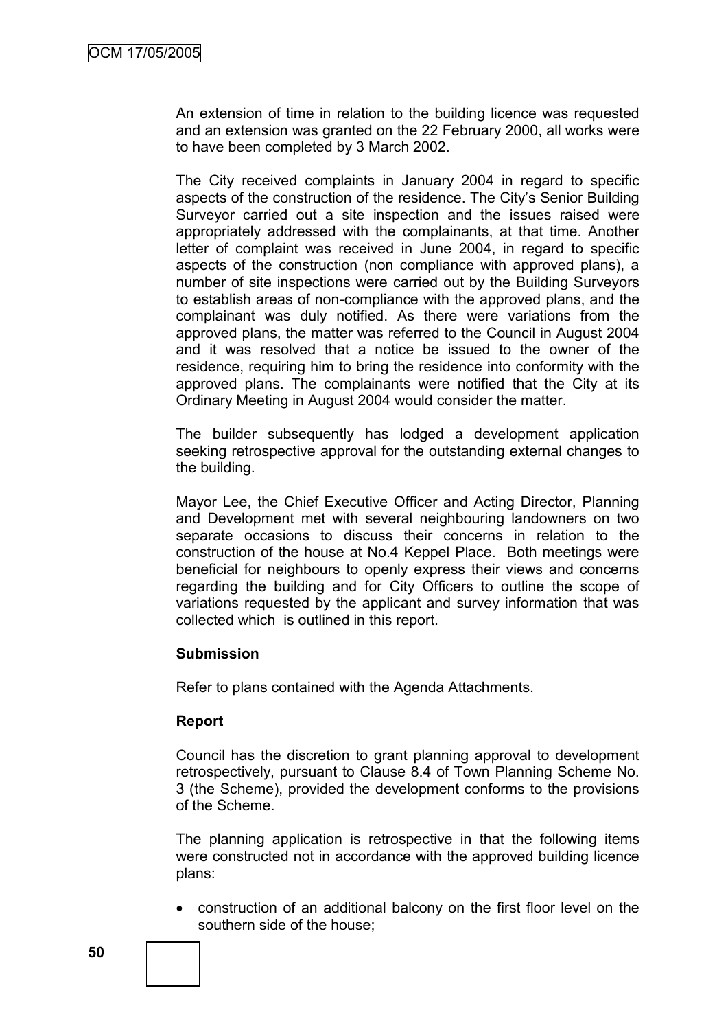An extension of time in relation to the building licence was requested and an extension was granted on the 22 February 2000, all works were to have been completed by 3 March 2002.

The City received complaints in January 2004 in regard to specific aspects of the construction of the residence. The City's Senior Building Surveyor carried out a site inspection and the issues raised were appropriately addressed with the complainants, at that time. Another letter of complaint was received in June 2004, in regard to specific aspects of the construction (non compliance with approved plans), a number of site inspections were carried out by the Building Surveyors to establish areas of non-compliance with the approved plans, and the complainant was duly notified. As there were variations from the approved plans, the matter was referred to the Council in August 2004 and it was resolved that a notice be issued to the owner of the residence, requiring him to bring the residence into conformity with the approved plans. The complainants were notified that the City at its Ordinary Meeting in August 2004 would consider the matter.

The builder subsequently has lodged a development application seeking retrospective approval for the outstanding external changes to the building.

Mayor Lee, the Chief Executive Officer and Acting Director, Planning and Development met with several neighbouring landowners on two separate occasions to discuss their concerns in relation to the construction of the house at No.4 Keppel Place. Both meetings were beneficial for neighbours to openly express their views and concerns regarding the building and for City Officers to outline the scope of variations requested by the applicant and survey information that was collected which is outlined in this report.

**Submission**

Refer to plans contained with the Agenda Attachments.

**Report**

Council has the discretion to grant planning approval to development retrospectively, pursuant to Clause 8.4 of Town Planning Scheme No. 3 (the Scheme), provided the development conforms to the provisions of the Scheme.

The planning application is retrospective in that the following items were constructed not in accordance with the approved building licence plans:

- construction of an additional balcony on the first floor level on the southern side of the house;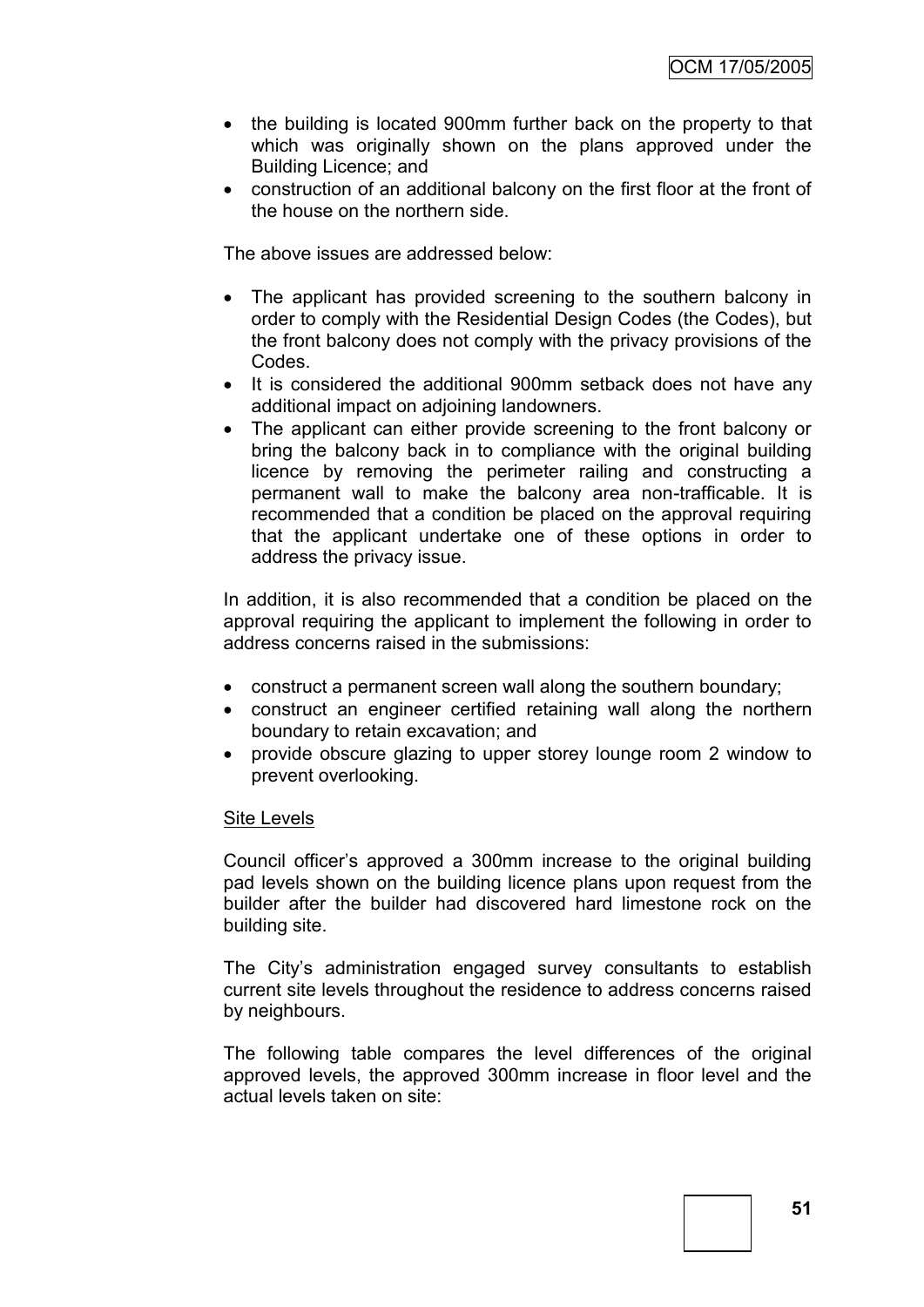- the building is located 900mm further back on the property to that which was originally shown on the plans approved under the Building Licence; and
- construction of an additional balcony on the first floor at the front of the house on the northern side.

The above issues are addressed below:

- The applicant has provided screening to the southern balcony in order to comply with the Residential Design Codes (the Codes), but the front balcony does not comply with the privacy provisions of the Codes.
- It is considered the additional 900mm setback does not have any additional impact on adjoining landowners.
- The applicant can either provide screening to the front balcony or bring the balcony back in to compliance with the original building licence by removing the perimeter railing and constructing a permanent wall to make the balcony area non-trafficable. It is recommended that a condition be placed on the approval requiring that the applicant undertake one of these options in order to address the privacy issue.

In addition, it is also recommended that a condition be placed on the approval requiring the applicant to implement the following in order to address concerns raised in the submissions:

- construct a permanent screen wall along the southern boundary;
- construct an engineer certified retaining wall along the northern boundary to retain excavation; and
- provide obscure glazing to upper storey lounge room 2 window to prevent overlooking.

<u>Site Levels</u>

Council officer's approved a 300mm increase to the original building pad levels shown on the building licence plans upon request from the builder after the builder had discovered hard limestone rock on the building site.

The City's administration engaged survey consultants to establish current site levels throughout the residence to address concerns raised by neighbours.

The following table compares the level differences of the original approved levels, the approved 300mm increase in floor level and the actual levels taken on site: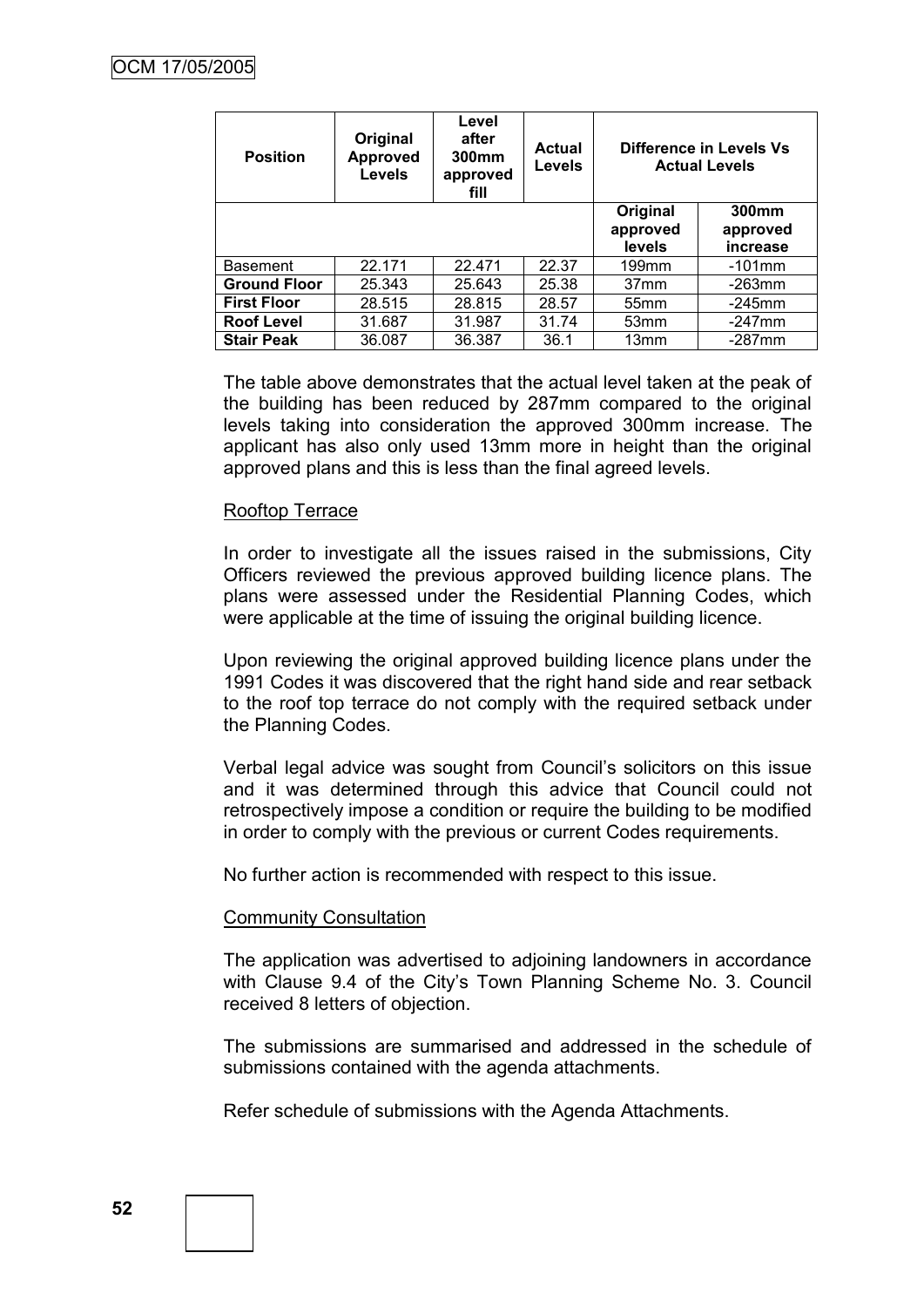| Position | Original Approved Levels | Level after 300mm approved fill | Actual Levels | Difference in Levels Vs Actual Levels | |
|---|---|---|---|---|---|
| | | | | Original approved levels | 300mm approved increase |
| Basement | 22.171 | 22.471 | 22.37 | 199mm | -101mm |
| **Ground Floor** | 25.343 | 25.643 | 25.38 | 37mm | -263mm |
| **First Floor** | 28.515 | 28.815 | 28.57 | 55mm | -245mm |
| **Roof Level** | 31.687 | 31.987 | 31.74 | 53mm | -247mm |
| **Stair Peak** | 36.087 | 36.387 | 36.1 | 13mm | -287mm |

The table above demonstrates that the actual level taken at the peak of the building has been reduced by 287mm compared to the original levels taking into consideration the approved 300mm increase. The applicant has also only used 13mm more in height than the original approved plans and this is less than the final agreed levels.

Rooftop Terrace

In order to investigate all the issues raised in the submissions, City Officers reviewed the previous approved building licence plans. The plans were assessed under the Residential Planning Codes, which were applicable at the time of issuing the original building licence.

Upon reviewing the original approved building licence plans under the 1991 Codes it was discovered that the right hand side and rear setback to the roof top terrace do not comply with the required setback under the Planning Codes.

Verbal legal advice was sought from Council's solicitors on this issue and it was determined through this advice that Council could not retrospectively impose a condition or require the building to be modified in order to comply with the previous or current Codes requirements.

No further action is recommended with respect to this issue.

Community Consultation

The application was advertised to adjoining landowners in accordance with Clause 9.4 of the City's Town Planning Scheme No. 3. Council received 8 letters of objection.

The submissions are summarised and addressed in the schedule of submissions contained with the agenda attachments.

Refer schedule of submissions with the Agenda Attachments.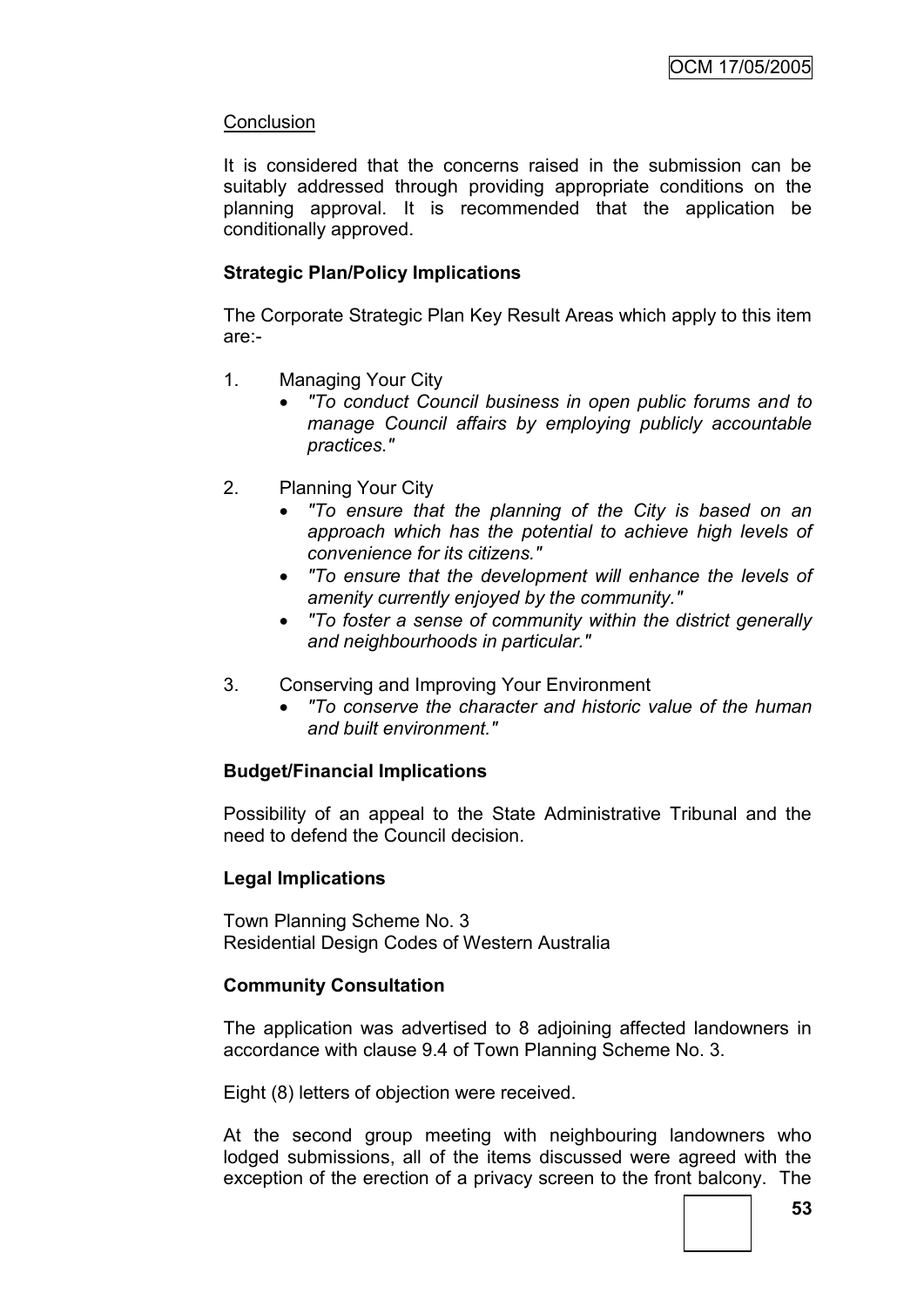Conclusion

It is considered that the concerns raised in the submission can be suitably addressed through providing appropriate conditions on the planning approval. It is recommended that the application be conditionally approved.

**Strategic Plan/Policy Implications**

The Corporate Strategic Plan Key Result Areas which apply to this item are:-

1. Managing Your City
   - *"To conduct Council business in open public forums and to manage Council affairs by employing publicly accountable practices."*

2. Planning Your City
   - *"To ensure that the planning of the City is based on an approach which has the potential to achieve high levels of convenience for its citizens."*
   - *"To ensure that the development will enhance the levels of amenity currently enjoyed by the community."*
   - *"To foster a sense of community within the district generally and neighbourhoods in particular."*

3. Conserving and Improving Your Environment
   - *"To conserve the character and historic value of the human and built environment."*

**Budget/Financial Implications**

Possibility of an appeal to the State Administrative Tribunal and the need to defend the Council decision.

**Legal Implications**

Town Planning Scheme No. 3
Residential Design Codes of Western Australia

**Community Consultation**

The application was advertised to 8 adjoining affected landowners in accordance with clause 9.4 of Town Planning Scheme No. 3.

Eight (8) letters of objection were received.

At the second group meeting with neighbouring landowners who lodged submissions, all of the items discussed were agreed with the exception of the erection of a privacy screen to the front balcony. The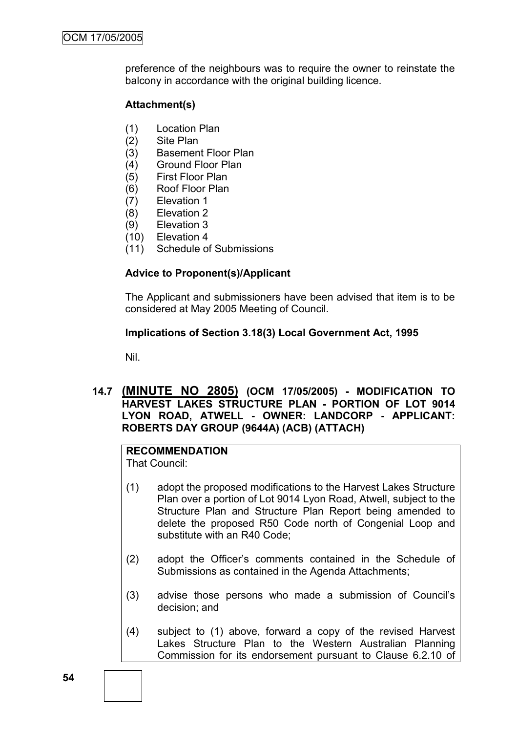preference of the neighbours was to require the owner to reinstate the balcony in accordance with the original building licence.

**Attachment(s)**

(1) Location Plan
(2) Site Plan
(3) Basement Floor Plan
(4) Ground Floor Plan
(5) First Floor Plan
(6) Roof Floor Plan
(7) Elevation 1
(8) Elevation 2
(9) Elevation 3
(10) Elevation 4
(11) Schedule of Submissions

**Advice to Proponent(s)/Applicant**

The Applicant and submissioners have been advised that item is to be considered at May 2005 Meeting of Council.

**Implications of Section 3.18(3) Local Government Act, 1995**

Nil.

### 14.7 (MINUTE NO 2805) (OCM 17/05/2005) - MODIFICATION TO HARVEST LAKES STRUCTURE PLAN - PORTION OF LOT 9014 LYON ROAD, ATWELL - OWNER: LANDCORP - APPLICANT: ROBERTS DAY GROUP (9644A) (ACB) (ATTACH)

**RECOMMENDATION**

That Council:

(1) adopt the proposed modifications to the Harvest Lakes Structure Plan over a portion of Lot 9014 Lyon Road, Atwell, subject to the Structure Plan and Structure Plan Report being amended to delete the proposed R50 Code north of Congenial Loop and substitute with an R40 Code;

(2) adopt the Officer's comments contained in the Schedule of Submissions as contained in the Agenda Attachments;

(3) advise those persons who made a submission of Council's decision; and

(4) subject to (1) above, forward a copy of the revised Harvest Lakes Structure Plan to the Western Australian Planning Commission for its endorsement pursuant to Clause 6.2.10 of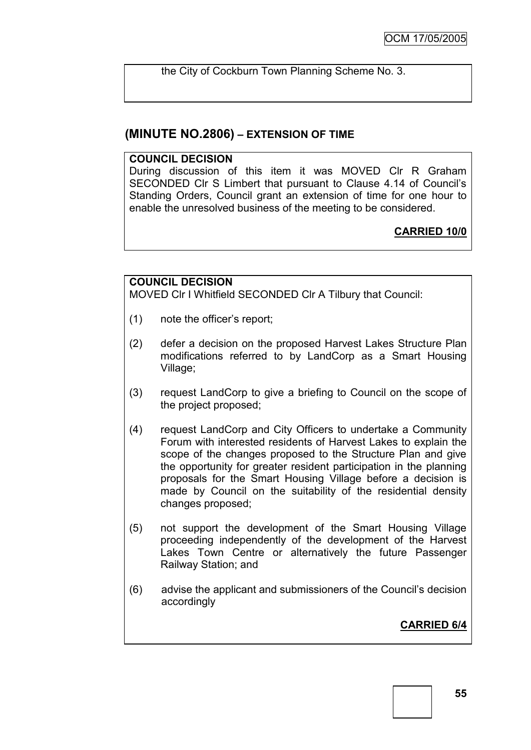the City of Cockburn Town Planning Scheme No. 3.

## (MINUTE NO.2806) – EXTENSION OF TIME

**COUNCIL DECISION**

During discussion of this item it was MOVED Clr R Graham SECONDED Clr S Limbert that pursuant to Clause 4.14 of Council's Standing Orders, Council grant an extension of time for one hour to enable the unresolved business of the meeting to be considered.

**CARRIED 10/0**

**COUNCIL DECISION**

MOVED Clr I Whitfield SECONDED Clr A Tilbury that Council:

(1) note the officer's report;

(2) defer a decision on the proposed Harvest Lakes Structure Plan modifications referred to by LandCorp as a Smart Housing Village;

(3) request LandCorp to give a briefing to Council on the scope of the project proposed;

(4) request LandCorp and City Officers to undertake a Community Forum with interested residents of Harvest Lakes to explain the scope of the changes proposed to the Structure Plan and give the opportunity for greater resident participation in the planning proposals for the Smart Housing Village before a decision is made by Council on the suitability of the residential density changes proposed;

(5) not support the development of the Smart Housing Village proceeding independently of the development of the Harvest Lakes Town Centre or alternatively the future Passenger Railway Station; and

(6) advise the applicant and submissioners of the Council's decision accordingly

**CARRIED 6/4**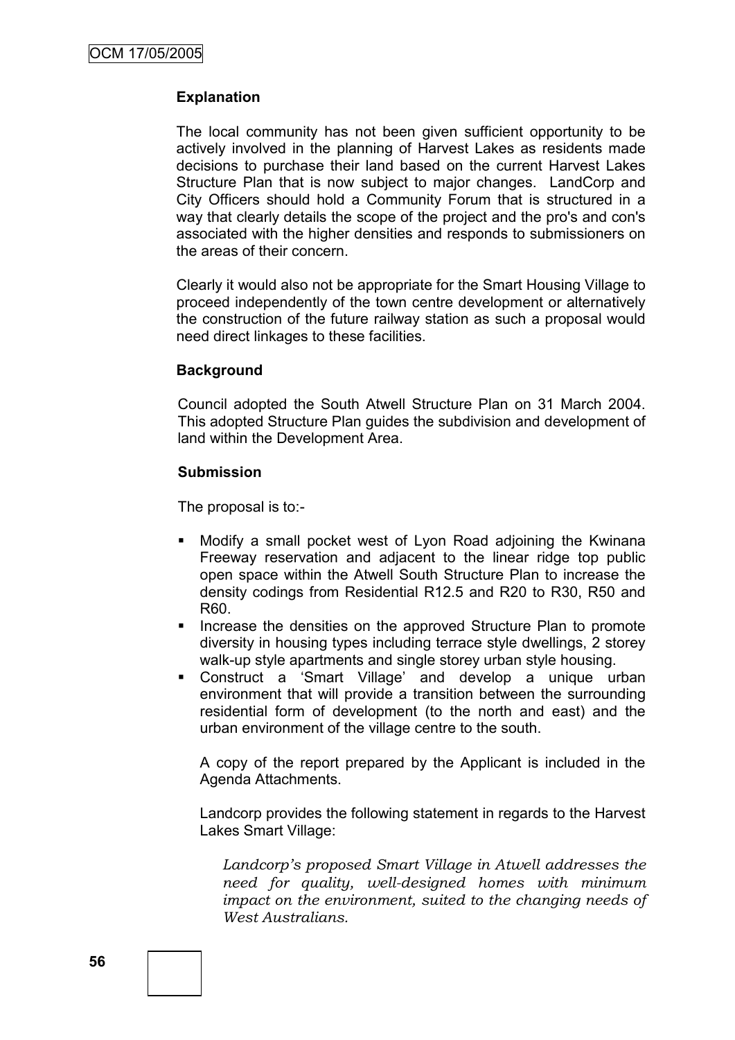**Explanation**

The local community has not been given sufficient opportunity to be actively involved in the planning of Harvest Lakes as residents made decisions to purchase their land based on the current Harvest Lakes Structure Plan that is now subject to major changes. LandCorp and City Officers should hold a Community Forum that is structured in a way that clearly details the scope of the project and the pro's and con's associated with the higher densities and responds to submissioners on the areas of their concern.

Clearly it would also not be appropriate for the Smart Housing Village to proceed independently of the town centre development or alternatively the construction of the future railway station as such a proposal would need direct linkages to these facilities.

**Background**

Council adopted the South Atwell Structure Plan on 31 March 2004. This adopted Structure Plan guides the subdivision and development of land within the Development Area.

**Submission**

The proposal is to:-

- Modify a small pocket west of Lyon Road adjoining the Kwinana Freeway reservation and adjacent to the linear ridge top public open space within the Atwell South Structure Plan to increase the density codings from Residential R12.5 and R20 to R30, R50 and R60.
- Increase the densities on the approved Structure Plan to promote diversity in housing types including terrace style dwellings, 2 storey walk-up style apartments and single storey urban style housing.
- Construct a 'Smart Village' and develop a unique urban environment that will provide a transition between the surrounding residential form of development (to the north and east) and the urban environment of the village centre to the south.

  A copy of the report prepared by the Applicant is included in the Agenda Attachments.

  Landcorp provides the following statement in regards to the Harvest Lakes Smart Village:

  > *Landcorp's proposed Smart Village in Atwell addresses the need for quality, well-designed homes with minimum impact on the environment, suited to the changing needs of West Australians.*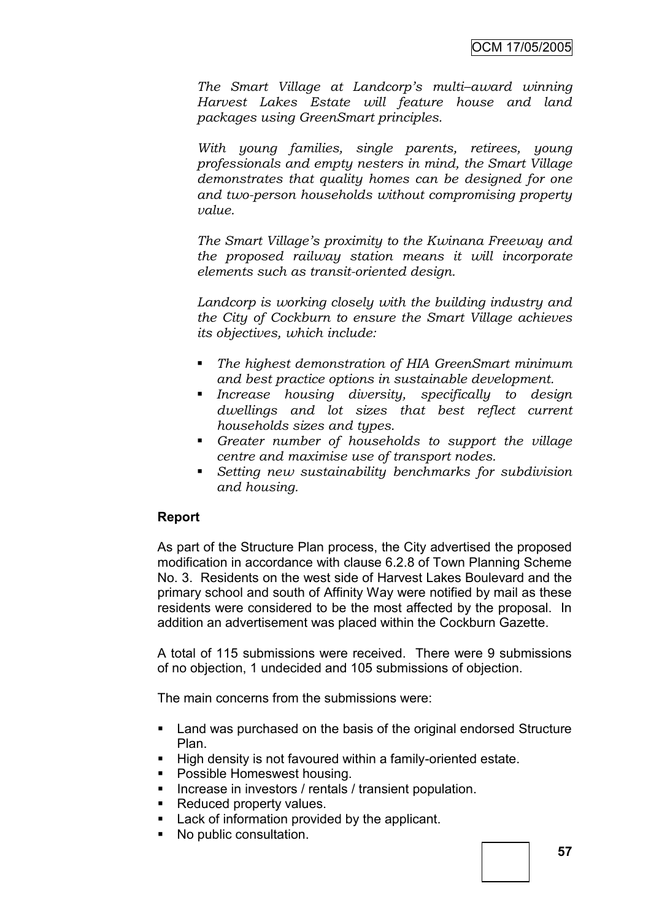*The Smart Village at Landcorp's multi–award winning Harvest Lakes Estate will feature house and land packages using GreenSmart principles.*

*With young families, single parents, retirees, young professionals and empty nesters in mind, the Smart Village demonstrates that quality homes can be designed for one and two-person households without compromising property value.*

*The Smart Village's proximity to the Kwinana Freeway and the proposed railway station means it will incorporate elements such as transit-oriented design.*

*Landcorp is working closely with the building industry and the City of Cockburn to ensure the Smart Village achieves its objectives, which include:*

- *The highest demonstration of HIA GreenSmart minimum and best practice options in sustainable development.*
- *Increase housing diversity, specifically to design dwellings and lot sizes that best reflect current households sizes and types.*
- *Greater number of households to support the village centre and maximise use of transport nodes.*
- *Setting new sustainability benchmarks for subdivision and housing.*

**Report**

As part of the Structure Plan process, the City advertised the proposed modification in accordance with clause 6.2.8 of Town Planning Scheme No. 3. Residents on the west side of Harvest Lakes Boulevard and the primary school and south of Affinity Way were notified by mail as these residents were considered to be the most affected by the proposal. In addition an advertisement was placed within the Cockburn Gazette.

A total of 115 submissions were received. There were 9 submissions of no objection, 1 undecided and 105 submissions of objection.

The main concerns from the submissions were:

- Land was purchased on the basis of the original endorsed Structure Plan.
- High density is not favoured within a family-oriented estate.
- Possible Homeswest housing.
- Increase in investors / rentals / transient population.
- Reduced property values.
- Lack of information provided by the applicant.
- No public consultation.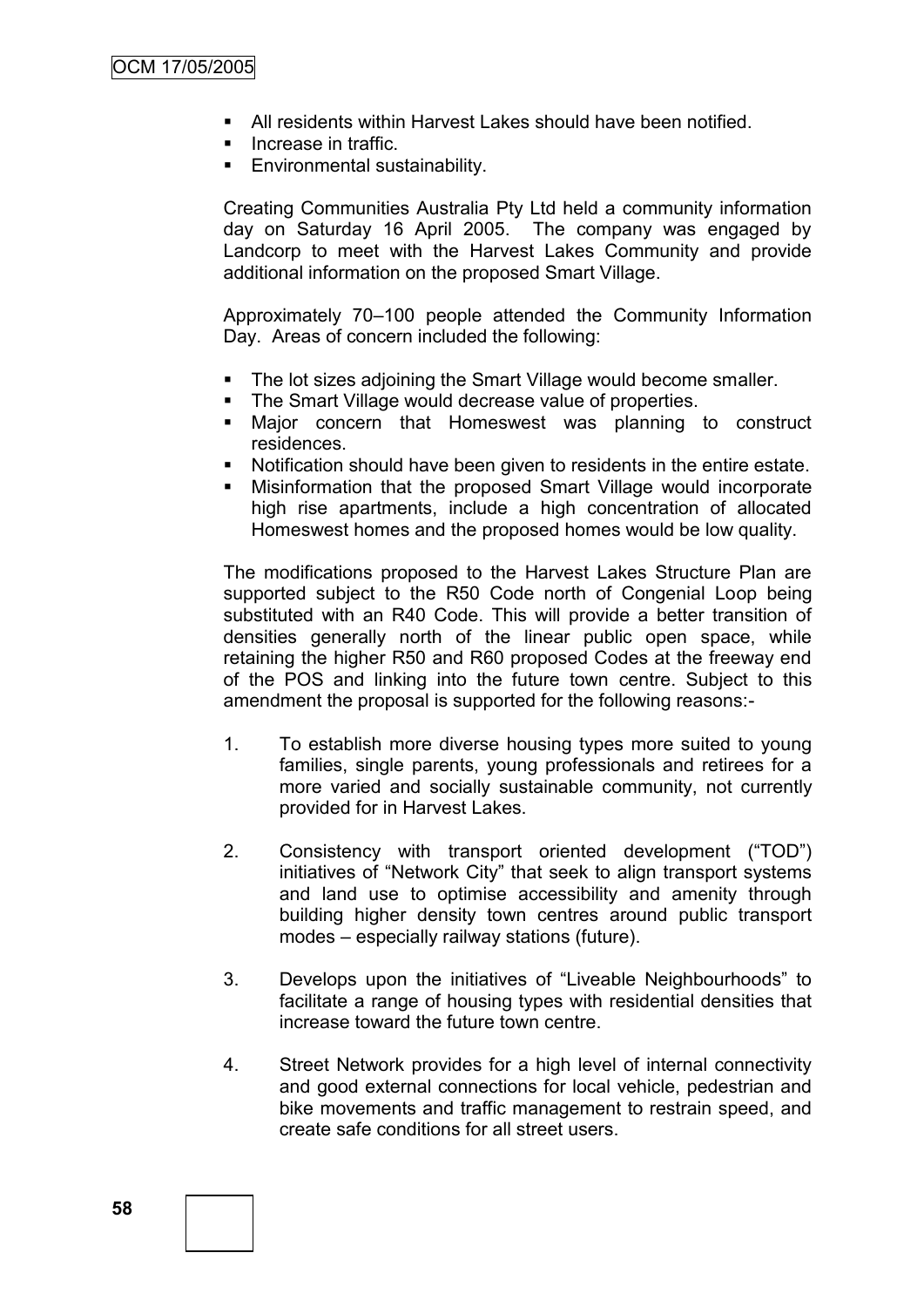- All residents within Harvest Lakes should have been notified.
- Increase in traffic.
- Environmental sustainability.

Creating Communities Australia Pty Ltd held a community information day on Saturday 16 April 2005. The company was engaged by Landcorp to meet with the Harvest Lakes Community and provide additional information on the proposed Smart Village.

Approximately 70–100 people attended the Community Information Day. Areas of concern included the following:

- The lot sizes adjoining the Smart Village would become smaller.
- The Smart Village would decrease value of properties.
- Major concern that Homeswest was planning to construct residences.
- Notification should have been given to residents in the entire estate.
- Misinformation that the proposed Smart Village would incorporate high rise apartments, include a high concentration of allocated Homeswest homes and the proposed homes would be low quality.

The modifications proposed to the Harvest Lakes Structure Plan are supported subject to the R50 Code north of Congenial Loop being substituted with an R40 Code. This will provide a better transition of densities generally north of the linear public open space, while retaining the higher R50 and R60 proposed Codes at the freeway end of the POS and linking into the future town centre. Subject to this amendment the proposal is supported for the following reasons:-

1. To establish more diverse housing types more suited to young families, single parents, young professionals and retirees for a more varied and socially sustainable community, not currently provided for in Harvest Lakes.

2. Consistency with transport oriented development ("TOD") initiatives of "Network City" that seek to align transport systems and land use to optimise accessibility and amenity through building higher density town centres around public transport modes – especially railway stations (future).

3. Develops upon the initiatives of "Liveable Neighbourhoods" to facilitate a range of housing types with residential densities that increase toward the future town centre.

4. Street Network provides for a high level of internal connectivity and good external connections for local vehicle, pedestrian and bike movements and traffic management to restrain speed, and create safe conditions for all street users.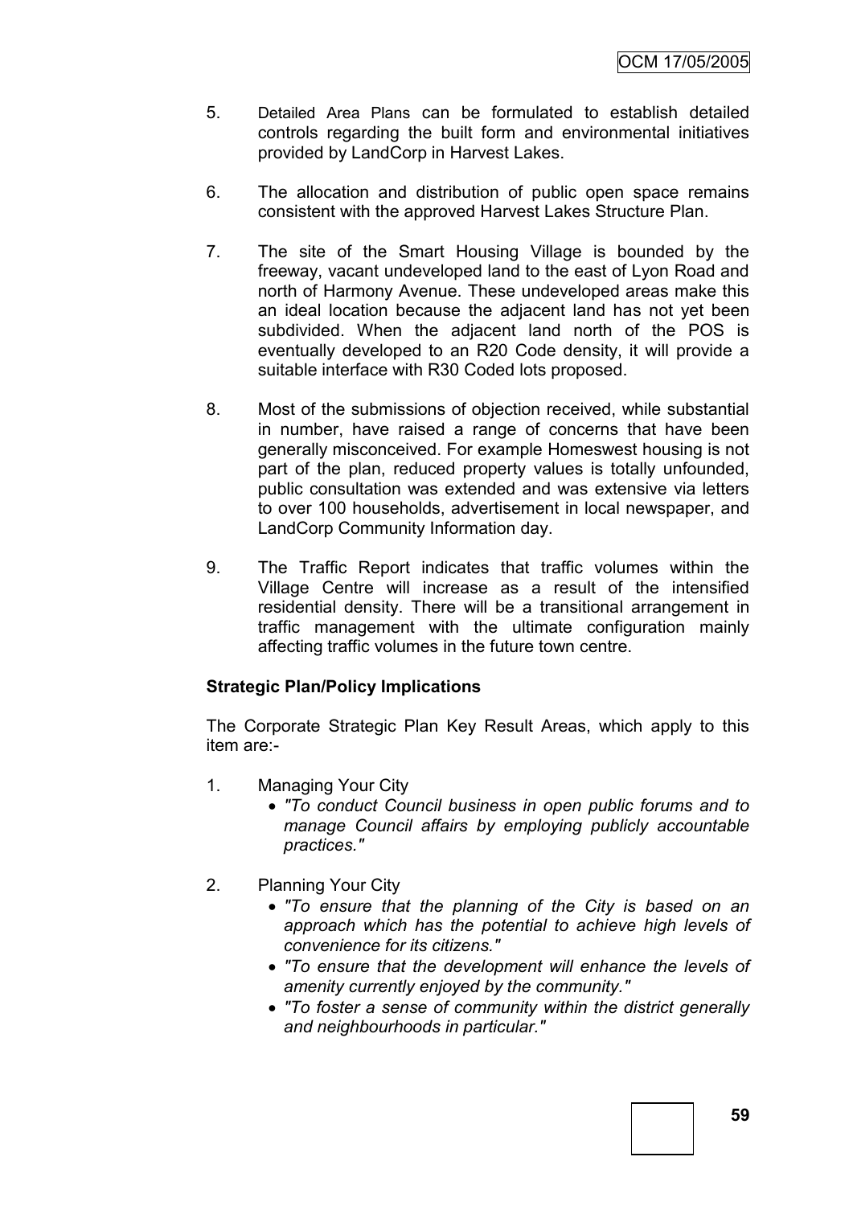5. Detailed Area Plans can be formulated to establish detailed controls regarding the built form and environmental initiatives provided by LandCorp in Harvest Lakes.

6. The allocation and distribution of public open space remains consistent with the approved Harvest Lakes Structure Plan.

7. The site of the Smart Housing Village is bounded by the freeway, vacant undeveloped land to the east of Lyon Road and north of Harmony Avenue. These undeveloped areas make this an ideal location because the adjacent land has not yet been subdivided. When the adjacent land north of the POS is eventually developed to an R20 Code density, it will provide a suitable interface with R30 Coded lots proposed.

8. Most of the submissions of objection received, while substantial in number, have raised a range of concerns that have been generally misconceived. For example Homeswest housing is not part of the plan, reduced property values is totally unfounded, public consultation was extended and was extensive via letters to over 100 households, advertisement in local newspaper, and LandCorp Community Information day.

9. The Traffic Report indicates that traffic volumes within the Village Centre will increase as a result of the intensified residential density. There will be a transitional arrangement in traffic management with the ultimate configuration mainly affecting traffic volumes in the future town centre.

**Strategic Plan/Policy Implications**

The Corporate Strategic Plan Key Result Areas, which apply to this item are:-

1. Managing Your City
   - *"To conduct Council business in open public forums and to manage Council affairs by employing publicly accountable practices."*

2. Planning Your City
   - *"To ensure that the planning of the City is based on an approach which has the potential to achieve high levels of convenience for its citizens."*
   - *"To ensure that the development will enhance the levels of amenity currently enjoyed by the community."*
   - *"To foster a sense of community within the district generally and neighbourhoods in particular."*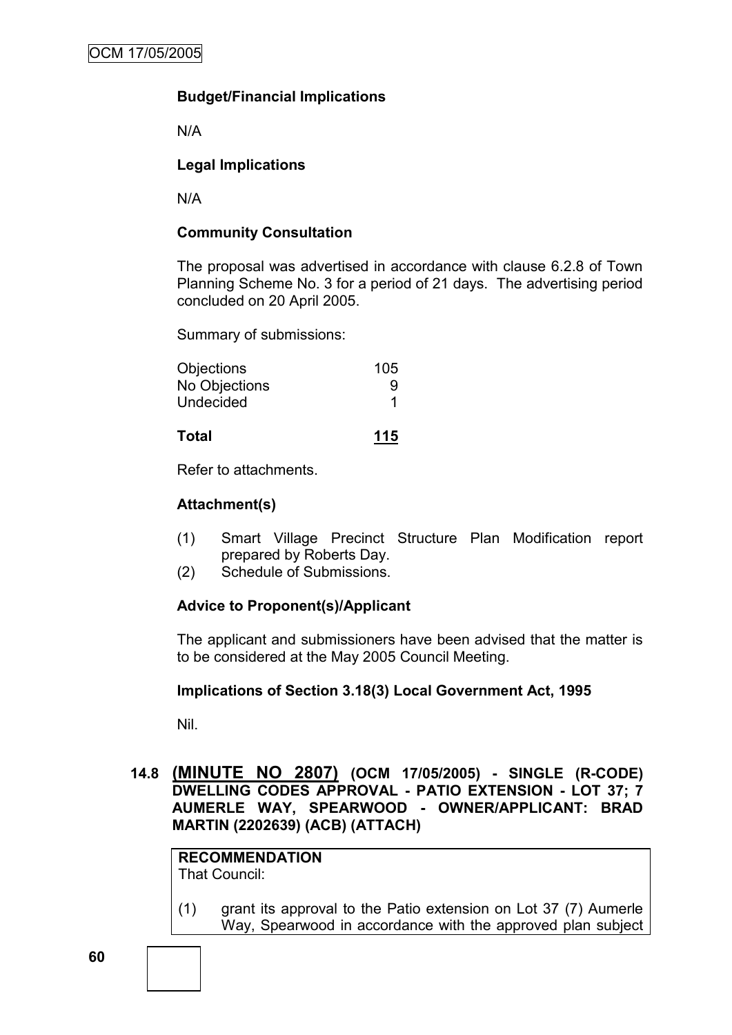**Budget/Financial Implications**

N/A

**Legal Implications**

N/A

**Community Consultation**

The proposal was advertised in accordance with clause 6.2.8 of Town Planning Scheme No. 3 for a period of 21 days. The advertising period concluded on 20 April 2005.

Summary of submissions:

| | |
|---|---|
| Objections | 105 |
| No Objections | 9 |
| Undecided | 1 |
| **Total** | **115** |

Refer to attachments.

**Attachment(s)**

(1) Smart Village Precinct Structure Plan Modification report prepared by Roberts Day.
(2) Schedule of Submissions.

**Advice to Proponent(s)/Applicant**

The applicant and submissioners have been advised that the matter is to be considered at the May 2005 Council Meeting.

**Implications of Section 3.18(3) Local Government Act, 1995**

Nil.

### 14.8 (MINUTE NO 2807) (OCM 17/05/2005) - SINGLE (R-CODE) DWELLING CODES APPROVAL - PATIO EXTENSION - LOT 37; 7 AUMERLE WAY, SPEARWOOD - OWNER/APPLICANT: BRAD MARTIN (2202639) (ACB) (ATTACH)

**RECOMMENDATION**
That Council:

(1) grant its approval to the Patio extension on Lot 37 (7) Aumerle Way, Spearwood in accordance with the approved plan subject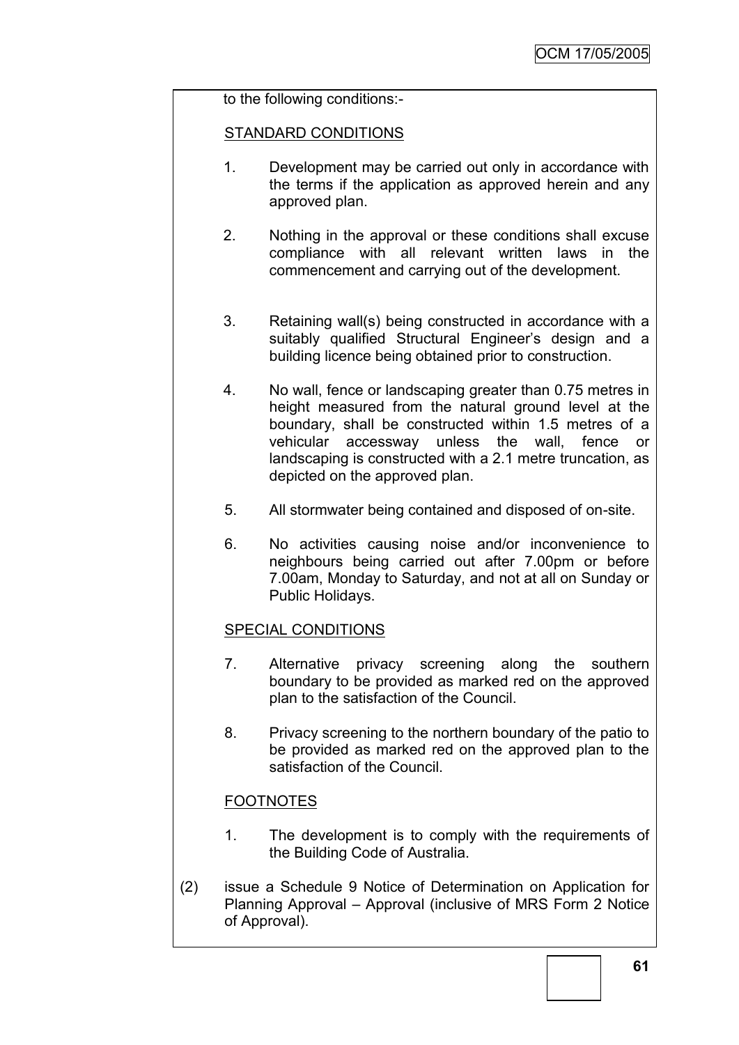to the following conditions:-

STANDARD CONDITIONS

1. Development may be carried out only in accordance with the terms if the application as approved herein and any approved plan.

2. Nothing in the approval or these conditions shall excuse compliance with all relevant written laws in the commencement and carrying out of the development.

3. Retaining wall(s) being constructed in accordance with a suitably qualified Structural Engineer's design and a building licence being obtained prior to construction.

4. No wall, fence or landscaping greater than 0.75 metres in height measured from the natural ground level at the boundary, shall be constructed within 1.5 metres of a vehicular accessway unless the wall, fence or landscaping is constructed with a 2.1 metre truncation, as depicted on the approved plan.

5. All stormwater being contained and disposed of on-site.

6. No activities causing noise and/or inconvenience to neighbours being carried out after 7.00pm or before 7.00am, Monday to Saturday, and not at all on Sunday or Public Holidays.

SPECIAL CONDITIONS

7. Alternative privacy screening along the southern boundary to be provided as marked red on the approved plan to the satisfaction of the Council.

8. Privacy screening to the northern boundary of the patio to be provided as marked red on the approved plan to the satisfaction of the Council.

FOOTNOTES

1. The development is to comply with the requirements of the Building Code of Australia.

(2) issue a Schedule 9 Notice of Determination on Application for Planning Approval – Approval (inclusive of MRS Form 2 Notice of Approval).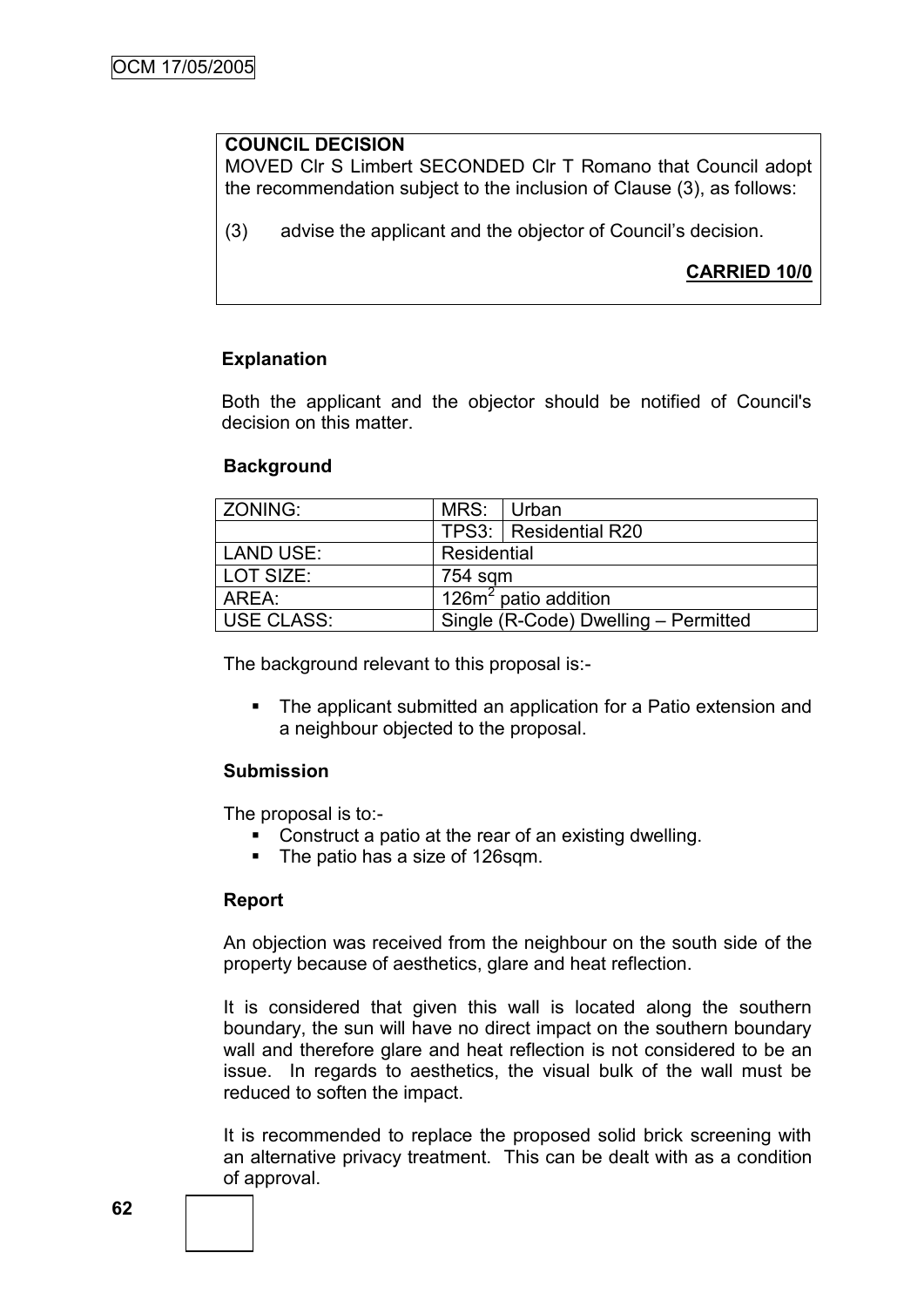**COUNCIL DECISION**

MOVED Clr S Limbert SECONDED Clr T Romano that Council adopt the recommendation subject to the inclusion of Clause (3), as follows:

(3) advise the applicant and the objector of Council's decision.

**CARRIED 10/0**

**Explanation**

Both the applicant and the objector should be notified of Council's decision on this matter.

**Background**

| ZONING: | MRS: | Urban |
|---|---|---|
| | TPS3: | Residential R20 |
| LAND USE: | Residential | |
| LOT SIZE: | 754 sqm | |
| AREA: | $126m^2$ patio addition | |
| USE CLASS: | Single (R-Code) Dwelling – Permitted | |

The background relevant to this proposal is:-

- The applicant submitted an application for a Patio extension and a neighbour objected to the proposal.

**Submission**

The proposal is to:-

- Construct a patio at the rear of an existing dwelling.
- The patio has a size of 126sqm.

**Report**

An objection was received from the neighbour on the south side of the property because of aesthetics, glare and heat reflection.

It is considered that given this wall is located along the southern boundary, the sun will have no direct impact on the southern boundary wall and therefore glare and heat reflection is not considered to be an issue. In regards to aesthetics, the visual bulk of the wall must be reduced to soften the impact.

It is recommended to replace the proposed solid brick screening with an alternative privacy treatment. This can be dealt with as a condition of approval.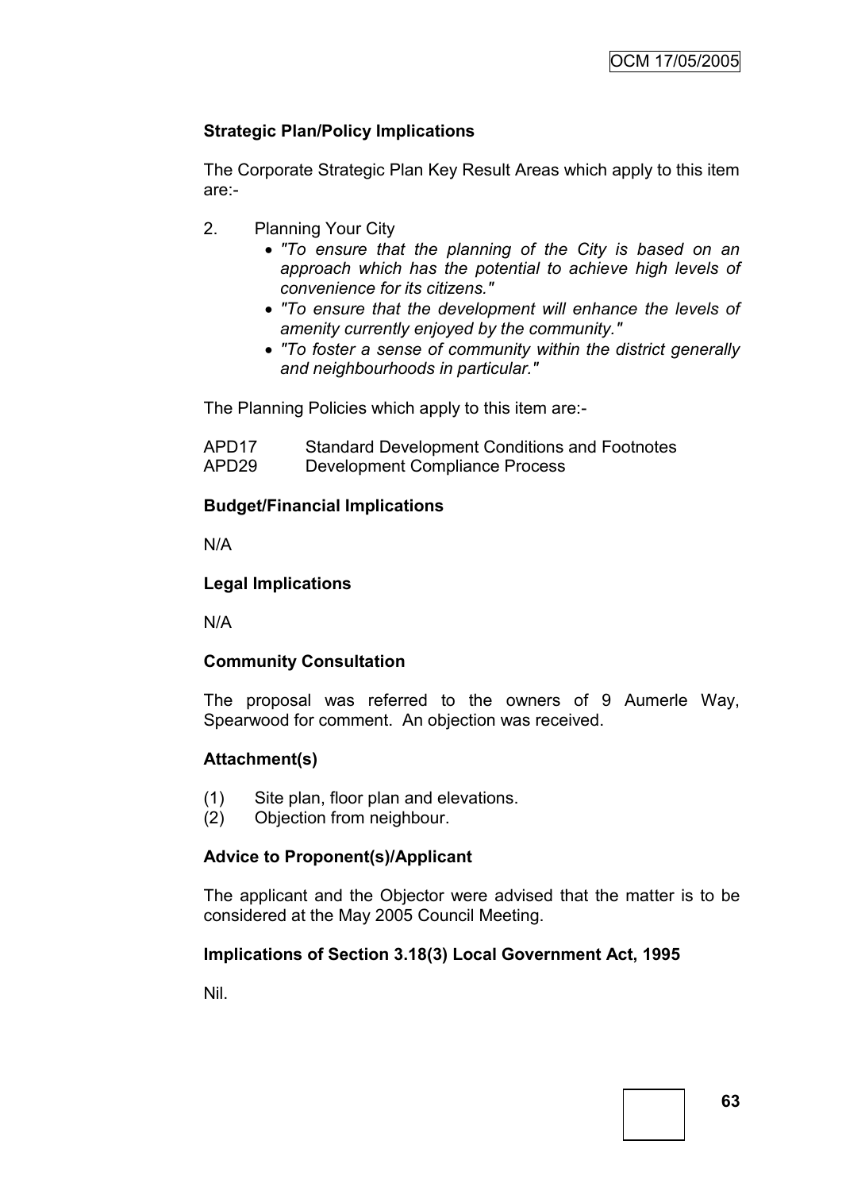**Strategic Plan/Policy Implications**

The Corporate Strategic Plan Key Result Areas which apply to this item are:-

2. Planning Your City
   - *"To ensure that the planning of the City is based on an approach which has the potential to achieve high levels of convenience for its citizens."*
   - *"To ensure that the development will enhance the levels of amenity currently enjoyed by the community."*
   - *"To foster a sense of community within the district generally and neighbourhoods in particular."*

The Planning Policies which apply to this item are:-

APD17 Standard Development Conditions and Footnotes
APD29 Development Compliance Process

**Budget/Financial Implications**

N/A

**Legal Implications**

N/A

**Community Consultation**

The proposal was referred to the owners of 9 Aumerle Way, Spearwood for comment. An objection was received.

**Attachment(s)**

(1) Site plan, floor plan and elevations.
(2) Objection from neighbour.

**Advice to Proponent(s)/Applicant**

The applicant and the Objector were advised that the matter is to be considered at the May 2005 Council Meeting.

**Implications of Section 3.18(3) Local Government Act, 1995**

Nil.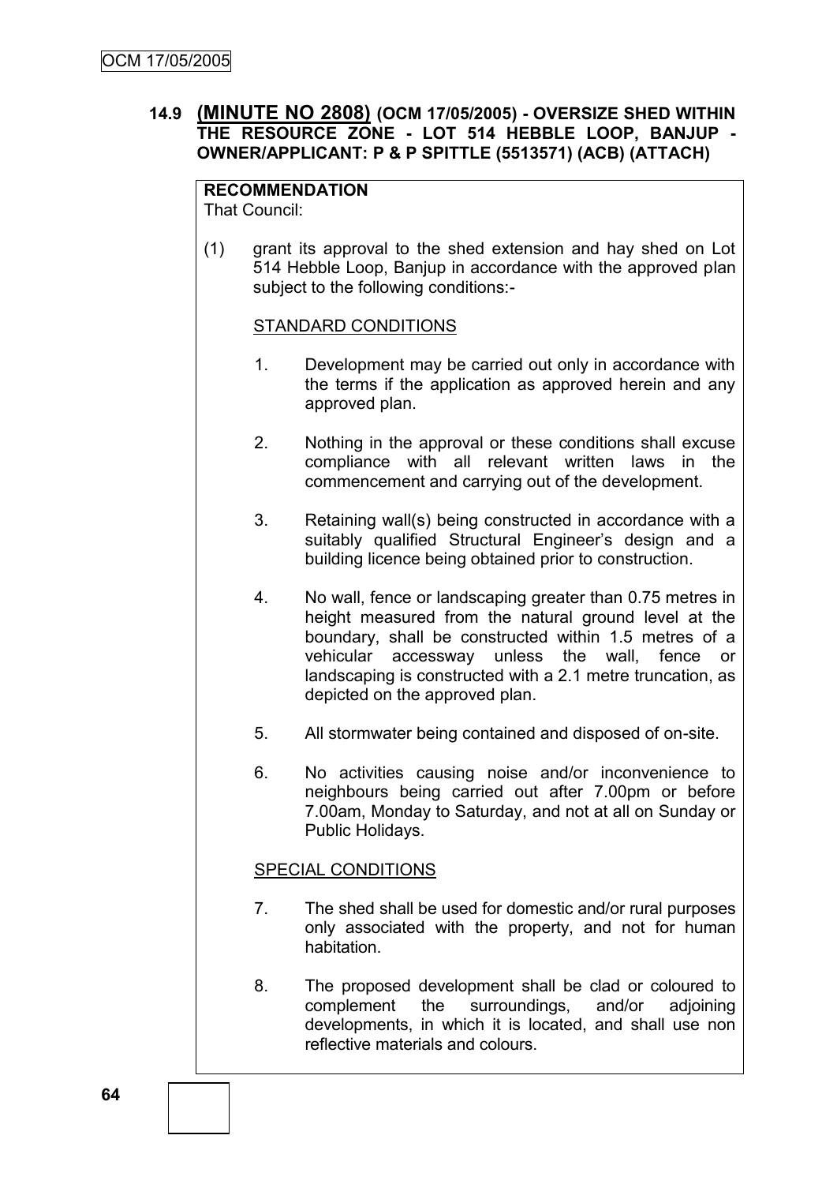## 14.9 (MINUTE NO 2808) (OCM 17/05/2005) - OVERSIZE SHED WITHIN THE RESOURCE ZONE - LOT 514 HEBBLE LOOP, BANJUP - OWNER/APPLICANT: P & P SPITTLE (5513571) (ACB) (ATTACH)

**RECOMMENDATION**
That Council:

(1) grant its approval to the shed extension and hay shed on Lot 514 Hebble Loop, Banjup in accordance with the approved plan subject to the following conditions:-

STANDARD CONDITIONS

1. Development may be carried out only in accordance with the terms if the application as approved herein and any approved plan.

2. Nothing in the approval or these conditions shall excuse compliance with all relevant written laws in the commencement and carrying out of the development.

3. Retaining wall(s) being constructed in accordance with a suitably qualified Structural Engineer's design and a building licence being obtained prior to construction.

4. No wall, fence or landscaping greater than 0.75 metres in height measured from the natural ground level at the boundary, shall be constructed within 1.5 metres of a vehicular accessway unless the wall, fence or landscaping is constructed with a 2.1 metre truncation, as depicted on the approved plan.

5. All stormwater being contained and disposed of on-site.

6. No activities causing noise and/or inconvenience to neighbours being carried out after 7.00pm or before 7.00am, Monday to Saturday, and not at all on Sunday or Public Holidays.

SPECIAL CONDITIONS

7. The shed shall be used for domestic and/or rural purposes only associated with the property, and not for human habitation.

8. The proposed development shall be clad or coloured to complement the surroundings, and/or adjoining developments, in which it is located, and shall use non reflective materials and colours.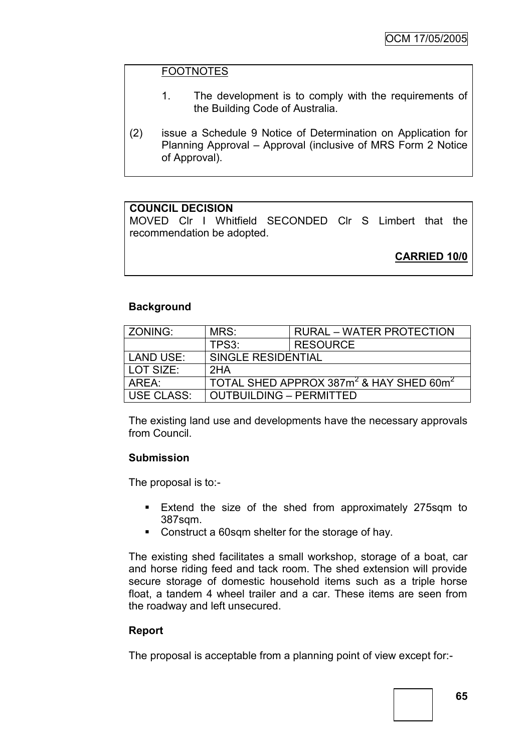FOOTNOTES

1. The development is to comply with the requirements of the Building Code of Australia.

(2) issue a Schedule 9 Notice of Determination on Application for Planning Approval – Approval (inclusive of MRS Form 2 Notice of Approval).

**COUNCIL DECISION**
MOVED Clr I Whitfield SECONDED Clr S Limbert that the recommendation be adopted.

**CARRIED 10/0**

**Background**

| ZONING: | MRS: | RURAL – WATER PROTECTION |
|---|---|---|
| | TPS3: | RESOURCE |
| LAND USE: | SINGLE RESIDENTIAL | |
| LOT SIZE: | 2HA | |
| AREA: | TOTAL SHED APPROX 387m$^2$ & HAY SHED 60m$^2$ | |
| USE CLASS: | OUTBUILDING – PERMITTED | |

The existing land use and developments have the necessary approvals from Council.

**Submission**

The proposal is to:-

- Extend the size of the shed from approximately 275sqm to 387sqm.
- Construct a 60sqm shelter for the storage of hay.

The existing shed facilitates a small workshop, storage of a boat, car and horse riding feed and tack room. The shed extension will provide secure storage of domestic household items such as a triple horse float, a tandem 4 wheel trailer and a car. These items are seen from the roadway and left unsecured.

**Report**

The proposal is acceptable from a planning point of view except for:-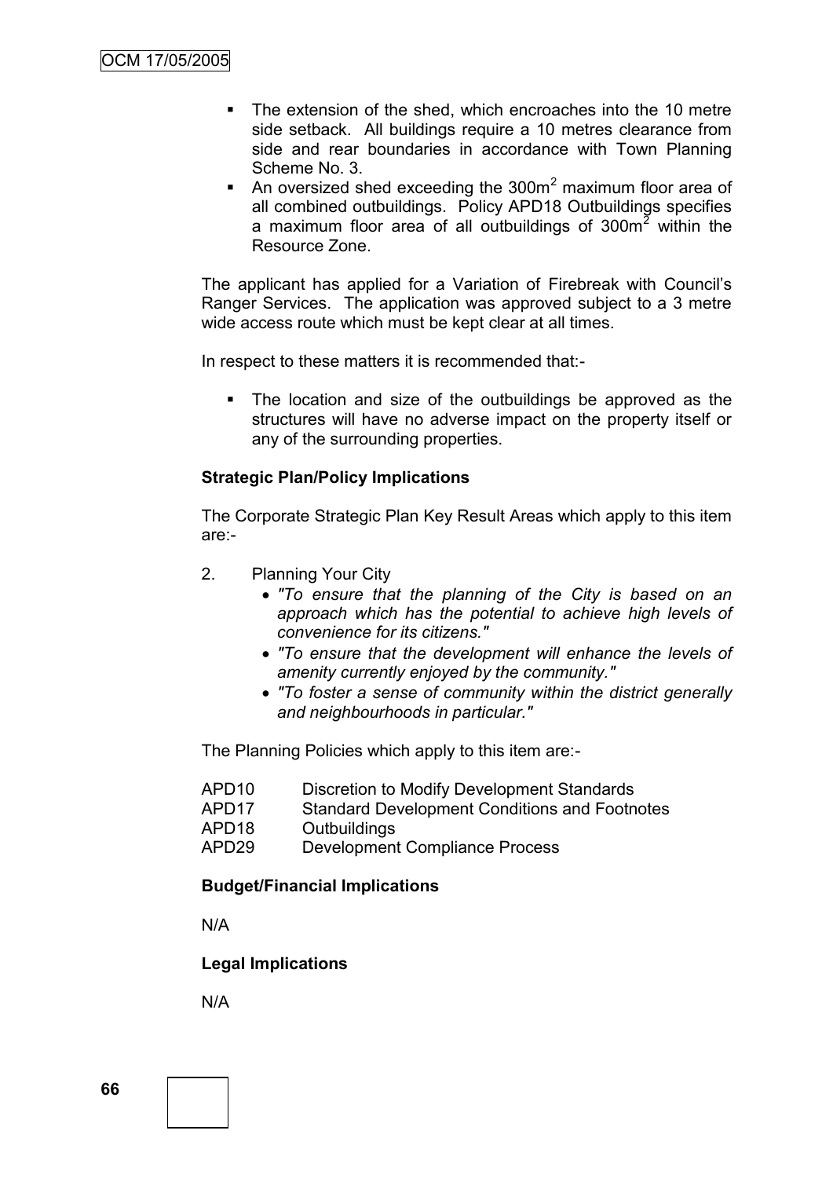- The extension of the shed, which encroaches into the 10 metre side setback. All buildings require a 10 metres clearance from side and rear boundaries in accordance with Town Planning Scheme No. 3.
- An oversized shed exceeding the 300m$^2$ maximum floor area of all combined outbuildings. Policy APD18 Outbuildings specifies a maximum floor area of all outbuildings of 300m$^2$ within the Resource Zone.

The applicant has applied for a Variation of Firebreak with Council's Ranger Services. The application was approved subject to a 3 metre wide access route which must be kept clear at all times.

In respect to these matters it is recommended that:-

- The location and size of the outbuildings be approved as the structures will have no adverse impact on the property itself or any of the surrounding properties.

**Strategic Plan/Policy Implications**

The Corporate Strategic Plan Key Result Areas which apply to this item are:-

2. Planning Your City
   - *"To ensure that the planning of the City is based on an approach which has the potential to achieve high levels of convenience for its citizens."*
   - *"To ensure that the development will enhance the levels of amenity currently enjoyed by the community."*
   - *"To foster a sense of community within the district generally and neighbourhoods in particular."*

The Planning Policies which apply to this item are:-

| | |
|---|---|
| APD10 | Discretion to Modify Development Standards |
| APD17 | Standard Development Conditions and Footnotes |
| APD18 | Outbuildings |
| APD29 | Development Compliance Process |

**Budget/Financial Implications**

N/A

**Legal Implications**

N/A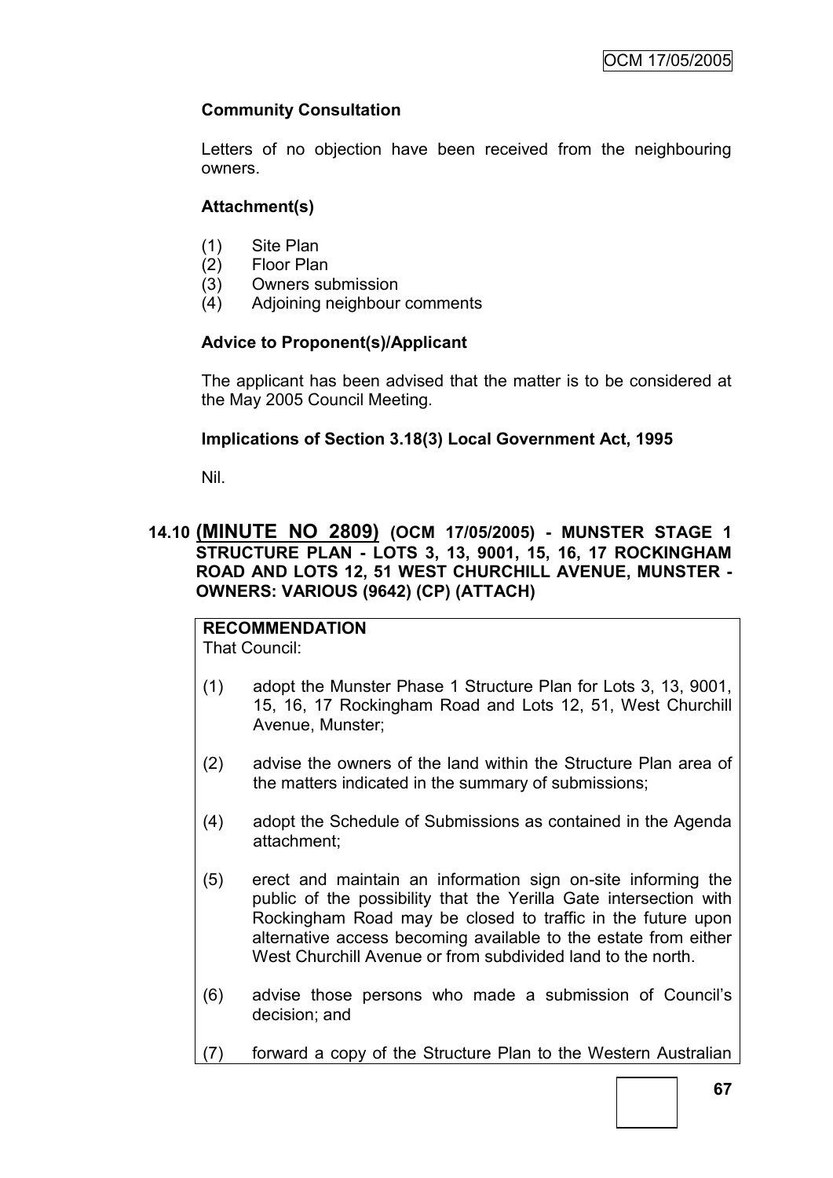**Community Consultation**

Letters of no objection have been received from the neighbouring owners.

**Attachment(s)**

(1) Site Plan
(2) Floor Plan
(3) Owners submission
(4) Adjoining neighbour comments

**Advice to Proponent(s)/Applicant**

The applicant has been advised that the matter is to be considered at the May 2005 Council Meeting.

**Implications of Section 3.18(3) Local Government Act, 1995**

Nil.

## 14.10 (MINUTE NO 2809) (OCM 17/05/2005) - MUNSTER STAGE 1 STRUCTURE PLAN - LOTS 3, 13, 9001, 15, 16, 17 ROCKINGHAM ROAD AND LOTS 12, 51 WEST CHURCHILL AVENUE, MUNSTER - OWNERS: VARIOUS (9642) (CP) (ATTACH)

**RECOMMENDATION**
That Council:

(1) adopt the Munster Phase 1 Structure Plan for Lots 3, 13, 9001, 15, 16, 17 Rockingham Road and Lots 12, 51, West Churchill Avenue, Munster;

(2) advise the owners of the land within the Structure Plan area of the matters indicated in the summary of submissions;

(4) adopt the Schedule of Submissions as contained in the Agenda attachment;

(5) erect and maintain an information sign on-site informing the public of the possibility that the Yerilla Gate intersection with Rockingham Road may be closed to traffic in the future upon alternative access becoming available to the estate from either West Churchill Avenue or from subdivided land to the north.

(6) advise those persons who made a submission of Council's decision; and

(7) forward a copy of the Structure Plan to the Western Australian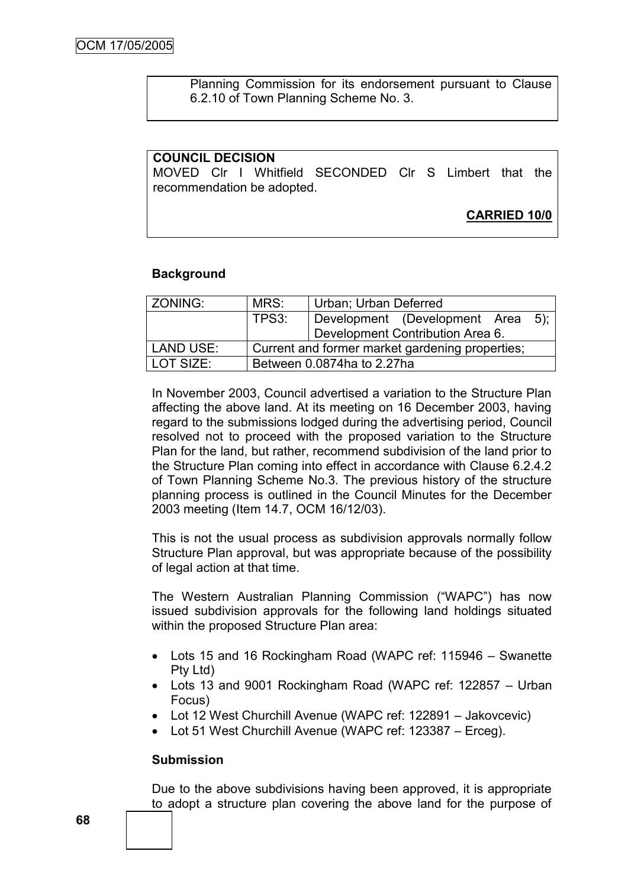Planning Commission for its endorsement pursuant to Clause 6.2.10 of Town Planning Scheme No. 3.

**COUNCIL DECISION**
MOVED Clr I Whitfield SECONDED Clr S Limbert that the recommendation be adopted.

**CARRIED 10/0**

**Background**

| ZONING: | MRS: | Urban; Urban Deferred |
|---|---|---|
| | TPS3: | Development (Development Area 5); Development Contribution Area 6. |
| LAND USE: | Current and former market gardening properties; | |
| LOT SIZE: | Between 0.0874ha to 2.27ha | |

In November 2003, Council advertised a variation to the Structure Plan affecting the above land. At its meeting on 16 December 2003, having regard to the submissions lodged during the advertising period, Council resolved not to proceed with the proposed variation to the Structure Plan for the land, but rather, recommend subdivision of the land prior to the Structure Plan coming into effect in accordance with Clause 6.2.4.2 of Town Planning Scheme No.3. The previous history of the structure planning process is outlined in the Council Minutes for the December 2003 meeting (Item 14.7, OCM 16/12/03).

This is not the usual process as subdivision approvals normally follow Structure Plan approval, but was appropriate because of the possibility of legal action at that time.

The Western Australian Planning Commission ("WAPC") has now issued subdivision approvals for the following land holdings situated within the proposed Structure Plan area:

- Lots 15 and 16 Rockingham Road (WAPC ref: 115946 – Swanette Pty Ltd)
- Lots 13 and 9001 Rockingham Road (WAPC ref: 122857 – Urban Focus)
- Lot 12 West Churchill Avenue (WAPC ref: 122891 – Jakovcevic)
- Lot 51 West Churchill Avenue (WAPC ref: 123387 – Erceg).

**Submission**

Due to the above subdivisions having been approved, it is appropriate to adopt a structure plan covering the above land for the purpose of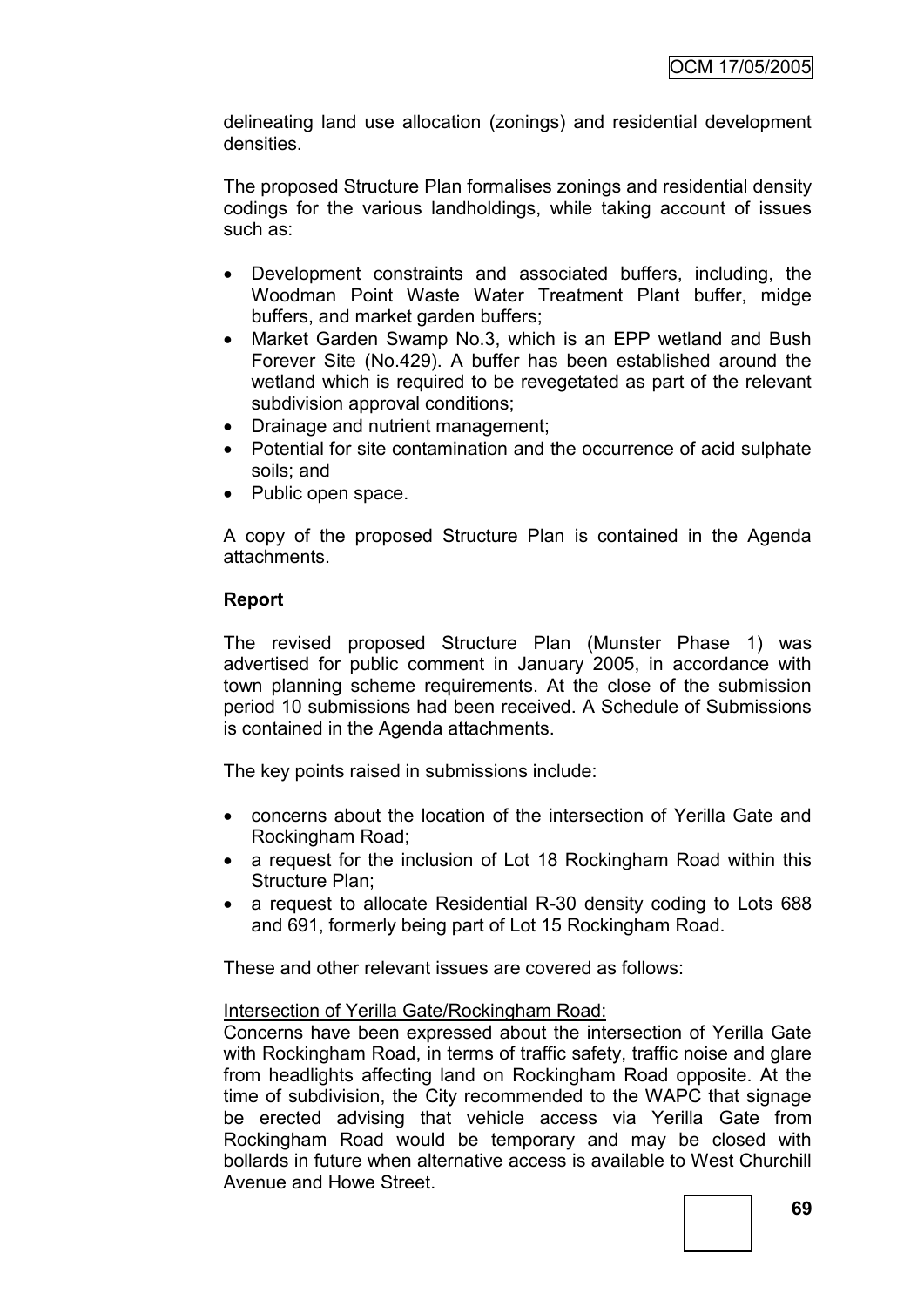delineating land use allocation (zonings) and residential development densities.

The proposed Structure Plan formalises zonings and residential density codings for the various landholdings, while taking account of issues such as:

- Development constraints and associated buffers, including, the Woodman Point Waste Water Treatment Plant buffer, midge buffers, and market garden buffers;
- Market Garden Swamp No.3, which is an EPP wetland and Bush Forever Site (No.429). A buffer has been established around the wetland which is required to be revegetated as part of the relevant subdivision approval conditions;
- Drainage and nutrient management;
- Potential for site contamination and the occurrence of acid sulphate soils; and
- Public open space.

A copy of the proposed Structure Plan is contained in the Agenda attachments.

**Report**

The revised proposed Structure Plan (Munster Phase 1) was advertised for public comment in January 2005, in accordance with town planning scheme requirements. At the close of the submission period 10 submissions had been received. A Schedule of Submissions is contained in the Agenda attachments.

The key points raised in submissions include:

- concerns about the location of the intersection of Yerilla Gate and Rockingham Road;
- a request for the inclusion of Lot 18 Rockingham Road within this Structure Plan;
- a request to allocate Residential R-30 density coding to Lots 688 and 691, formerly being part of Lot 15 Rockingham Road.

These and other relevant issues are covered as follows:

<u>Intersection of Yerilla Gate/Rockingham Road:</u>
Concerns have been expressed about the intersection of Yerilla Gate with Rockingham Road, in terms of traffic safety, traffic noise and glare from headlights affecting land on Rockingham Road opposite. At the time of subdivision, the City recommended to the WAPC that signage be erected advising that vehicle access via Yerilla Gate from Rockingham Road would be temporary and may be closed with bollards in future when alternative access is available to West Churchill Avenue and Howe Street.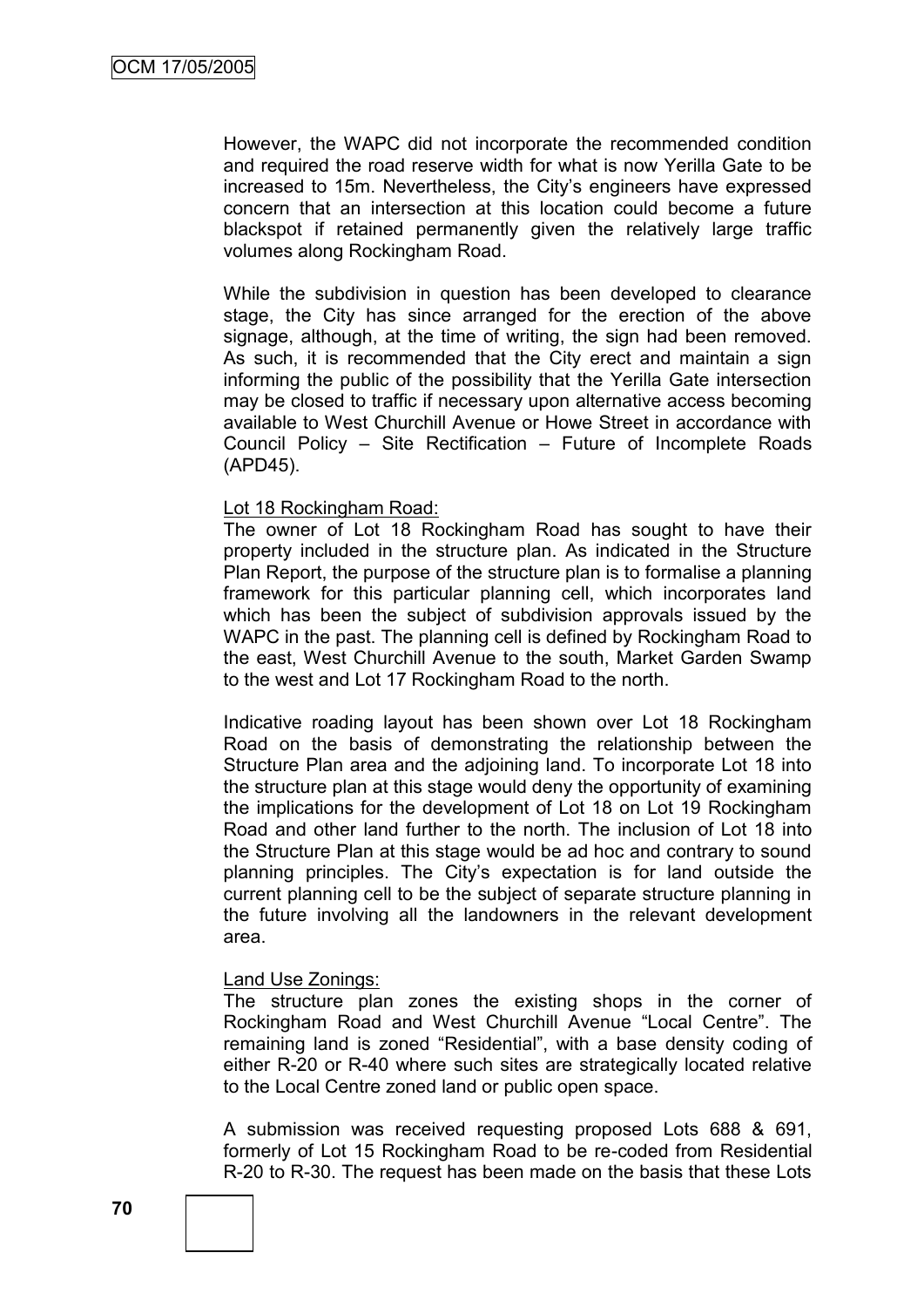However, the WAPC did not incorporate the recommended condition and required the road reserve width for what is now Yerilla Gate to be increased to 15m. Nevertheless, the City's engineers have expressed concern that an intersection at this location could become a future blackspot if retained permanently given the relatively large traffic volumes along Rockingham Road.

While the subdivision in question has been developed to clearance stage, the City has since arranged for the erection of the above signage, although, at the time of writing, the sign had been removed. As such, it is recommended that the City erect and maintain a sign informing the public of the possibility that the Yerilla Gate intersection may be closed to traffic if necessary upon alternative access becoming available to West Churchill Avenue or Howe Street in accordance with Council Policy – Site Rectification – Future of Incomplete Roads (APD45).

Lot 18 Rockingham Road:

The owner of Lot 18 Rockingham Road has sought to have their property included in the structure plan. As indicated in the Structure Plan Report, the purpose of the structure plan is to formalise a planning framework for this particular planning cell, which incorporates land which has been the subject of subdivision approvals issued by the WAPC in the past. The planning cell is defined by Rockingham Road to the east, West Churchill Avenue to the south, Market Garden Swamp to the west and Lot 17 Rockingham Road to the north.

Indicative roading layout has been shown over Lot 18 Rockingham Road on the basis of demonstrating the relationship between the Structure Plan area and the adjoining land. To incorporate Lot 18 into the structure plan at this stage would deny the opportunity of examining the implications for the development of Lot 18 on Lot 19 Rockingham Road and other land further to the north. The inclusion of Lot 18 into the Structure Plan at this stage would be ad hoc and contrary to sound planning principles. The City's expectation is for land outside the current planning cell to be the subject of separate structure planning in the future involving all the landowners in the relevant development area.

Land Use Zonings:

The structure plan zones the existing shops in the corner of Rockingham Road and West Churchill Avenue "Local Centre". The remaining land is zoned "Residential", with a base density coding of either R-20 or R-40 where such sites are strategically located relative to the Local Centre zoned land or public open space.

A submission was received requesting proposed Lots 688 & 691, formerly of Lot 15 Rockingham Road to be re-coded from Residential R-20 to R-30. The request has been made on the basis that these Lots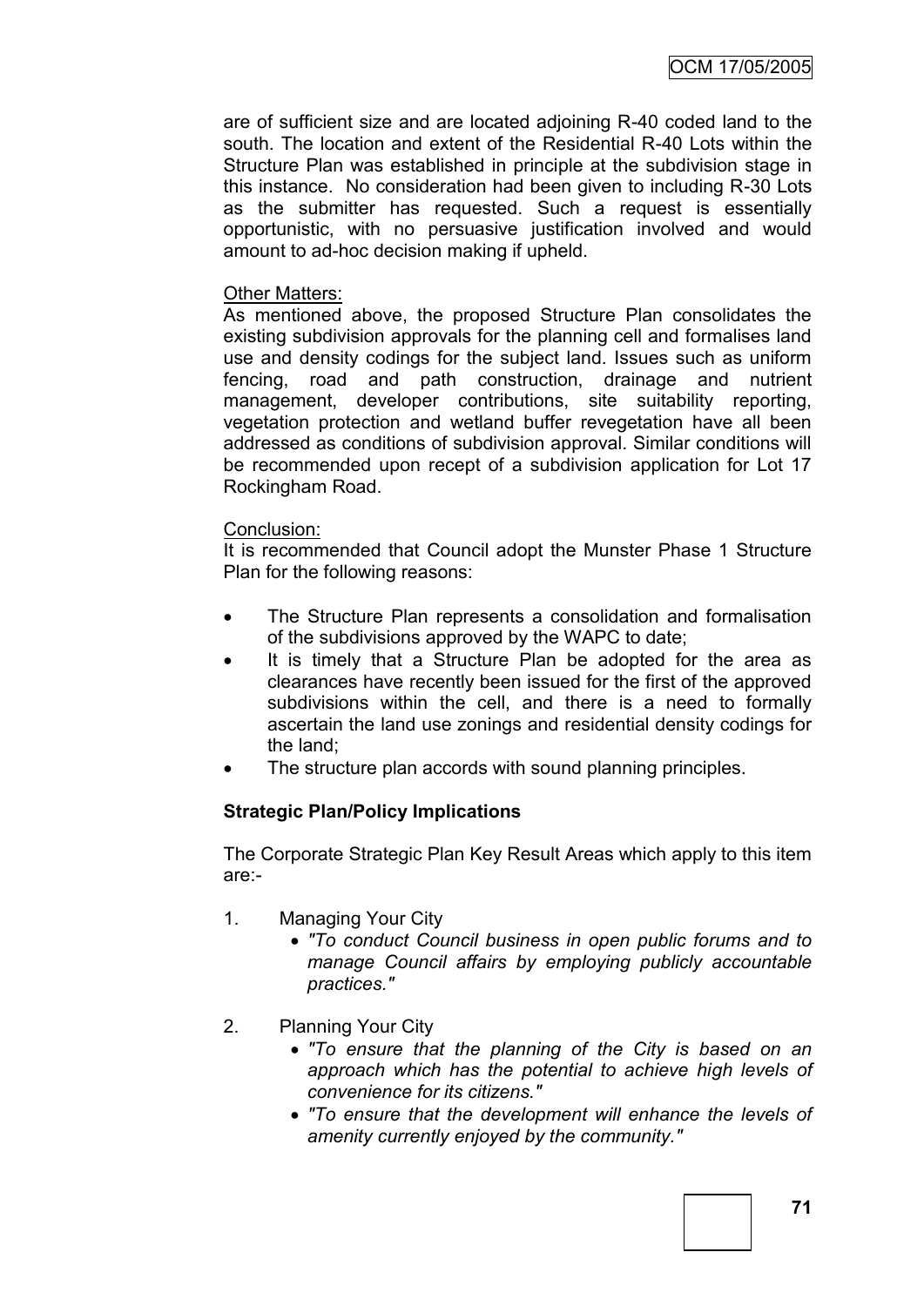are of sufficient size and are located adjoining R-40 coded land to the south. The location and extent of the Residential R-40 Lots within the Structure Plan was established in principle at the subdivision stage in this instance. No consideration had been given to including R-30 Lots as the submitter has requested. Such a request is essentially opportunistic, with no persuasive justification involved and would amount to ad-hoc decision making if upheld.

Other Matters:

As mentioned above, the proposed Structure Plan consolidates the existing subdivision approvals for the planning cell and formalises land use and density codings for the subject land. Issues such as uniform fencing, road and path construction, drainage and nutrient management, developer contributions, site suitability reporting, vegetation protection and wetland buffer revegetation have all been addressed as conditions of subdivision approval. Similar conditions will be recommended upon recept of a subdivision application for Lot 17 Rockingham Road.

Conclusion:

It is recommended that Council adopt the Munster Phase 1 Structure Plan for the following reasons:

- The Structure Plan represents a consolidation and formalisation of the subdivisions approved by the WAPC to date;
- It is timely that a Structure Plan be adopted for the area as clearances have recently been issued for the first of the approved subdivisions within the cell, and there is a need to formally ascertain the land use zonings and residential density codings for the land;
- The structure plan accords with sound planning principles.

**Strategic Plan/Policy Implications**

The Corporate Strategic Plan Key Result Areas which apply to this item are:-

1. Managing Your City
   - *"To conduct Council business in open public forums and to manage Council affairs by employing publicly accountable practices."*
2. Planning Your City
   - *"To ensure that the planning of the City is based on an approach which has the potential to achieve high levels of convenience for its citizens."*
   - *"To ensure that the development will enhance the levels of amenity currently enjoyed by the community."*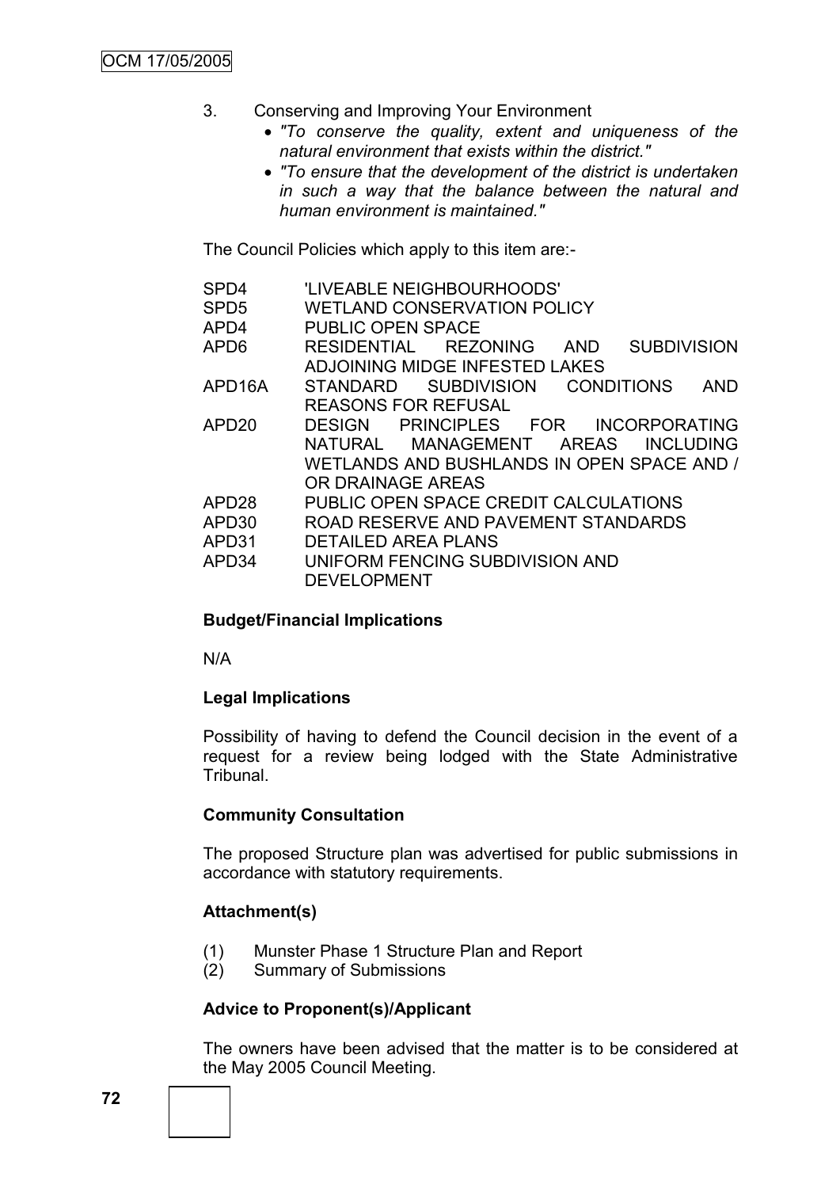3. Conserving and Improving Your Environment
    - *"To conserve the quality, extent and uniqueness of the natural environment that exists within the district."*
    - *"To ensure that the development of the district is undertaken in such a way that the balance between the natural and human environment is maintained."*

The Council Policies which apply to this item are:-

| | |
|---|---|
| SPD4 | 'LIVEABLE NEIGHBOURHOODS' |
| SPD5 | WETLAND CONSERVATION POLICY |
| APD4 | PUBLIC OPEN SPACE |
| APD6 | RESIDENTIAL REZONING AND SUBDIVISION ADJOINING MIDGE INFESTED LAKES |
| APD16A | STANDARD SUBDIVISION CONDITIONS AND REASONS FOR REFUSAL |
| APD20 | DESIGN PRINCIPLES FOR INCORPORATING NATURAL MANAGEMENT AREAS INCLUDING WETLANDS AND BUSHLANDS IN OPEN SPACE AND / OR DRAINAGE AREAS |
| APD28 | PUBLIC OPEN SPACE CREDIT CALCULATIONS |
| APD30 | ROAD RESERVE AND PAVEMENT STANDARDS |
| APD31 | DETAILED AREA PLANS |
| APD34 | UNIFORM FENCING SUBDIVISION AND DEVELOPMENT |

**Budget/Financial Implications**

N/A

**Legal Implications**

Possibility of having to defend the Council decision in the event of a request for a review being lodged with the State Administrative Tribunal.

**Community Consultation**

The proposed Structure plan was advertised for public submissions in accordance with statutory requirements.

**Attachment(s)**

(1) Munster Phase 1 Structure Plan and Report
(2) Summary of Submissions

**Advice to Proponent(s)/Applicant**

The owners have been advised that the matter is to be considered at the May 2005 Council Meeting.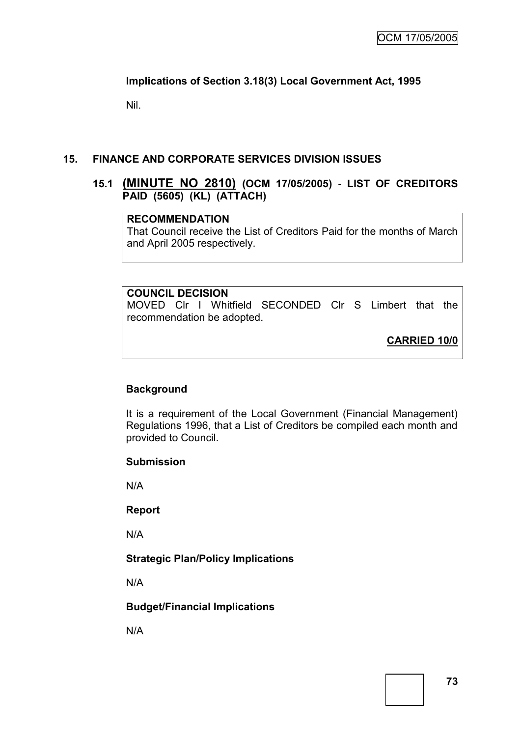**Implications of Section 3.18(3) Local Government Act, 1995**

Nil.

## 15. FINANCE AND CORPORATE SERVICES DIVISION ISSUES

### 15.1 (MINUTE NO 2810) (OCM 17/05/2005) - LIST OF CREDITORS PAID (5605) (KL) (ATTACH)

**RECOMMENDATION**

That Council receive the List of Creditors Paid for the months of March and April 2005 respectively.

**COUNCIL DECISION**

MOVED Clr I Whitfield SECONDED Clr S Limbert that the recommendation be adopted.

**CARRIED 10/0**

**Background**

It is a requirement of the Local Government (Financial Management) Regulations 1996, that a List of Creditors be compiled each month and provided to Council.

**Submission**

N/A

**Report**

N/A

**Strategic Plan/Policy Implications**

N/A

**Budget/Financial Implications**

N/A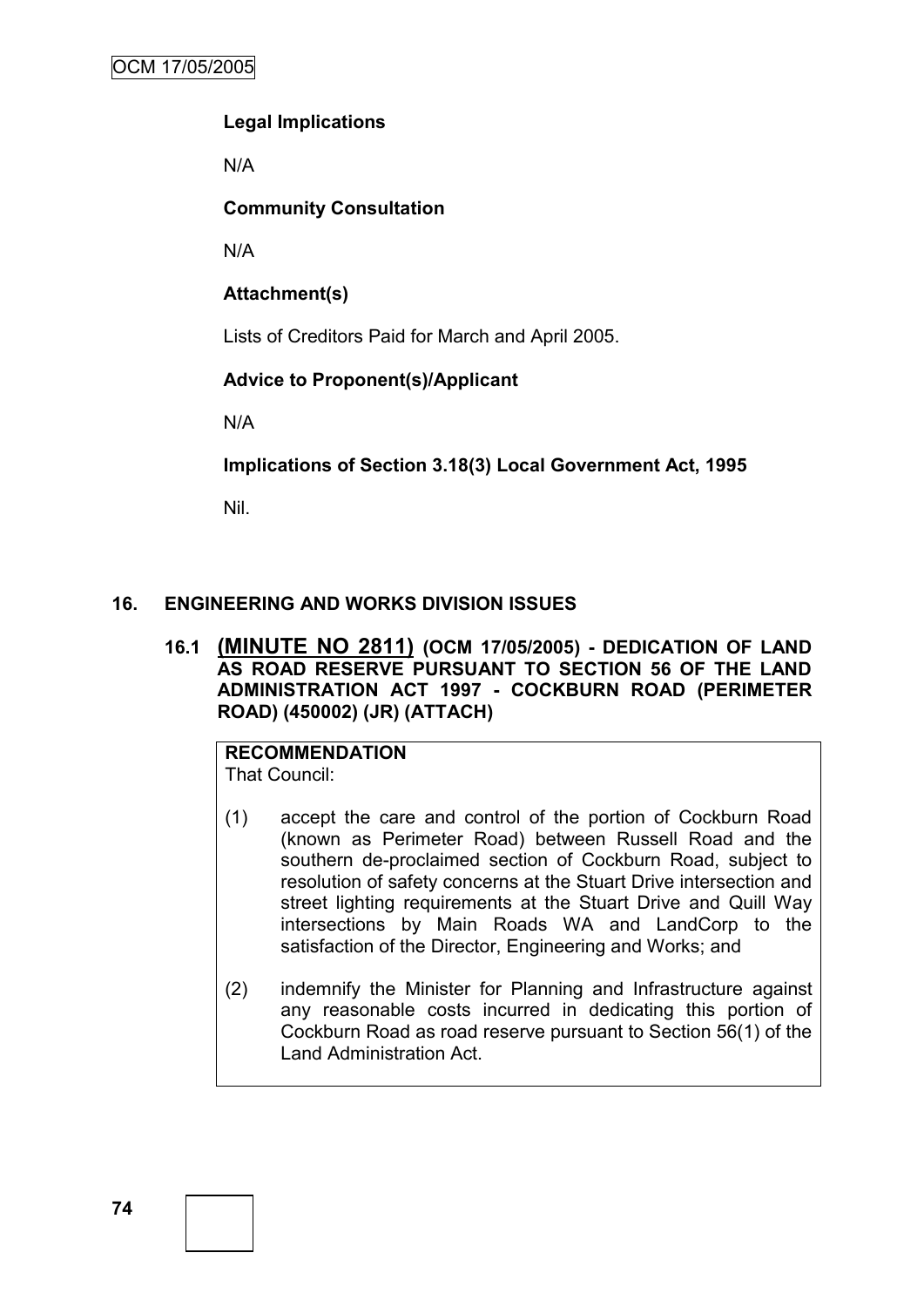**Legal Implications**

N/A

**Community Consultation**

N/A

**Attachment(s)**

Lists of Creditors Paid for March and April 2005.

**Advice to Proponent(s)/Applicant**

N/A

**Implications of Section 3.18(3) Local Government Act, 1995**

Nil.

## 16. ENGINEERING AND WORKS DIVISION ISSUES

### 16.1 (MINUTE NO 2811) (OCM 17/05/2005) - DEDICATION OF LAND AS ROAD RESERVE PURSUANT TO SECTION 56 OF THE LAND ADMINISTRATION ACT 1997 - COCKBURN ROAD (PERIMETER ROAD) (450002) (JR) (ATTACH)

**RECOMMENDATION**

That Council:

(1) accept the care and control of the portion of Cockburn Road (known as Perimeter Road) between Russell Road and the southern de-proclaimed section of Cockburn Road, subject to resolution of safety concerns at the Stuart Drive intersection and street lighting requirements at the Stuart Drive and Quill Way intersections by Main Roads WA and LandCorp to the satisfaction of the Director, Engineering and Works; and

(2) indemnify the Minister for Planning and Infrastructure against any reasonable costs incurred in dedicating this portion of Cockburn Road as road reserve pursuant to Section 56(1) of the Land Administration Act.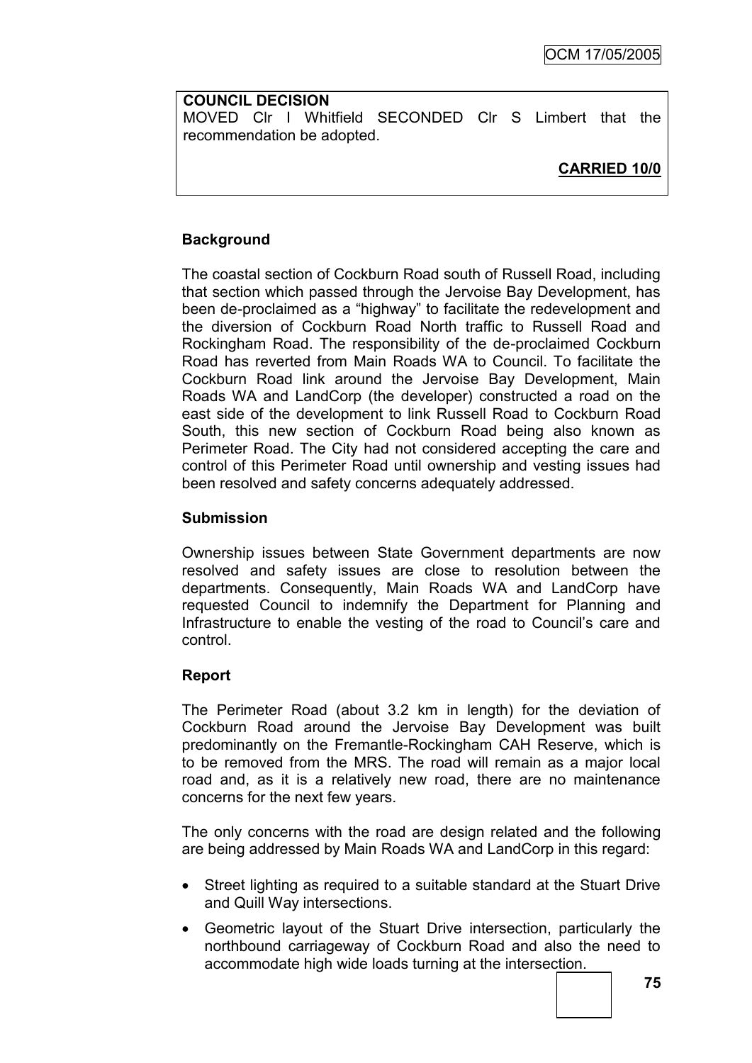**COUNCIL DECISION**
MOVED Clr I Whitfield SECONDED Clr S Limbert that the recommendation be adopted.

**CARRIED 10/0**

**Background**

The coastal section of Cockburn Road south of Russell Road, including that section which passed through the Jervoise Bay Development, has been de-proclaimed as a "highway" to facilitate the redevelopment and the diversion of Cockburn Road North traffic to Russell Road and Rockingham Road. The responsibility of the de-proclaimed Cockburn Road has reverted from Main Roads WA to Council. To facilitate the Cockburn Road link around the Jervoise Bay Development, Main Roads WA and LandCorp (the developer) constructed a road on the east side of the development to link Russell Road to Cockburn Road South, this new section of Cockburn Road being also known as Perimeter Road. The City had not considered accepting the care and control of this Perimeter Road until ownership and vesting issues had been resolved and safety concerns adequately addressed.

**Submission**

Ownership issues between State Government departments are now resolved and safety issues are close to resolution between the departments. Consequently, Main Roads WA and LandCorp have requested Council to indemnify the Department for Planning and Infrastructure to enable the vesting of the road to Council's care and control.

**Report**

The Perimeter Road (about 3.2 km in length) for the deviation of Cockburn Road around the Jervoise Bay Development was built predominantly on the Fremantle-Rockingham CAH Reserve, which is to be removed from the MRS. The road will remain as a major local road and, as it is a relatively new road, there are no maintenance concerns for the next few years.

The only concerns with the road are design related and the following are being addressed by Main Roads WA and LandCorp in this regard:

- Street lighting as required to a suitable standard at the Stuart Drive and Quill Way intersections.
- Geometric layout of the Stuart Drive intersection, particularly the northbound carriageway of Cockburn Road and also the need to accommodate high wide loads turning at the intersection.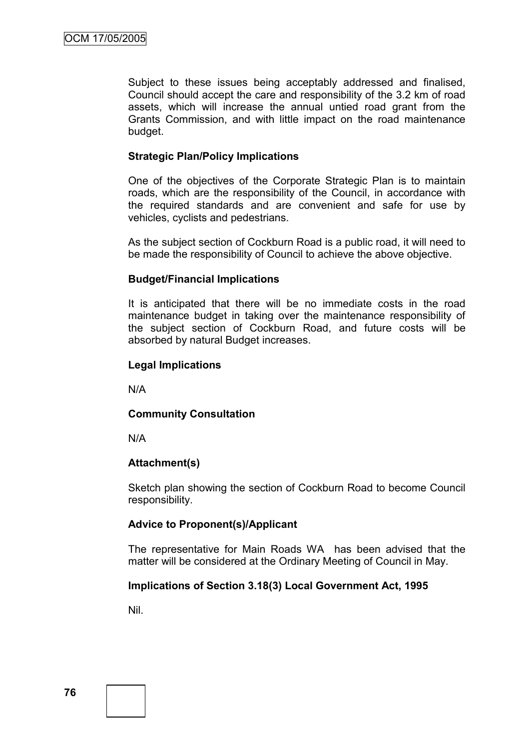Subject to these issues being acceptably addressed and finalised, Council should accept the care and responsibility of the 3.2 km of road assets, which will increase the annual untied road grant from the Grants Commission, and with little impact on the road maintenance budget.

**Strategic Plan/Policy Implications**

One of the objectives of the Corporate Strategic Plan is to maintain roads, which are the responsibility of the Council, in accordance with the required standards and are convenient and safe for use by vehicles, cyclists and pedestrians.

As the subject section of Cockburn Road is a public road, it will need to be made the responsibility of Council to achieve the above objective.

**Budget/Financial Implications**

It is anticipated that there will be no immediate costs in the road maintenance budget in taking over the maintenance responsibility of the subject section of Cockburn Road, and future costs will be absorbed by natural Budget increases.

**Legal Implications**

N/A

**Community Consultation**

N/A

**Attachment(s)**

Sketch plan showing the section of Cockburn Road to become Council responsibility.

**Advice to Proponent(s)/Applicant**

The representative for Main Roads WA has been advised that the matter will be considered at the Ordinary Meeting of Council in May.

**Implications of Section 3.18(3) Local Government Act, 1995**

Nil.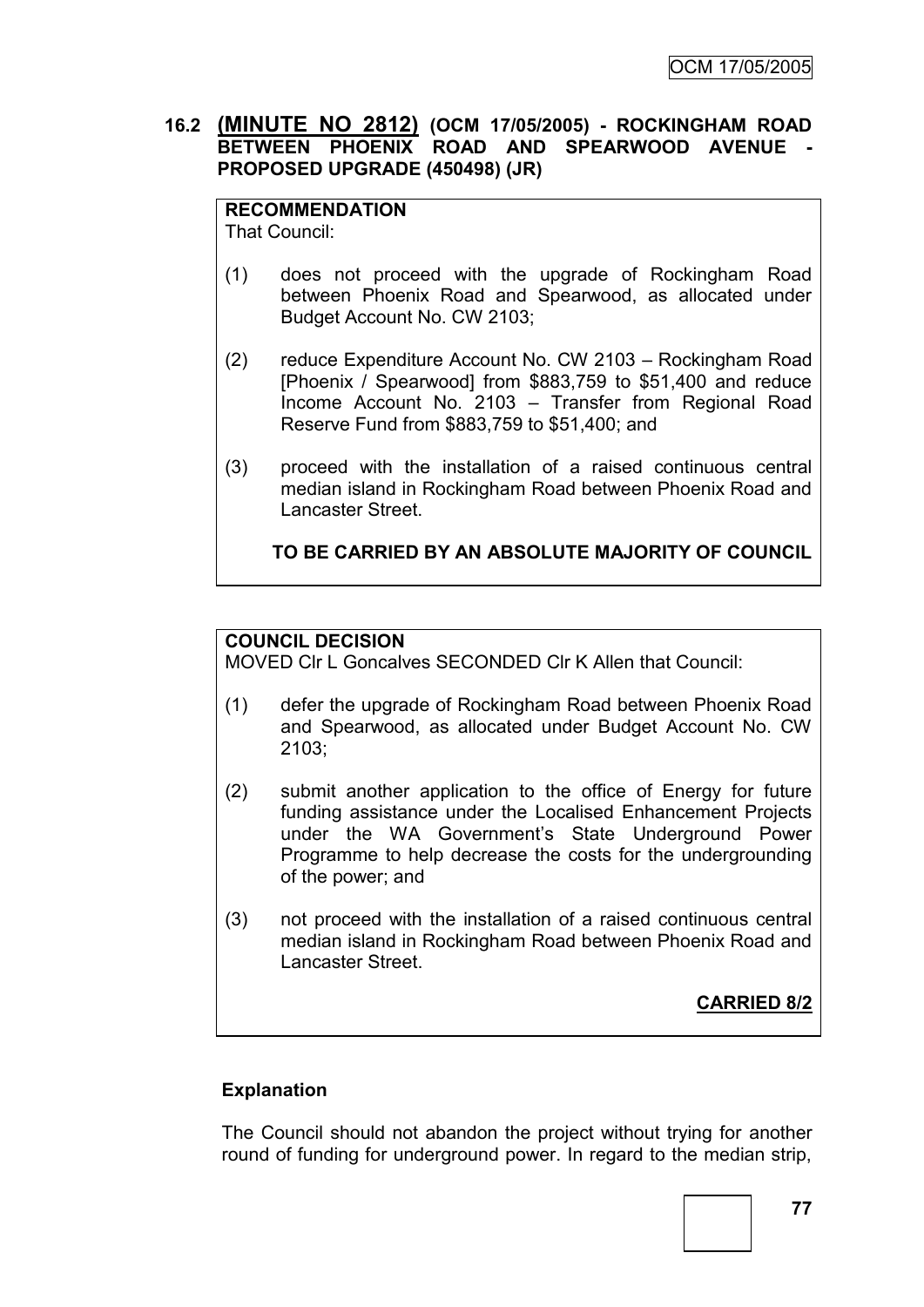## 16.2 **(MINUTE NO 2812)** (OCM 17/05/2005) - ROCKINGHAM ROAD BETWEEN PHOENIX ROAD AND SPEARWOOD AVENUE - PROPOSED UPGRADE (450498) (JR)

**RECOMMENDATION**

That Council:

(1) does not proceed with the upgrade of Rockingham Road between Phoenix Road and Spearwood, as allocated under Budget Account No. CW 2103;

(2) reduce Expenditure Account No. CW 2103 – Rockingham Road [Phoenix / Spearwood] from $883,759 to $51,400 and reduce Income Account No. 2103 – Transfer from Regional Road Reserve Fund from $883,759 to $51,400; and

(3) proceed with the installation of a raised continuous central median island in Rockingham Road between Phoenix Road and Lancaster Street.

**TO BE CARRIED BY AN ABSOLUTE MAJORITY OF COUNCIL**

**COUNCIL DECISION**

MOVED Clr L Goncalves SECONDED Clr K Allen that Council:

(1) defer the upgrade of Rockingham Road between Phoenix Road and Spearwood, as allocated under Budget Account No. CW 2103;

(2) submit another application to the office of Energy for future funding assistance under the Localised Enhancement Projects under the WA Government's State Underground Power Programme to help decrease the costs for the undergrounding of the power; and

(3) not proceed with the installation of a raised continuous central median island in Rockingham Road between Phoenix Road and Lancaster Street.

**CARRIED 8/2**

**Explanation**

The Council should not abandon the project without trying for another round of funding for underground power. In regard to the median strip,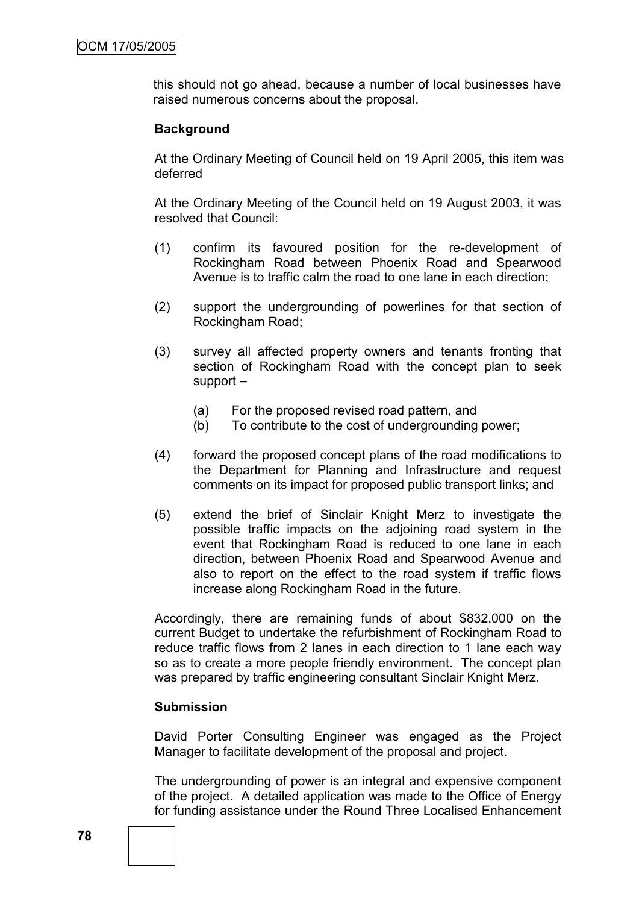this should not go ahead, because a number of local businesses have raised numerous concerns about the proposal.

**Background**

At the Ordinary Meeting of Council held on 19 April 2005, this item was deferred

At the Ordinary Meeting of the Council held on 19 August 2003, it was resolved that Council:

(1) confirm its favoured position for the re-development of Rockingham Road between Phoenix Road and Spearwood Avenue is to traffic calm the road to one lane in each direction;

(2) support the undergrounding of powerlines for that section of Rockingham Road;

(3) survey all affected property owners and tenants fronting that section of Rockingham Road with the concept plan to seek support –

    (a) For the proposed revised road pattern, and
    (b) To contribute to the cost of undergrounding power;

(4) forward the proposed concept plans of the road modifications to the Department for Planning and Infrastructure and request comments on its impact for proposed public transport links; and

(5) extend the brief of Sinclair Knight Merz to investigate the possible traffic impacts on the adjoining road system in the event that Rockingham Road is reduced to one lane in each direction, between Phoenix Road and Spearwood Avenue and also to report on the effect to the road system if traffic flows increase along Rockingham Road in the future.

Accordingly, there are remaining funds of about $832,000 on the current Budget to undertake the refurbishment of Rockingham Road to reduce traffic flows from 2 lanes in each direction to 1 lane each way so as to create a more people friendly environment. The concept plan was prepared by traffic engineering consultant Sinclair Knight Merz.

**Submission**

David Porter Consulting Engineer was engaged as the Project Manager to facilitate development of the proposal and project.

The undergrounding of power is an integral and expensive component of the project. A detailed application was made to the Office of Energy for funding assistance under the Round Three Localised Enhancement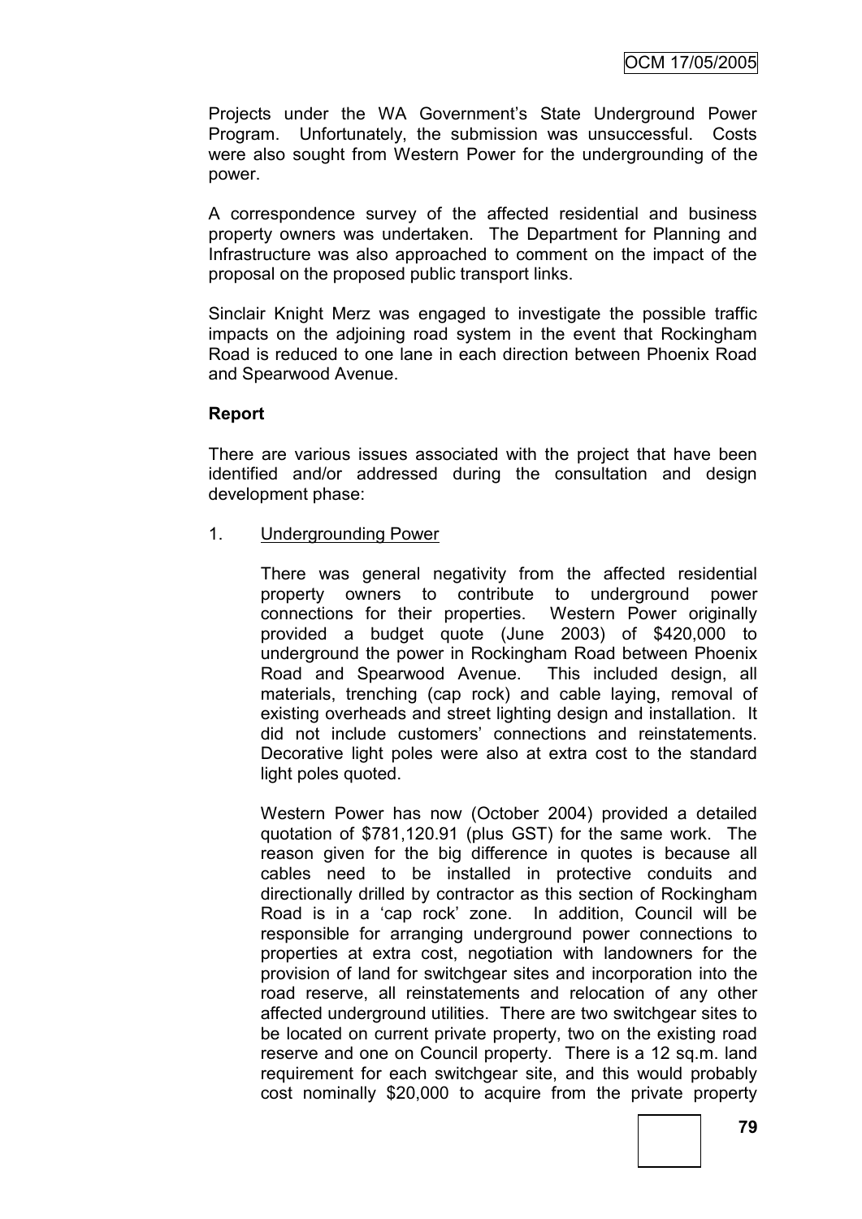Projects under the WA Government's State Underground Power Program. Unfortunately, the submission was unsuccessful. Costs were also sought from Western Power for the undergrounding of the power.

A correspondence survey of the affected residential and business property owners was undertaken. The Department for Planning and Infrastructure was also approached to comment on the impact of the proposal on the proposed public transport links.

Sinclair Knight Merz was engaged to investigate the possible traffic impacts on the adjoining road system in the event that Rockingham Road is reduced to one lane in each direction between Phoenix Road and Spearwood Avenue.

**Report**

There are various issues associated with the project that have been identified and/or addressed during the consultation and design development phase:

1. Undergrounding Power

   There was general negativity from the affected residential property owners to contribute to underground power connections for their properties. Western Power originally provided a budget quote (June 2003) of $420,000 to underground the power in Rockingham Road between Phoenix Road and Spearwood Avenue. This included design, all materials, trenching (cap rock) and cable laying, removal of existing overheads and street lighting design and installation. It did not include customers' connections and reinstatements. Decorative light poles were also at extra cost to the standard light poles quoted.

   Western Power has now (October 2004) provided a detailed quotation of $781,120.91 (plus GST) for the same work. The reason given for the big difference in quotes is because all cables need to be installed in protective conduits and directionally drilled by contractor as this section of Rockingham Road is in a 'cap rock' zone. In addition, Council will be responsible for arranging underground power connections to properties at extra cost, negotiation with landowners for the provision of land for switchgear sites and incorporation into the road reserve, all reinstatements and relocation of any other affected underground utilities. There are two switchgear sites to be located on current private property, two on the existing road reserve and one on Council property. There is a 12 sq.m. land requirement for each switchgear site, and this would probably cost nominally $20,000 to acquire from the private property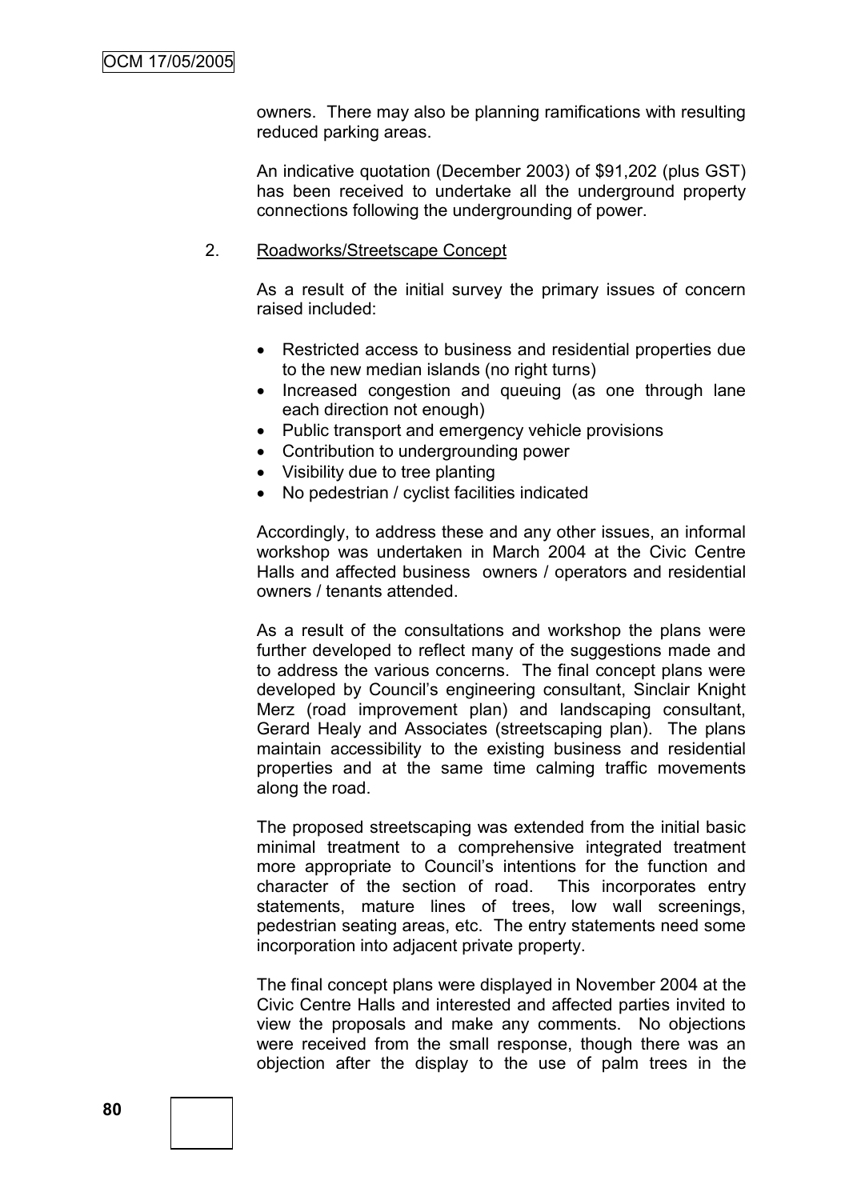owners. There may also be planning ramifications with resulting reduced parking areas.

An indicative quotation (December 2003) of $91,202 (plus GST) has been received to undertake all the underground property connections following the undergrounding of power.

2. <u>Roadworks/Streetscape Concept</u>

As a result of the initial survey the primary issues of concern raised included:

- Restricted access to business and residential properties due to the new median islands (no right turns)
- Increased congestion and queuing (as one through lane each direction not enough)
- Public transport and emergency vehicle provisions
- Contribution to undergrounding power
- Visibility due to tree planting
- No pedestrian / cyclist facilities indicated

Accordingly, to address these and any other issues, an informal workshop was undertaken in March 2004 at the Civic Centre Halls and affected business owners / operators and residential owners / tenants attended.

As a result of the consultations and workshop the plans were further developed to reflect many of the suggestions made and to address the various concerns. The final concept plans were developed by Council's engineering consultant, Sinclair Knight Merz (road improvement plan) and landscaping consultant, Gerard Healy and Associates (streetscaping plan). The plans maintain accessibility to the existing business and residential properties and at the same time calming traffic movements along the road.

The proposed streetscaping was extended from the initial basic minimal treatment to a comprehensive integrated treatment more appropriate to Council's intentions for the function and character of the section of road. This incorporates entry statements, mature lines of trees, low wall screenings, pedestrian seating areas, etc. The entry statements need some incorporation into adjacent private property.

The final concept plans were displayed in November 2004 at the Civic Centre Halls and interested and affected parties invited to view the proposals and make any comments. No objections were received from the small response, though there was an objection after the display to the use of palm trees in the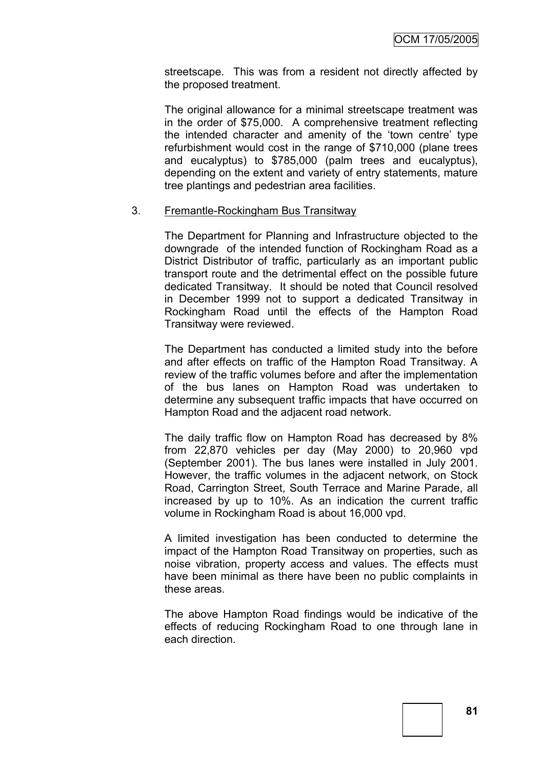streetscape. This was from a resident not directly affected by the proposed treatment.

The original allowance for a minimal streetscape treatment was in the order of $75,000. A comprehensive treatment reflecting the intended character and amenity of the 'town centre' type refurbishment would cost in the range of $710,000 (plane trees and eucalyptus) to $785,000 (palm trees and eucalyptus), depending on the extent and variety of entry statements, mature tree plantings and pedestrian area facilities.

3. Fremantle-Rockingham Bus Transitway

The Department for Planning and Infrastructure objected to the downgrade of the intended function of Rockingham Road as a District Distributor of traffic, particularly as an important public transport route and the detrimental effect on the possible future dedicated Transitway. It should be noted that Council resolved in December 1999 not to support a dedicated Transitway in Rockingham Road until the effects of the Hampton Road Transitway were reviewed.

The Department has conducted a limited study into the before and after effects on traffic of the Hampton Road Transitway. A review of the traffic volumes before and after the implementation of the bus lanes on Hampton Road was undertaken to determine any subsequent traffic impacts that have occurred on Hampton Road and the adjacent road network.

The daily traffic flow on Hampton Road has decreased by 8% from 22,870 vehicles per day (May 2000) to 20,960 vpd (September 2001). The bus lanes were installed in July 2001. However, the traffic volumes in the adjacent network, on Stock Road, Carrington Street, South Terrace and Marine Parade, all increased by up to 10%. As an indication the current traffic volume in Rockingham Road is about 16,000 vpd.

A limited investigation has been conducted to determine the impact of the Hampton Road Transitway on properties, such as noise vibration, property access and values. The effects must have been minimal as there have been no public complaints in these areas.

The above Hampton Road findings would be indicative of the effects of reducing Rockingham Road to one through lane in each direction.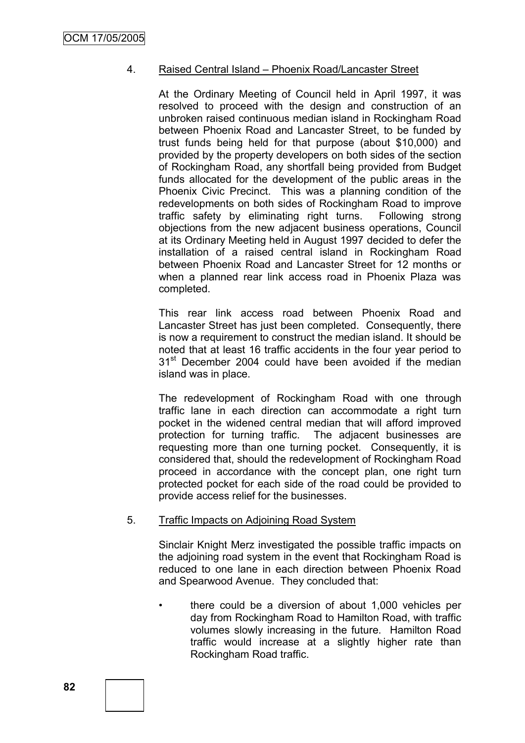4. Raised Central Island – Phoenix Road/Lancaster Street

At the Ordinary Meeting of Council held in April 1997, it was resolved to proceed with the design and construction of an unbroken raised continuous median island in Rockingham Road between Phoenix Road and Lancaster Street, to be funded by trust funds being held for that purpose (about $10,000) and provided by the property developers on both sides of the section of Rockingham Road, any shortfall being provided from Budget funds allocated for the development of the public areas in the Phoenix Civic Precinct. This was a planning condition of the redevelopments on both sides of Rockingham Road to improve traffic safety by eliminating right turns. Following strong objections from the new adjacent business operations, Council at its Ordinary Meeting held in August 1997 decided to defer the installation of a raised central island in Rockingham Road between Phoenix Road and Lancaster Street for 12 months or when a planned rear link access road in Phoenix Plaza was completed.

This rear link access road between Phoenix Road and Lancaster Street has just been completed. Consequently, there is now a requirement to construct the median island. It should be noted that at least 16 traffic accidents in the four year period to 31st December 2004 could have been avoided if the median island was in place.

The redevelopment of Rockingham Road with one through traffic lane in each direction can accommodate a right turn pocket in the widened central median that will afford improved protection for turning traffic. The adjacent businesses are requesting more than one turning pocket. Consequently, it is considered that, should the redevelopment of Rockingham Road proceed in accordance with the concept plan, one right turn protected pocket for each side of the road could be provided to provide access relief for the businesses.

5. Traffic Impacts on Adjoining Road System

Sinclair Knight Merz investigated the possible traffic impacts on the adjoining road system in the event that Rockingham Road is reduced to one lane in each direction between Phoenix Road and Spearwood Avenue. They concluded that:

- there could be a diversion of about 1,000 vehicles per day from Rockingham Road to Hamilton Road, with traffic volumes slowly increasing in the future. Hamilton Road traffic would increase at a slightly higher rate than Rockingham Road traffic.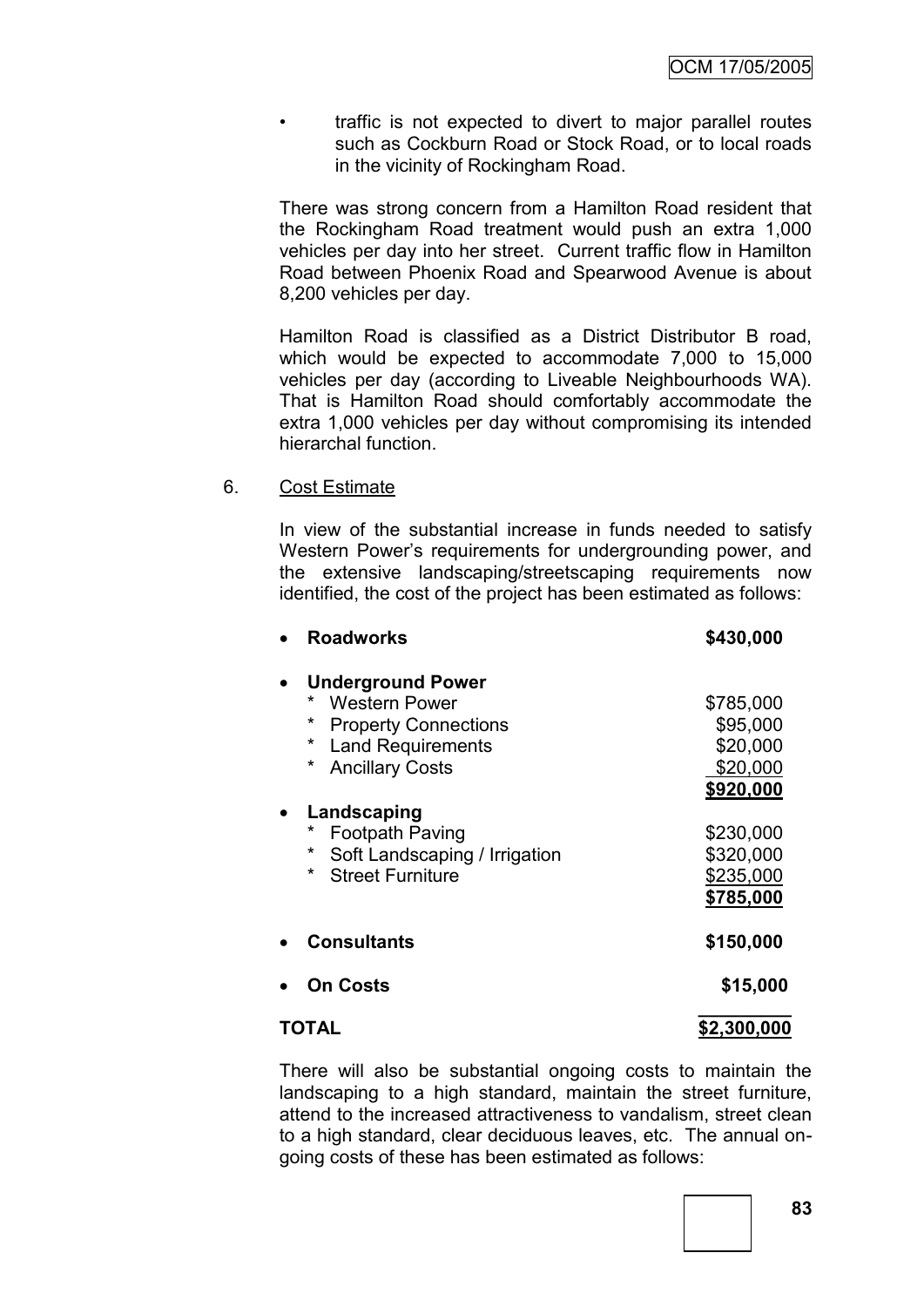- traffic is not expected to divert to major parallel routes such as Cockburn Road or Stock Road, or to local roads in the vicinity of Rockingham Road.

There was strong concern from a Hamilton Road resident that the Rockingham Road treatment would push an extra 1,000 vehicles per day into her street. Current traffic flow in Hamilton Road between Phoenix Road and Spearwood Avenue is about 8,200 vehicles per day.

Hamilton Road is classified as a District Distributor B road, which would be expected to accommodate 7,000 to 15,000 vehicles per day (according to Liveable Neighbourhoods WA). That is Hamilton Road should comfortably accommodate the extra 1,000 vehicles per day without compromising its intended hierarchal function.

6. Cost Estimate

In view of the substantial increase in funds needed to satisfy Western Power's requirements for undergrounding power, and the extensive landscaping/streetscaping requirements now identified, the cost of the project has been estimated as follows:

| Item | Cost |
|---|---|
| • **Roadworks** | **$430,000** |
| • **Underground Power** | |
| * Western Power | $785,000 |
| * Property Connections | $95,000 |
| * Land Requirements | $20,000 |
| * Ancillary Costs | $20,000 |
| | **$920,000** |
| • **Landscaping** | |
| * Footpath Paving | $230,000 |
| * Soft Landscaping / Irrigation | $320,000 |
| * Street Furniture | $235,000 |
| | **$785,000** |
| • **Consultants** | **$150,000** |
| • **On Costs** | **$15,000** |
| **TOTAL** | **$2,300,000** |

There will also be substantial ongoing costs to maintain the landscaping to a high standard, maintain the street furniture, attend to the increased attractiveness to vandalism, street clean to a high standard, clear deciduous leaves, etc. The annual on-going costs of these has been estimated as follows: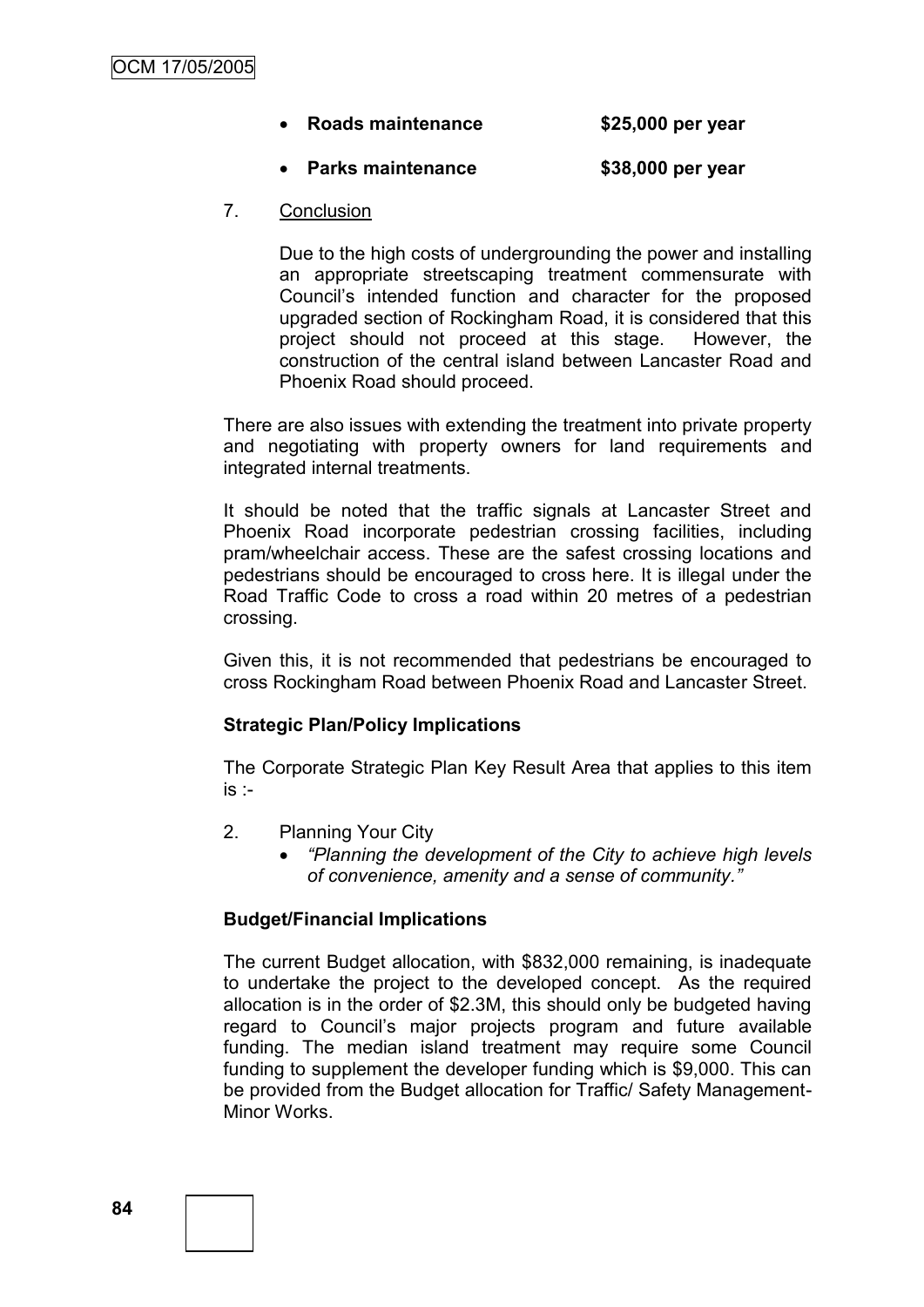- **Roads maintenance** **$25,000 per year**

- **Parks maintenance** **$38,000 per year**

7. Conclusion

   Due to the high costs of undergrounding the power and installing an appropriate streetscaping treatment commensurate with Council's intended function and character for the proposed upgraded section of Rockingham Road, it is considered that this project should not proceed at this stage. However, the construction of the central island between Lancaster Road and Phoenix Road should proceed.

There are also issues with extending the treatment into private property and negotiating with property owners for land requirements and integrated internal treatments.

It should be noted that the traffic signals at Lancaster Street and Phoenix Road incorporate pedestrian crossing facilities, including pram/wheelchair access. These are the safest crossing locations and pedestrians should be encouraged to cross here. It is illegal under the Road Traffic Code to cross a road within 20 metres of a pedestrian crossing.

Given this, it is not recommended that pedestrians be encouraged to cross Rockingham Road between Phoenix Road and Lancaster Street.

**Strategic Plan/Policy Implications**

The Corporate Strategic Plan Key Result Area that applies to this item is :-

2. Planning Your City
   - *"Planning the development of the City to achieve high levels of convenience, amenity and a sense of community."*

**Budget/Financial Implications**

The current Budget allocation, with $832,000 remaining, is inadequate to undertake the project to the developed concept. As the required allocation is in the order of $2.3M, this should only be budgeted having regard to Council's major projects program and future available funding. The median island treatment may require some Council funding to supplement the developer funding which is $9,000. This can be provided from the Budget allocation for Traffic/ Safety Management-Minor Works.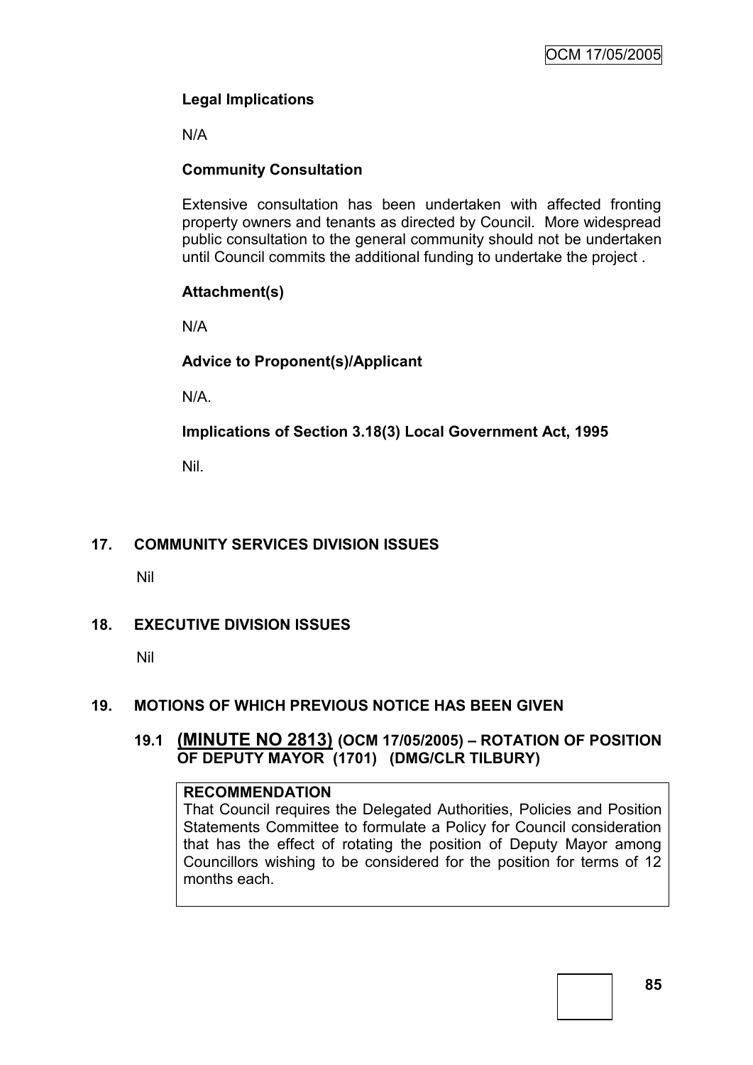**Legal Implications**

N/A

**Community Consultation**

Extensive consultation has been undertaken with affected fronting property owners and tenants as directed by Council. More widespread public consultation to the general community should not be undertaken until Council commits the additional funding to undertake the project .

**Attachment(s)**

N/A

**Advice to Proponent(s)/Applicant**

N/A.

**Implications of Section 3.18(3) Local Government Act, 1995**

Nil.

## 17. COMMUNITY SERVICES DIVISION ISSUES

Nil

## 18. EXECUTIVE DIVISION ISSUES

Nil

## 19. MOTIONS OF WHICH PREVIOUS NOTICE HAS BEEN GIVEN

### 19.1 (MINUTE NO 2813) (OCM 17/05/2005) – ROTATION OF POSITION OF DEPUTY MAYOR (1701) (DMG/CLR TILBURY)

**RECOMMENDATION**

That Council requires the Delegated Authorities, Policies and Position Statements Committee to formulate a Policy for Council consideration that has the effect of rotating the position of Deputy Mayor among Councillors wishing to be considered for the position for terms of 12 months each.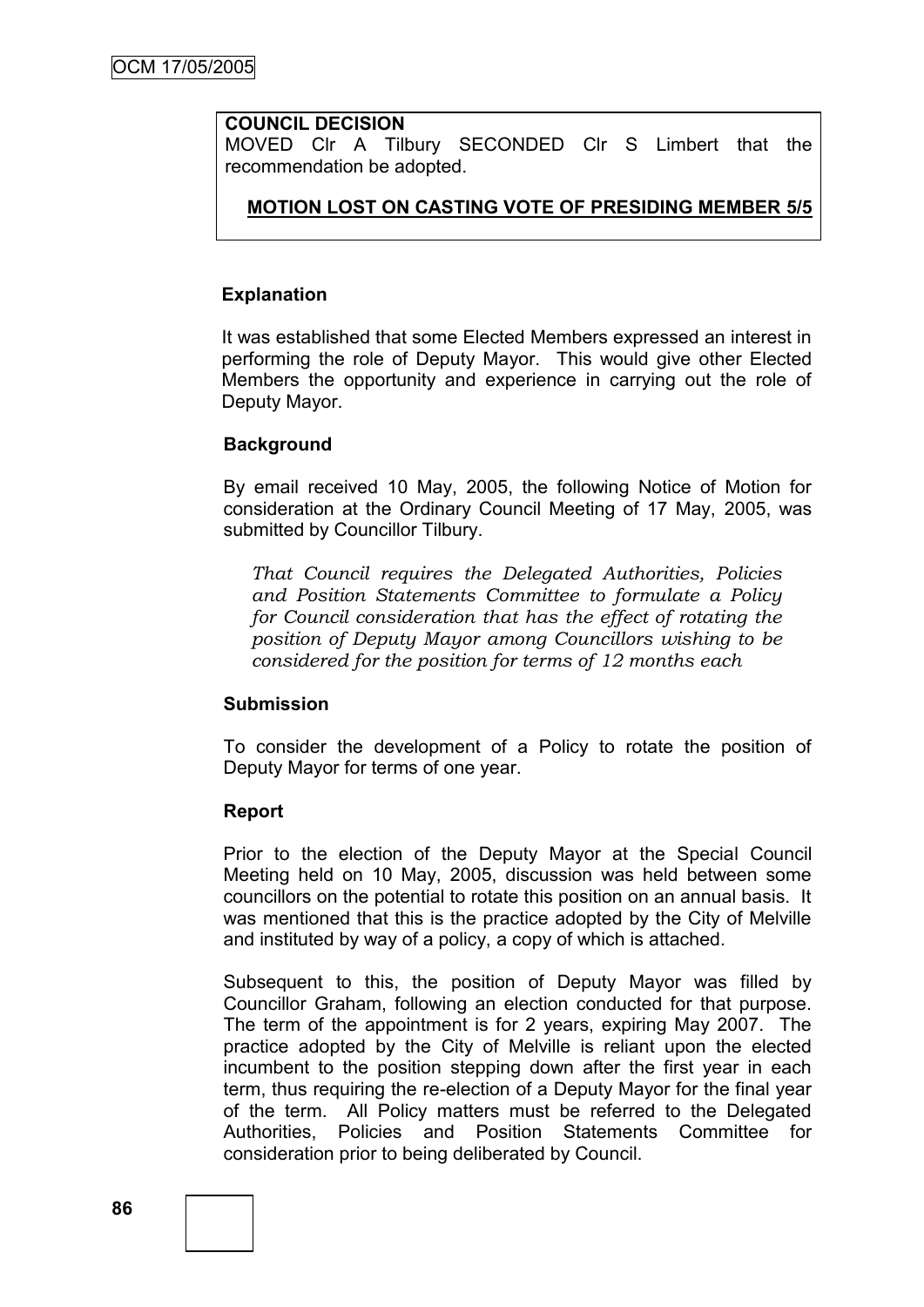**COUNCIL DECISION**

MOVED Clr A Tilbury SECONDED Clr S Limbert that the recommendation be adopted.

**MOTION LOST ON CASTING VOTE OF PRESIDING MEMBER 5/5**

### Explanation

It was established that some Elected Members expressed an interest in performing the role of Deputy Mayor. This would give other Elected Members the opportunity and experience in carrying out the role of Deputy Mayor.

### Background

By email received 10 May, 2005, the following Notice of Motion for consideration at the Ordinary Council Meeting of 17 May, 2005, was submitted by Councillor Tilbury.

> *That Council requires the Delegated Authorities, Policies and Position Statements Committee to formulate a Policy for Council consideration that has the effect of rotating the position of Deputy Mayor among Councillors wishing to be considered for the position for terms of 12 months each*

### Submission

To consider the development of a Policy to rotate the position of Deputy Mayor for terms of one year.

### Report

Prior to the election of the Deputy Mayor at the Special Council Meeting held on 10 May, 2005, discussion was held between some councillors on the potential to rotate this position on an annual basis. It was mentioned that this is the practice adopted by the City of Melville and instituted by way of a policy, a copy of which is attached.

Subsequent to this, the position of Deputy Mayor was filled by Councillor Graham, following an election conducted for that purpose. The term of the appointment is for 2 years, expiring May 2007. The practice adopted by the City of Melville is reliant upon the elected incumbent to the position stepping down after the first year in each term, thus requiring the re-election of a Deputy Mayor for the final year of the term. All Policy matters must be referred to the Delegated Authorities, Policies and Position Statements Committee for consideration prior to being deliberated by Council.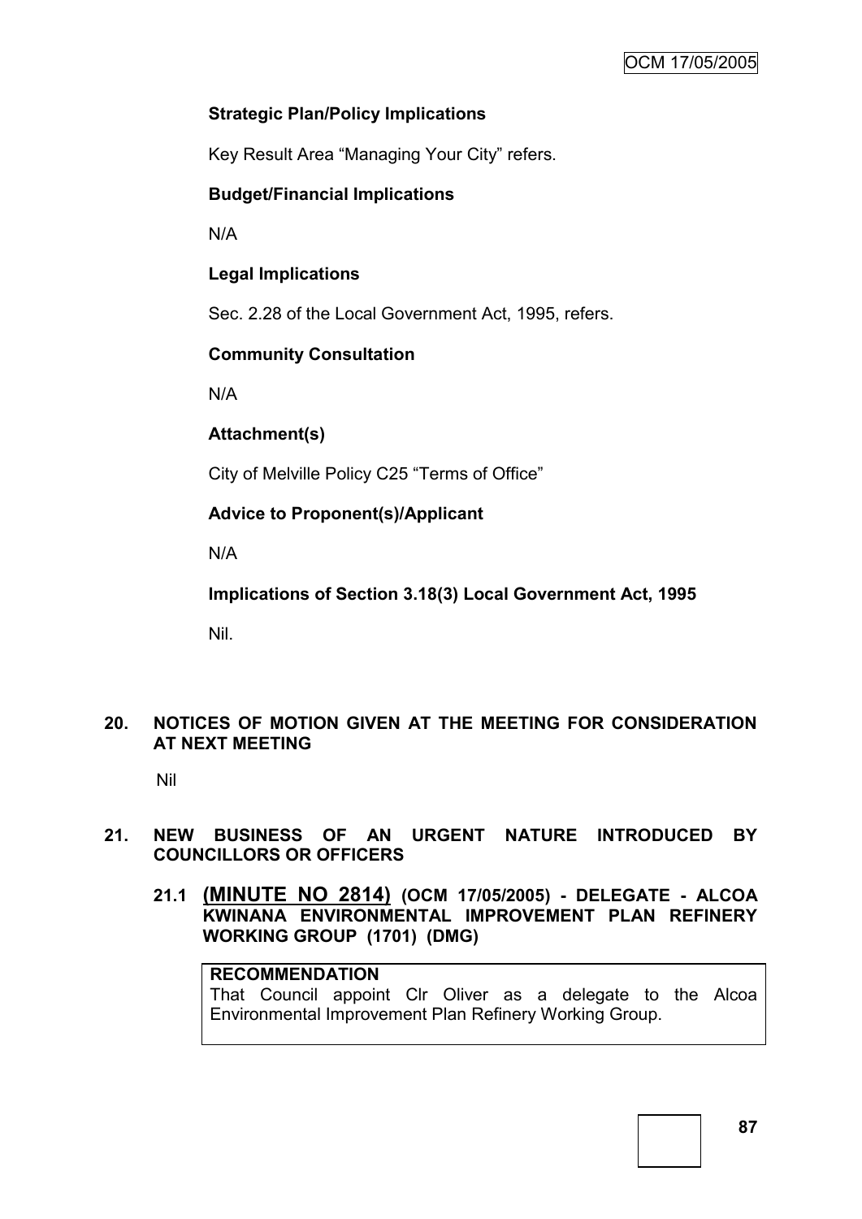**Strategic Plan/Policy Implications**

Key Result Area "Managing Your City" refers.

**Budget/Financial Implications**

N/A

**Legal Implications**

Sec. 2.28 of the Local Government Act, 1995, refers.

**Community Consultation**

N/A

**Attachment(s)**

City of Melville Policy C25 "Terms of Office"

**Advice to Proponent(s)/Applicant**

N/A

**Implications of Section 3.18(3) Local Government Act, 1995**

Nil.

## 20. NOTICES OF MOTION GIVEN AT THE MEETING FOR CONSIDERATION AT NEXT MEETING

Nil

## 21. NEW BUSINESS OF AN URGENT NATURE INTRODUCED BY COUNCILLORS OR OFFICERS

### 21.1 (MINUTE NO 2814) (OCM 17/05/2005) - DELEGATE - ALCOA KWINANA ENVIRONMENTAL IMPROVEMENT PLAN REFINERY WORKING GROUP (1701) (DMG)

**RECOMMENDATION**

That Council appoint Clr Oliver as a delegate to the Alcoa Environmental Improvement Plan Refinery Working Group.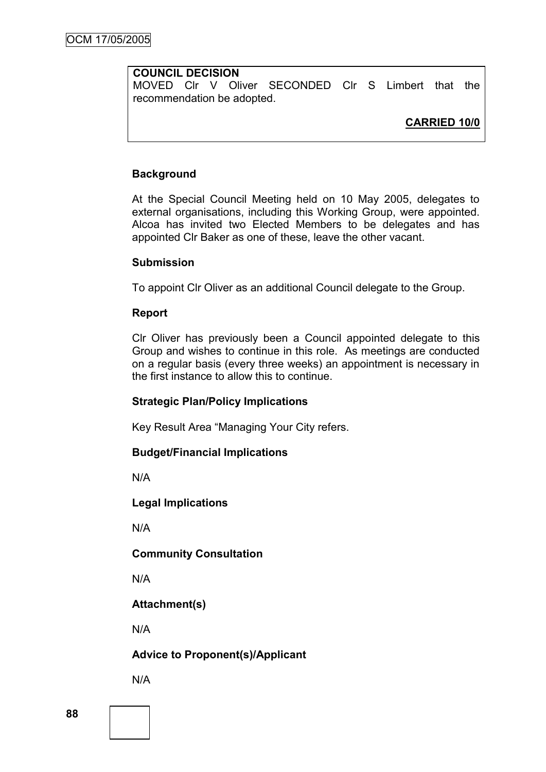**COUNCIL DECISION**
MOVED Clr V Oliver SECONDED Clr S Limbert that the recommendation be adopted.

**CARRIED 10/0**

**Background**

At the Special Council Meeting held on 10 May 2005, delegates to external organisations, including this Working Group, were appointed. Alcoa has invited two Elected Members to be delegates and has appointed Clr Baker as one of these, leave the other vacant.

**Submission**

To appoint Clr Oliver as an additional Council delegate to the Group.

**Report**

Clr Oliver has previously been a Council appointed delegate to this Group and wishes to continue in this role. As meetings are conducted on a regular basis (every three weeks) an appointment is necessary in the first instance to allow this to continue.

**Strategic Plan/Policy Implications**

Key Result Area "Managing Your City refers.

**Budget/Financial Implications**

N/A

**Legal Implications**

N/A

**Community Consultation**

N/A

**Attachment(s)**

N/A

**Advice to Proponent(s)/Applicant**

N/A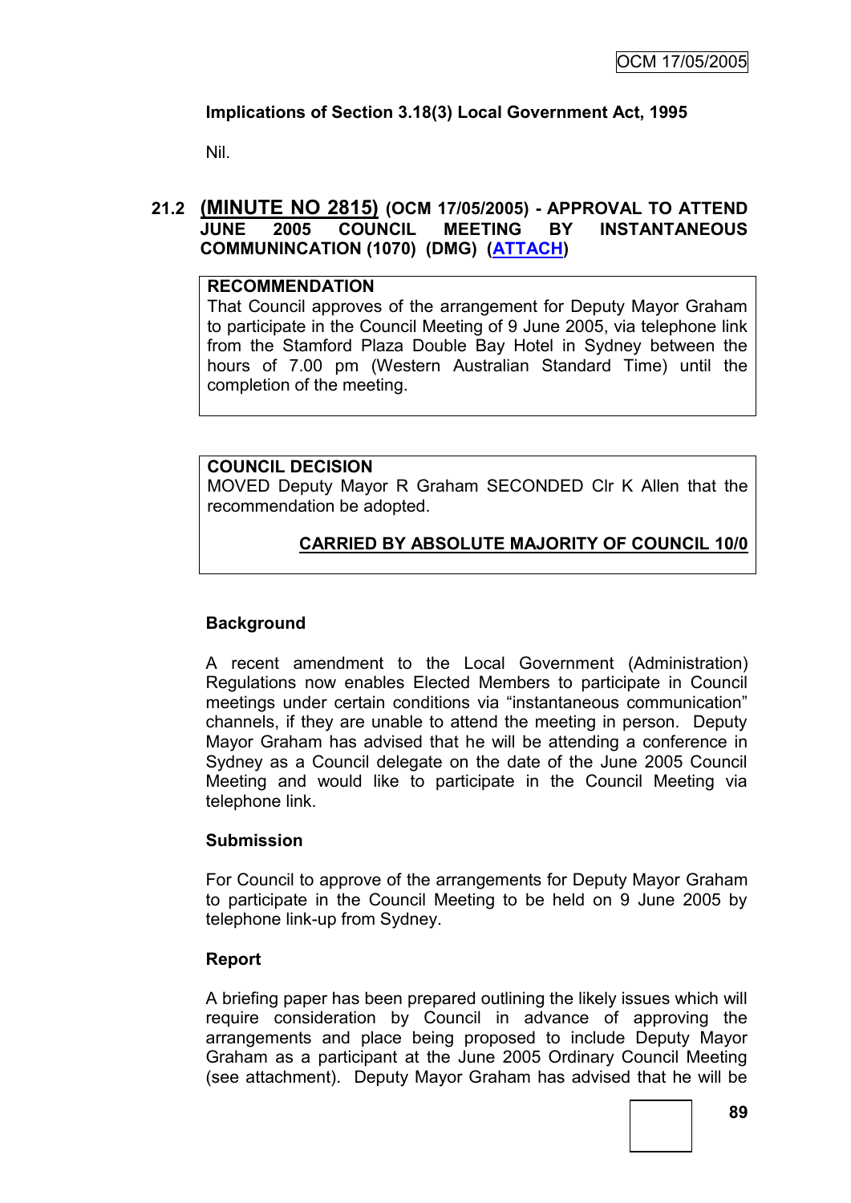**Implications of Section 3.18(3) Local Government Act, 1995**

Nil.

## 21.2 (MINUTE NO 2815) (OCM 17/05/2005) - APPROVAL TO ATTEND JUNE 2005 COUNCIL MEETING BY INSTANTANEOUS COMMUNINCATION (1070) (DMG) (ATTACH)

**RECOMMENDATION**

That Council approves of the arrangement for Deputy Mayor Graham to participate in the Council Meeting of 9 June 2005, via telephone link from the Stamford Plaza Double Bay Hotel in Sydney between the hours of 7.00 pm (Western Australian Standard Time) until the completion of the meeting.

**COUNCIL DECISION**

MOVED Deputy Mayor R Graham SECONDED Clr K Allen that the recommendation be adopted.

**CARRIED BY ABSOLUTE MAJORITY OF COUNCIL 10/0**

**Background**

A recent amendment to the Local Government (Administration) Regulations now enables Elected Members to participate in Council meetings under certain conditions via "instantaneous communication" channels, if they are unable to attend the meeting in person. Deputy Mayor Graham has advised that he will be attending a conference in Sydney as a Council delegate on the date of the June 2005 Council Meeting and would like to participate in the Council Meeting via telephone link.

**Submission**

For Council to approve of the arrangements for Deputy Mayor Graham to participate in the Council Meeting to be held on 9 June 2005 by telephone link-up from Sydney.

**Report**

A briefing paper has been prepared outlining the likely issues which will require consideration by Council in advance of approving the arrangements and place being proposed to include Deputy Mayor Graham as a participant at the June 2005 Ordinary Council Meeting (see attachment). Deputy Mayor Graham has advised that he will be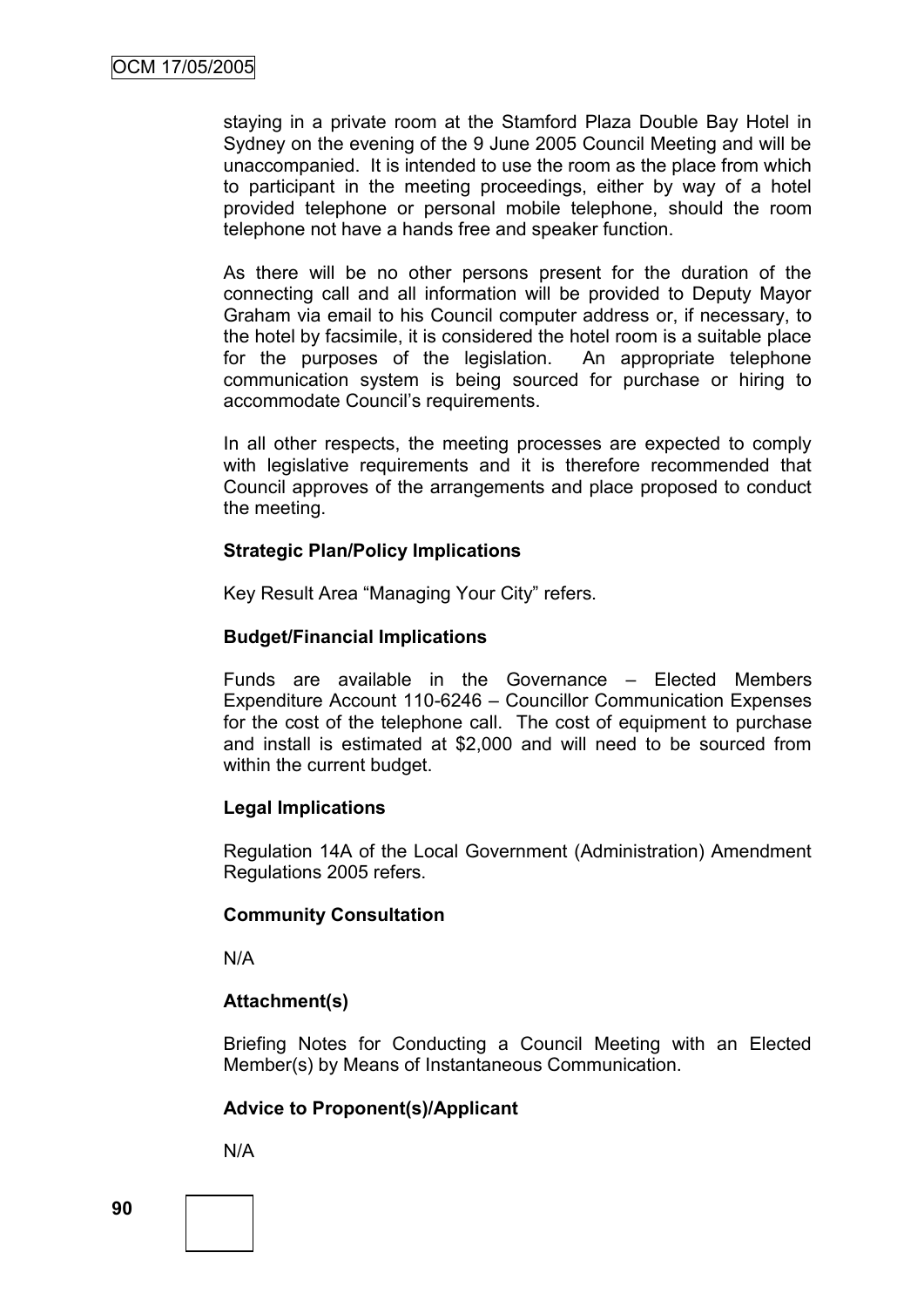staying in a private room at the Stamford Plaza Double Bay Hotel in Sydney on the evening of the 9 June 2005 Council Meeting and will be unaccompanied. It is intended to use the room as the place from which to participant in the meeting proceedings, either by way of a hotel provided telephone or personal mobile telephone, should the room telephone not have a hands free and speaker function.

As there will be no other persons present for the duration of the connecting call and all information will be provided to Deputy Mayor Graham via email to his Council computer address or, if necessary, to the hotel by facsimile, it is considered the hotel room is a suitable place for the purposes of the legislation. An appropriate telephone communication system is being sourced for purchase or hiring to accommodate Council's requirements.

In all other respects, the meeting processes are expected to comply with legislative requirements and it is therefore recommended that Council approves of the arrangements and place proposed to conduct the meeting.

**Strategic Plan/Policy Implications**

Key Result Area "Managing Your City" refers.

**Budget/Financial Implications**

Funds are available in the Governance – Elected Members Expenditure Account 110-6246 – Councillor Communication Expenses for the cost of the telephone call. The cost of equipment to purchase and install is estimated at $2,000 and will need to be sourced from within the current budget.

**Legal Implications**

Regulation 14A of the Local Government (Administration) Amendment Regulations 2005 refers.

**Community Consultation**

N/A

**Attachment(s)**

Briefing Notes for Conducting a Council Meeting with an Elected Member(s) by Means of Instantaneous Communication.

**Advice to Proponent(s)/Applicant**

N/A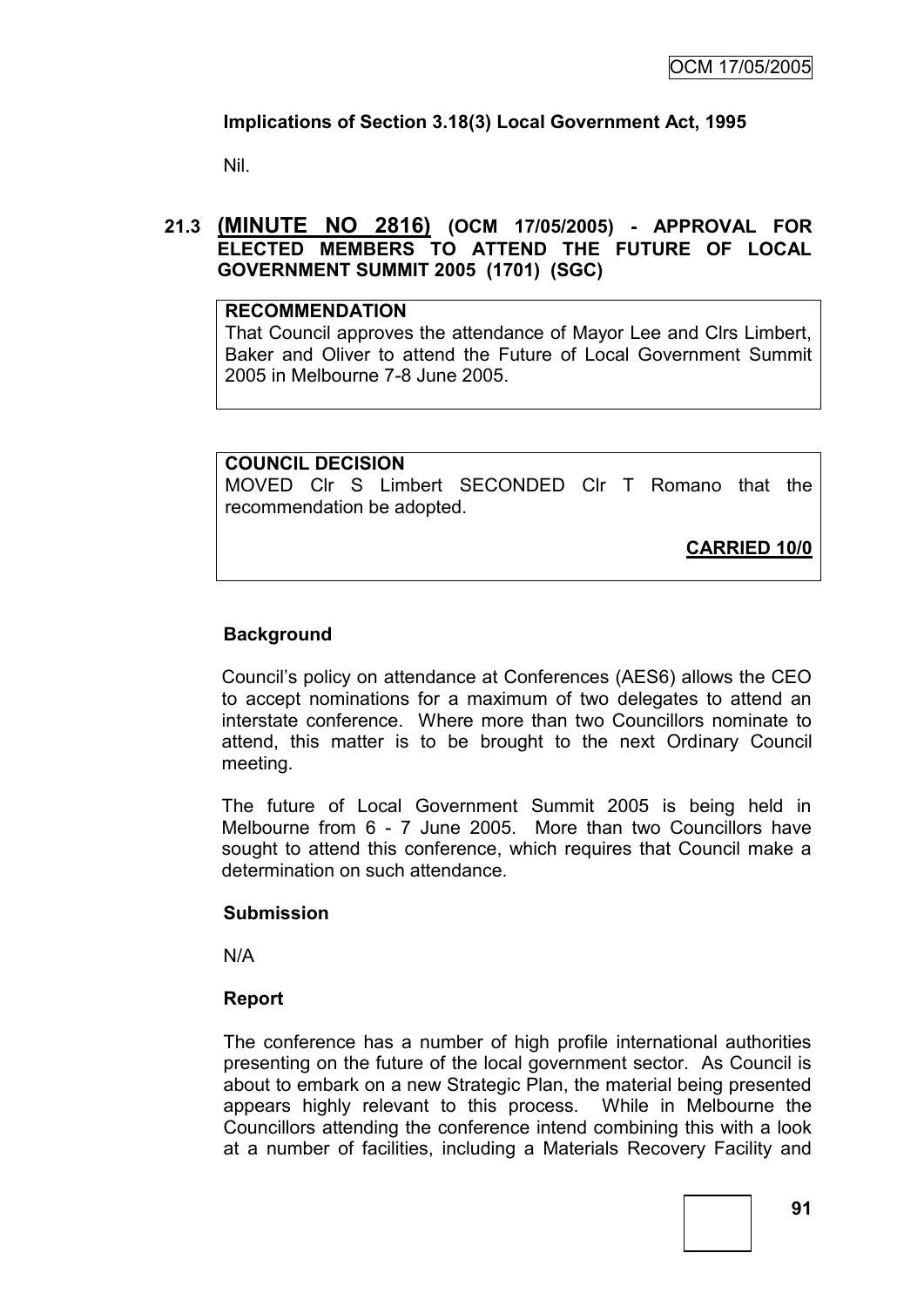**Implications of Section 3.18(3) Local Government Act, 1995**

Nil.

## 21.3 (MINUTE NO 2816) (OCM 17/05/2005) - APPROVAL FOR ELECTED MEMBERS TO ATTEND THE FUTURE OF LOCAL GOVERNMENT SUMMIT 2005 (1701) (SGC)

**RECOMMENDATION**

That Council approves the attendance of Mayor Lee and Clrs Limbert, Baker and Oliver to attend the Future of Local Government Summit 2005 in Melbourne 7-8 June 2005.

**COUNCIL DECISION**

MOVED Clr S Limbert SECONDED Clr T Romano that the recommendation be adopted.

**CARRIED 10/0**

**Background**

Council's policy on attendance at Conferences (AES6) allows the CEO to accept nominations for a maximum of two delegates to attend an interstate conference. Where more than two Councillors nominate to attend, this matter is to be brought to the next Ordinary Council meeting.

The future of Local Government Summit 2005 is being held in Melbourne from 6 - 7 June 2005. More than two Councillors have sought to attend this conference, which requires that Council make a determination on such attendance.

**Submission**

N/A

**Report**

The conference has a number of high profile international authorities presenting on the future of the local government sector. As Council is about to embark on a new Strategic Plan, the material being presented appears highly relevant to this process. While in Melbourne the Councillors attending the conference intend combining this with a look at a number of facilities, including a Materials Recovery Facility and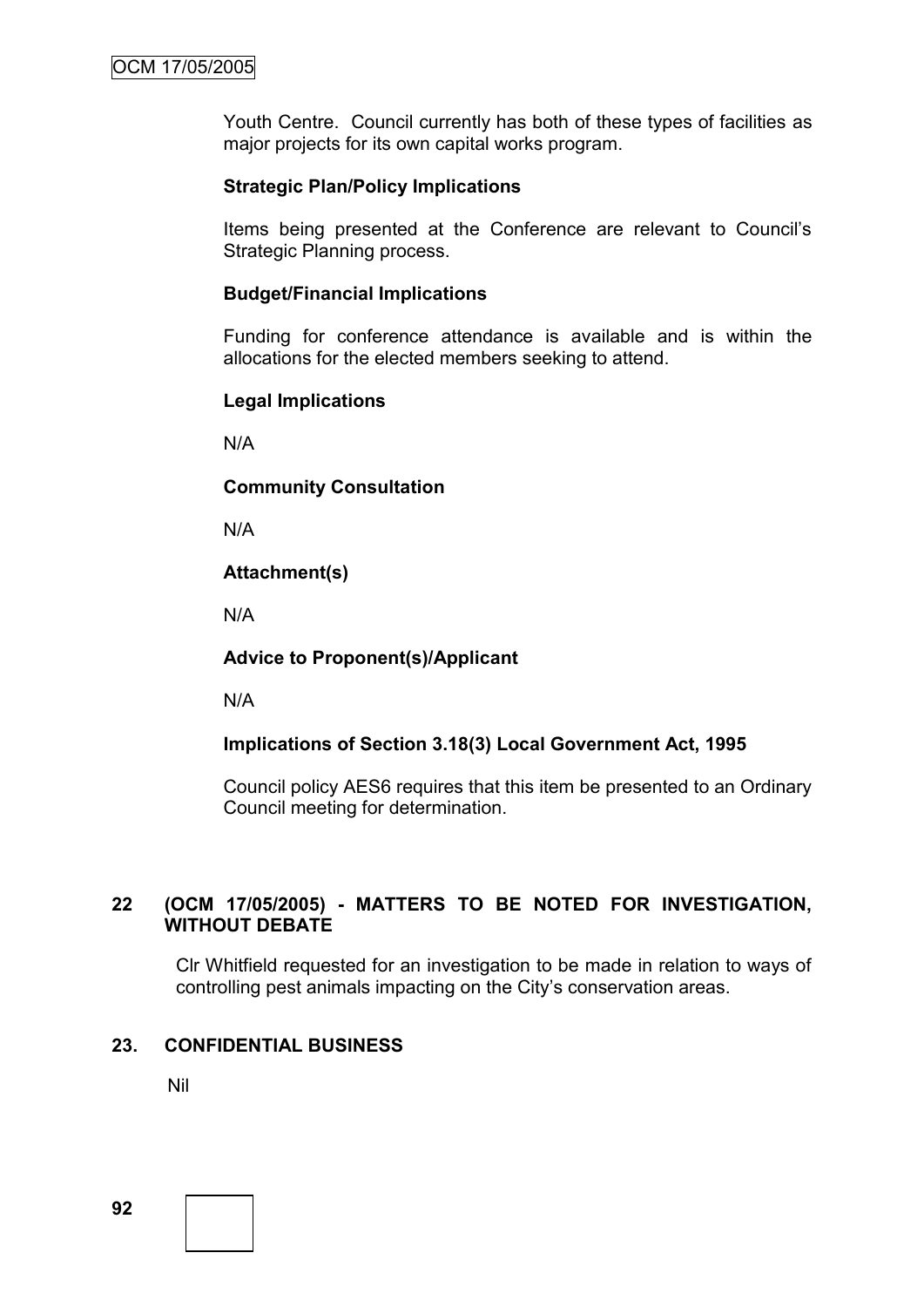Youth Centre. Council currently has both of these types of facilities as major projects for its own capital works program.

**Strategic Plan/Policy Implications**

Items being presented at the Conference are relevant to Council's Strategic Planning process.

**Budget/Financial Implications**

Funding for conference attendance is available and is within the allocations for the elected members seeking to attend.

**Legal Implications**

N/A

**Community Consultation**

N/A

**Attachment(s)**

N/A

**Advice to Proponent(s)/Applicant**

N/A

**Implications of Section 3.18(3) Local Government Act, 1995**

Council policy AES6 requires that this item be presented to an Ordinary Council meeting for determination.

## 22 (OCM 17/05/2005) - MATTERS TO BE NOTED FOR INVESTIGATION, WITHOUT DEBATE

Clr Whitfield requested for an investigation to be made in relation to ways of controlling pest animals impacting on the City's conservation areas.

## 23. CONFIDENTIAL BUSINESS

Nil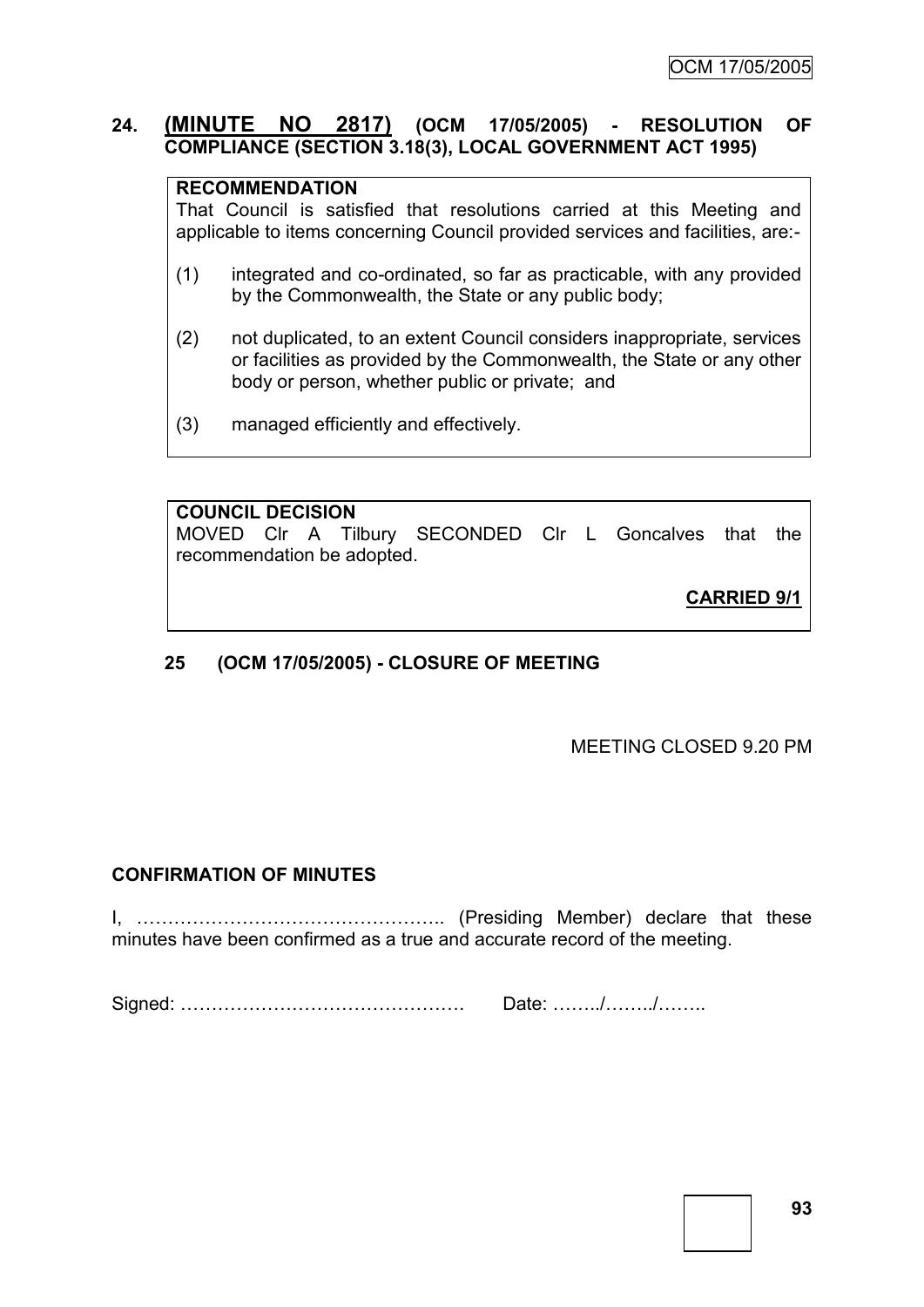## 24. (MINUTE NO 2817) (OCM 17/05/2005) - RESOLUTION OF COMPLIANCE (SECTION 3.18(3), LOCAL GOVERNMENT ACT 1995)

**RECOMMENDATION**

That Council is satisfied that resolutions carried at this Meeting and applicable to items concerning Council provided services and facilities, are:-

(1) integrated and co-ordinated, so far as practicable, with any provided by the Commonwealth, the State or any public body;

(2) not duplicated, to an extent Council considers inappropriate, services or facilities as provided by the Commonwealth, the State or any other body or person, whether public or private; and

(3) managed efficiently and effectively.

**COUNCIL DECISION**

MOVED Clr A Tilbury SECONDED Clr L Goncalves that the recommendation be adopted.

**CARRIED 9/1**

## 25 (OCM 17/05/2005) - CLOSURE OF MEETING

MEETING CLOSED 9.20 PM

**CONFIRMATION OF MINUTES**

I, ………………………………………….. (Presiding Member) declare that these minutes have been confirmed as a true and accurate record of the meeting.

Signed: ………………………………………. Date: ……../……../……..